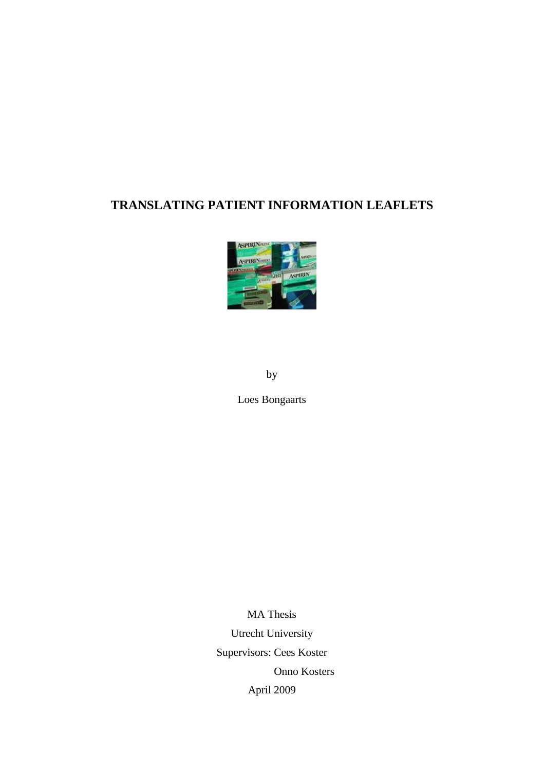# TRANSLATING PATIENT INFORMATION LEAFLETS

by

Loes Bongaarts

MA Thesis

Utrecht University

Supervisors: Cees Koster

Onno Kosters

April 2009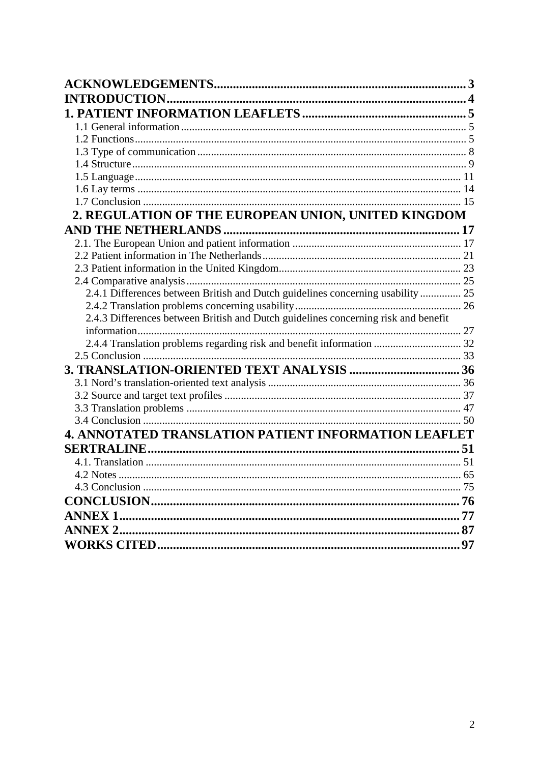**ACKNOWLEDGEMENTS** ..... 3

**INTRODUCTION** ..... 4

**1. PATIENT INFORMATION LEAFLETS** ..... 5

- 1.1 General information ..... 5
- 1.2 Functions ..... 5
- 1.3 Type of communication ..... 8
- 1.4 Structure ..... 9
- 1.5 Language ..... 11
- 1.6 Lay terms ..... 14
- 1.7 Conclusion ..... 15

**2. REGULATION OF THE EUROPEAN UNION, UNITED KINGDOM AND THE NETHERLANDS** ..... 17

- 2.1. The European Union and patient information ..... 17
- 2.2 Patient information in The Netherlands ..... 21
- 2.3 Patient information in the United Kingdom ..... 23
- 2.4 Comparative analysis ..... 25
  - 2.4.1 Differences between British and Dutch guidelines concerning usability ..... 25
  - 2.4.2 Translation problems concerning usability ..... 26
  - 2.4.3 Differences between British and Dutch guidelines concerning risk and benefit information ..... 27
  - 2.4.4 Translation problems regarding risk and benefit information ..... 32
- 2.5 Conclusion ..... 33

**3. TRANSLATION-ORIENTED TEXT ANALYSIS** ..... 36

- 3.1 Nord's translation-oriented text analysis ..... 36
- 3.2 Source and target text profiles ..... 37
- 3.3 Translation problems ..... 47
- 3.4 Conclusion ..... 50

**4. ANNOTATED TRANSLATION PATIENT INFORMATION LEAFLET SERTRALINE** ..... 51

- 4.1. Translation ..... 51
- 4.2 Notes ..... 65
- 4.3 Conclusion ..... 75

**CONCLUSION** ..... 76

**ANNEX 1** ..... 77

**ANNEX 2** ..... 87

**WORKS CITED** ..... 97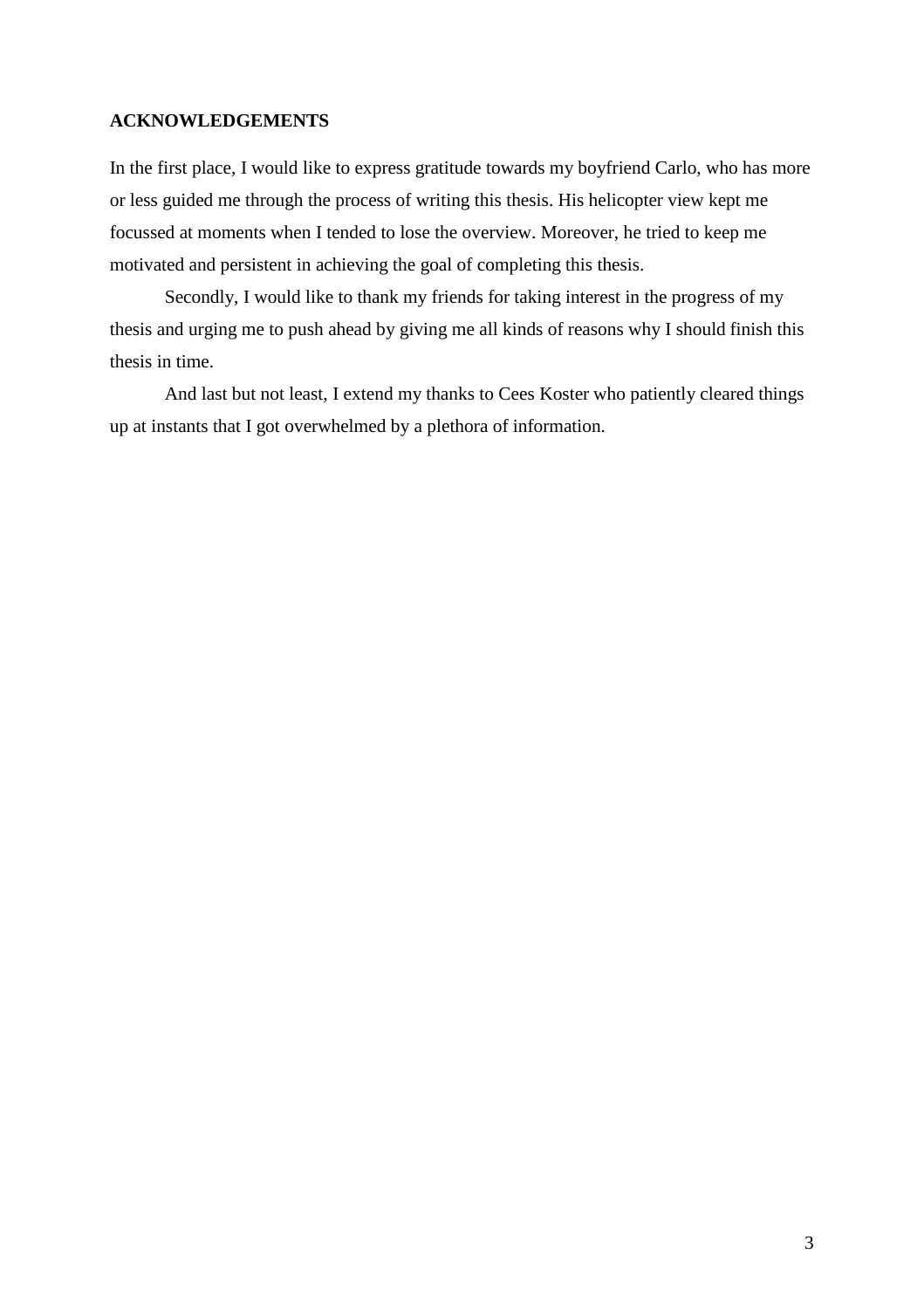## ACKNOWLEDGEMENTS

In the first place, I would like to express gratitude towards my boyfriend Carlo, who has more or less guided me through the process of writing this thesis. His helicopter view kept me focussed at moments when I tended to lose the overview. Moreover, he tried to keep me motivated and persistent in achieving the goal of completing this thesis.

Secondly, I would like to thank my friends for taking interest in the progress of my thesis and urging me to push ahead by giving me all kinds of reasons why I should finish this thesis in time.

And last but not least, I extend my thanks to Cees Koster who patiently cleared things up at instants that I got overwhelmed by a plethora of information.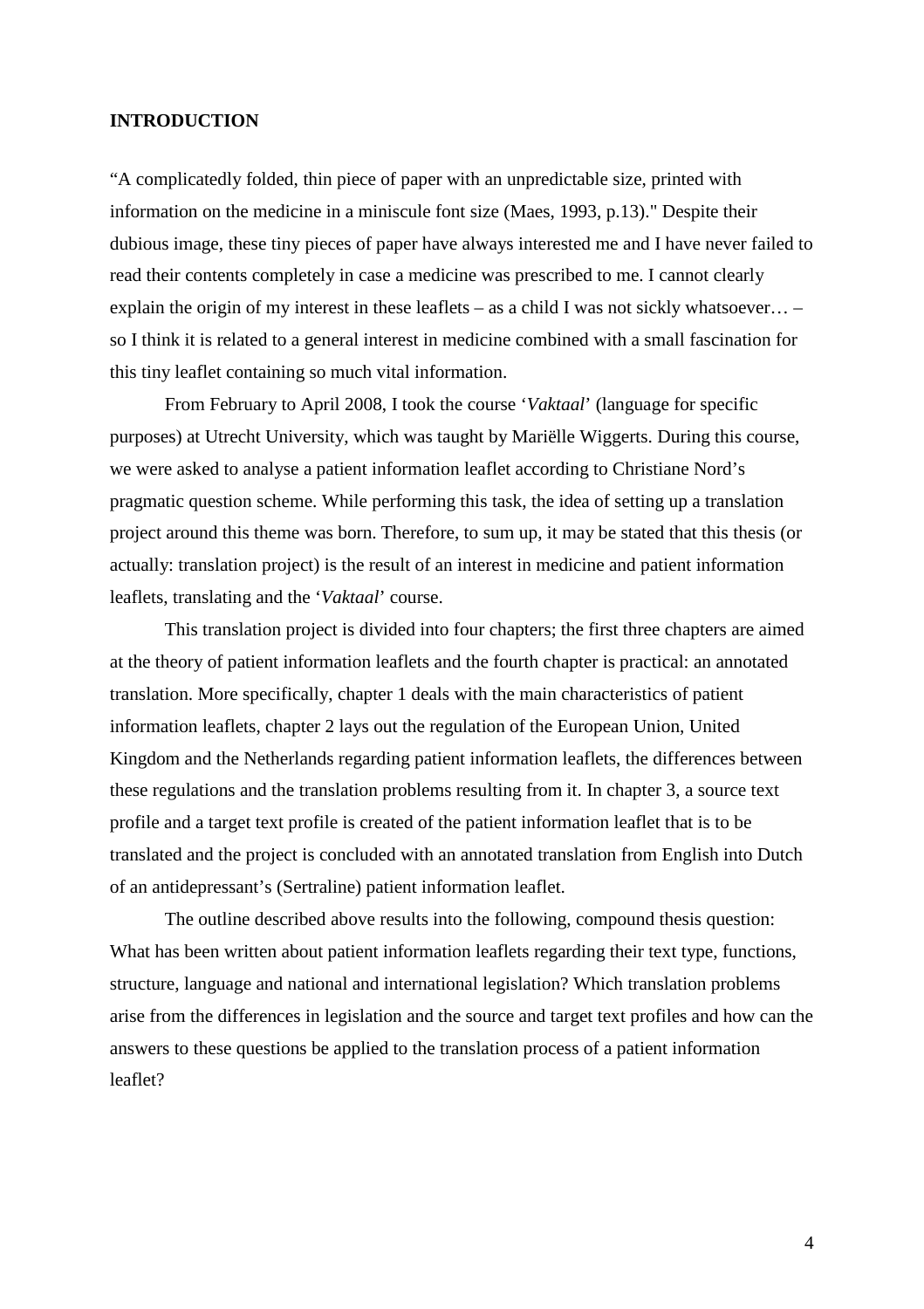# INTRODUCTION

"A complicatedly folded, thin piece of paper with an unpredictable size, printed with information on the medicine in a miniscule font size (Maes, 1993, p.13)." Despite their dubious image, these tiny pieces of paper have always interested me and I have never failed to read their contents completely in case a medicine was prescribed to me. I cannot clearly explain the origin of my interest in these leaflets – as a child I was not sickly whatsoever… – so I think it is related to a general interest in medicine combined with a small fascination for this tiny leaflet containing so much vital information.

From February to April 2008, I took the course '*Vaktaal*' (language for specific purposes) at Utrecht University, which was taught by Mariëlle Wiggerts. During this course, we were asked to analyse a patient information leaflet according to Christiane Nord's pragmatic question scheme. While performing this task, the idea of setting up a translation project around this theme was born. Therefore, to sum up, it may be stated that this thesis (or actually: translation project) is the result of an interest in medicine and patient information leaflets, translating and the '*Vaktaal*' course.

This translation project is divided into four chapters; the first three chapters are aimed at the theory of patient information leaflets and the fourth chapter is practical: an annotated translation. More specifically, chapter 1 deals with the main characteristics of patient information leaflets, chapter 2 lays out the regulation of the European Union, United Kingdom and the Netherlands regarding patient information leaflets, the differences between these regulations and the translation problems resulting from it. In chapter 3, a source text profile and a target text profile is created of the patient information leaflet that is to be translated and the project is concluded with an annotated translation from English into Dutch of an antidepressant's (Sertraline) patient information leaflet.

The outline described above results into the following, compound thesis question: What has been written about patient information leaflets regarding their text type, functions, structure, language and national and international legislation? Which translation problems arise from the differences in legislation and the source and target text profiles and how can the answers to these questions be applied to the translation process of a patient information leaflet?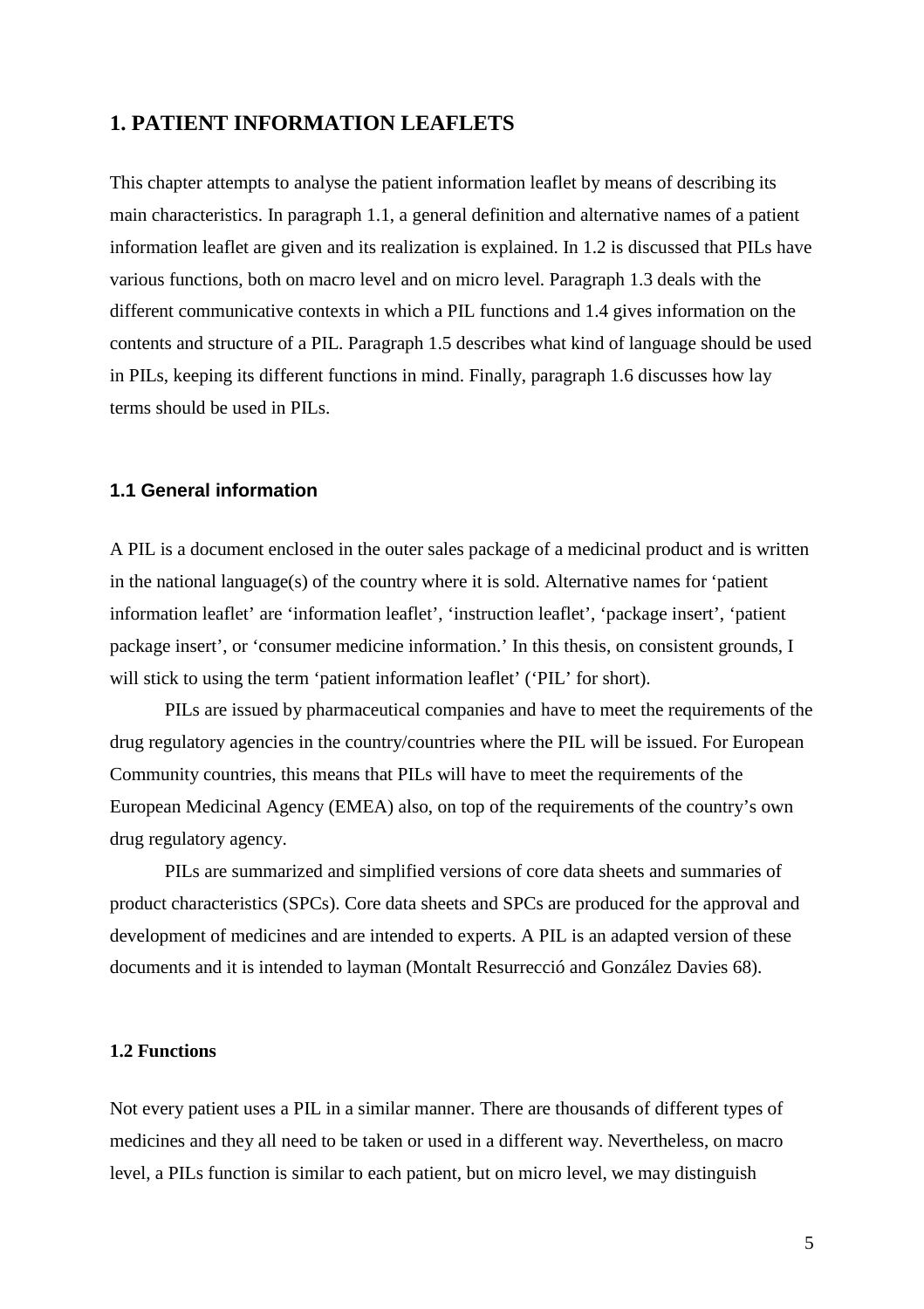# 1. PATIENT INFORMATION LEAFLETS

This chapter attempts to analyse the patient information leaflet by means of describing its main characteristics. In paragraph 1.1, a general definition and alternative names of a patient information leaflet are given and its realization is explained. In 1.2 is discussed that PILs have various functions, both on macro level and on micro level. Paragraph 1.3 deals with the different communicative contexts in which a PIL functions and 1.4 gives information on the contents and structure of a PIL. Paragraph 1.5 describes what kind of language should be used in PILs, keeping its different functions in mind. Finally, paragraph 1.6 discusses how lay terms should be used in PILs.

## 1.1 General information

A PIL is a document enclosed in the outer sales package of a medicinal product and is written in the national language(s) of the country where it is sold. Alternative names for 'patient information leaflet' are 'information leaflet', 'instruction leaflet', 'package insert', 'patient package insert', or 'consumer medicine information.' In this thesis, on consistent grounds, I will stick to using the term 'patient information leaflet' ('PIL' for short).

PILs are issued by pharmaceutical companies and have to meet the requirements of the drug regulatory agencies in the country/countries where the PIL will be issued. For European Community countries, this means that PILs will have to meet the requirements of the European Medicinal Agency (EMEA) also, on top of the requirements of the country's own drug regulatory agency.

PILs are summarized and simplified versions of core data sheets and summaries of product characteristics (SPCs). Core data sheets and SPCs are produced for the approval and development of medicines and are intended to experts. A PIL is an adapted version of these documents and it is intended to layman (Montalt Resurrecció and González Davies 68).

## 1.2 Functions

Not every patient uses a PIL in a similar manner. There are thousands of different types of medicines and they all need to be taken or used in a different way. Nevertheless, on macro level, a PILs function is similar to each patient, but on micro level, we may distinguish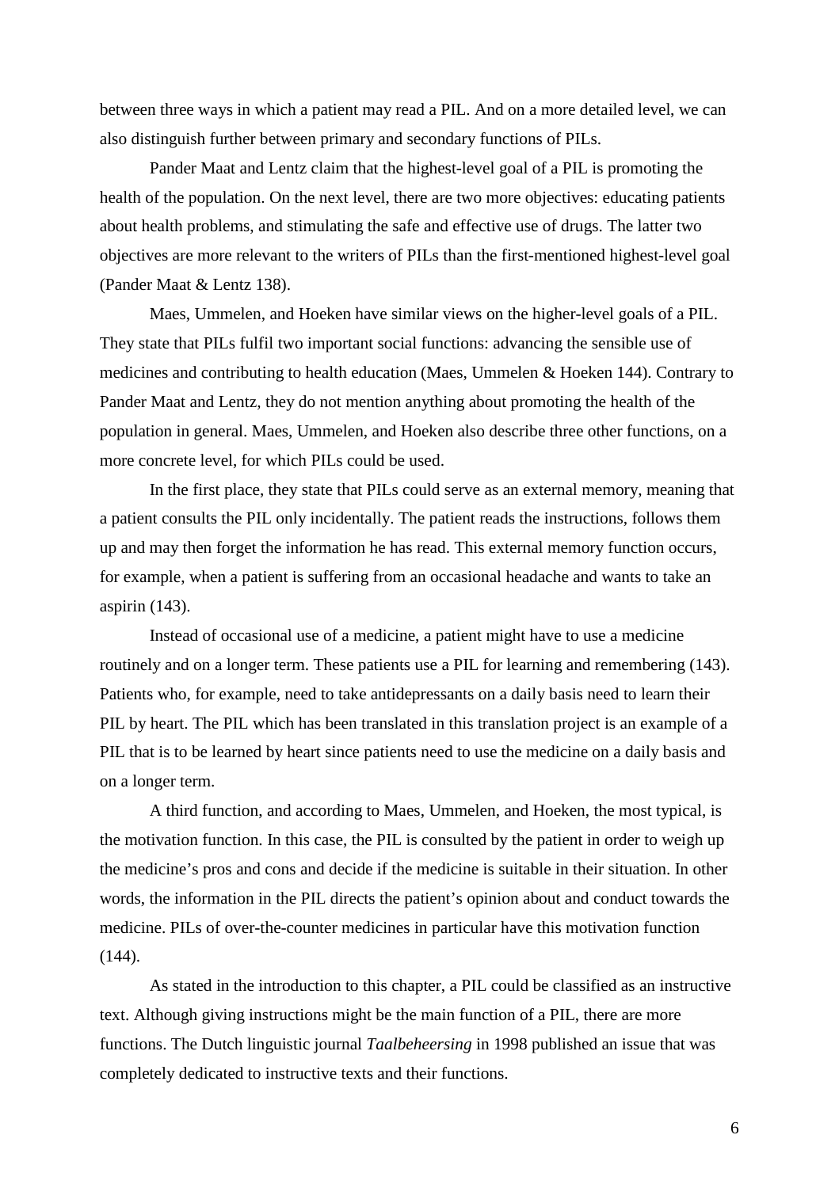between three ways in which a patient may read a PIL. And on a more detailed level, we can also distinguish further between primary and secondary functions of PILs.

Pander Maat and Lentz claim that the highest-level goal of a PIL is promoting the health of the population. On the next level, there are two more objectives: educating patients about health problems, and stimulating the safe and effective use of drugs. The latter two objectives are more relevant to the writers of PILs than the first-mentioned highest-level goal (Pander Maat & Lentz 138).

Maes, Ummelen, and Hoeken have similar views on the higher-level goals of a PIL. They state that PILs fulfil two important social functions: advancing the sensible use of medicines and contributing to health education (Maes, Ummelen & Hoeken 144). Contrary to Pander Maat and Lentz, they do not mention anything about promoting the health of the population in general. Maes, Ummelen, and Hoeken also describe three other functions, on a more concrete level, for which PILs could be used.

In the first place, they state that PILs could serve as an external memory, meaning that a patient consults the PIL only incidentally. The patient reads the instructions, follows them up and may then forget the information he has read. This external memory function occurs, for example, when a patient is suffering from an occasional headache and wants to take an aspirin (143).

Instead of occasional use of a medicine, a patient might have to use a medicine routinely and on a longer term. These patients use a PIL for learning and remembering (143). Patients who, for example, need to take antidepressants on a daily basis need to learn their PIL by heart. The PIL which has been translated in this translation project is an example of a PIL that is to be learned by heart since patients need to use the medicine on a daily basis and on a longer term.

A third function, and according to Maes, Ummelen, and Hoeken, the most typical, is the motivation function. In this case, the PIL is consulted by the patient in order to weigh up the medicine's pros and cons and decide if the medicine is suitable in their situation. In other words, the information in the PIL directs the patient's opinion about and conduct towards the medicine. PILs of over-the-counter medicines in particular have this motivation function (144).

As stated in the introduction to this chapter, a PIL could be classified as an instructive text. Although giving instructions might be the main function of a PIL, there are more functions. The Dutch linguistic journal *Taalbeheersing* in 1998 published an issue that was completely dedicated to instructive texts and their functions.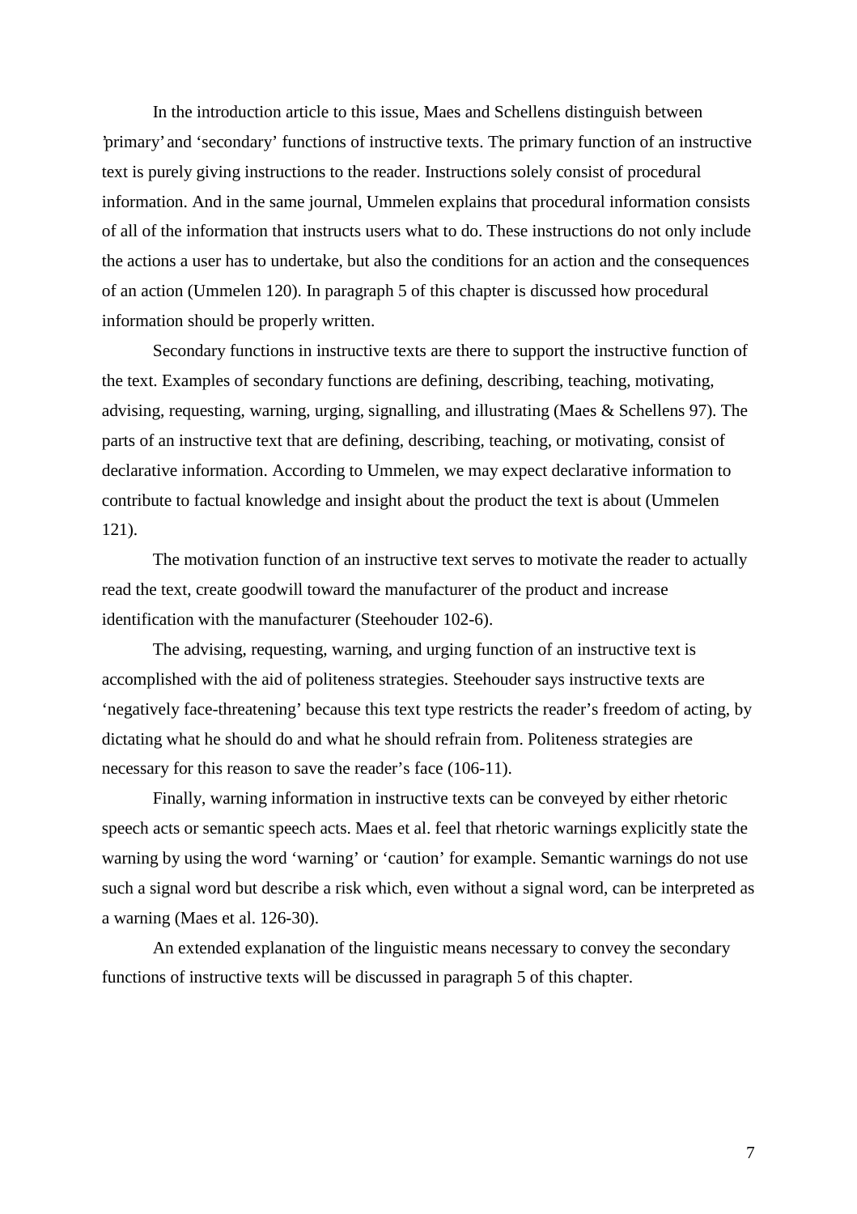In the introduction article to this issue, Maes and Schellens distinguish between 'primary' and 'secondary' functions of instructive texts. The primary function of an instructive text is purely giving instructions to the reader. Instructions solely consist of procedural information. And in the same journal, Ummelen explains that procedural information consists of all of the information that instructs users what to do. These instructions do not only include the actions a user has to undertake, but also the conditions for an action and the consequences of an action (Ummelen 120). In paragraph 5 of this chapter is discussed how procedural information should be properly written.

Secondary functions in instructive texts are there to support the instructive function of the text. Examples of secondary functions are defining, describing, teaching, motivating, advising, requesting, warning, urging, signalling, and illustrating (Maes & Schellens 97). The parts of an instructive text that are defining, describing, teaching, or motivating, consist of declarative information. According to Ummelen, we may expect declarative information to contribute to factual knowledge and insight about the product the text is about (Ummelen 121).

The motivation function of an instructive text serves to motivate the reader to actually read the text, create goodwill toward the manufacturer of the product and increase identification with the manufacturer (Steehouder 102-6).

The advising, requesting, warning, and urging function of an instructive text is accomplished with the aid of politeness strategies. Steehouder says instructive texts are 'negatively face-threatening' because this text type restricts the reader's freedom of acting, by dictating what he should do and what he should refrain from. Politeness strategies are necessary for this reason to save the reader's face (106-11).

Finally, warning information in instructive texts can be conveyed by either rhetoric speech acts or semantic speech acts. Maes et al. feel that rhetoric warnings explicitly state the warning by using the word 'warning' or 'caution' for example. Semantic warnings do not use such a signal word but describe a risk which, even without a signal word, can be interpreted as a warning (Maes et al. 126-30).

An extended explanation of the linguistic means necessary to convey the secondary functions of instructive texts will be discussed in paragraph 5 of this chapter.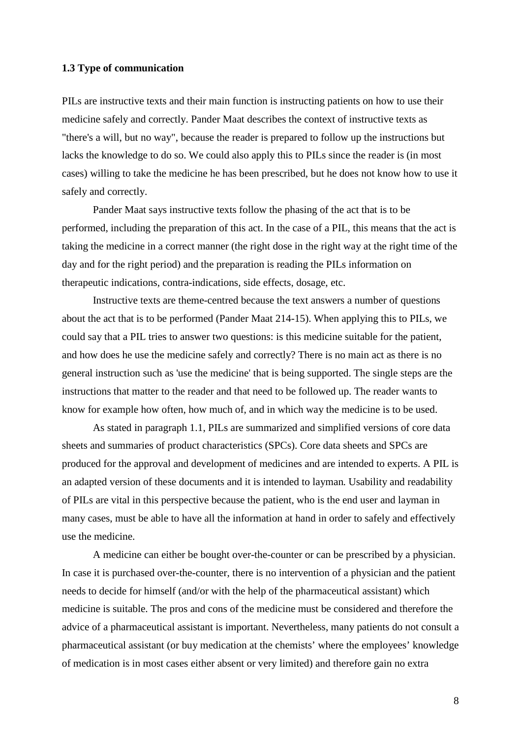### 1.3 Type of communication

PILs are instructive texts and their main function is instructing patients on how to use their medicine safely and correctly. Pander Maat describes the context of instructive texts as "there's a will, but no way", because the reader is prepared to follow up the instructions but lacks the knowledge to do so. We could also apply this to PILs since the reader is (in most cases) willing to take the medicine he has been prescribed, but he does not know how to use it safely and correctly.

Pander Maat says instructive texts follow the phasing of the act that is to be performed, including the preparation of this act. In the case of a PIL, this means that the act is taking the medicine in a correct manner (the right dose in the right way at the right time of the day and for the right period) and the preparation is reading the PILs information on therapeutic indications, contra-indications, side effects, dosage, etc.

Instructive texts are theme-centred because the text answers a number of questions about the act that is to be performed (Pander Maat 214-15). When applying this to PILs, we could say that a PIL tries to answer two questions: is this medicine suitable for the patient, and how does he use the medicine safely and correctly? There is no main act as there is no general instruction such as 'use the medicine' that is being supported. The single steps are the instructions that matter to the reader and that need to be followed up. The reader wants to know for example how often, how much of, and in which way the medicine is to be used.

As stated in paragraph 1.1, PILs are summarized and simplified versions of core data sheets and summaries of product characteristics (SPCs). Core data sheets and SPCs are produced for the approval and development of medicines and are intended to experts. A PIL is an adapted version of these documents and it is intended to layman. Usability and readability of PILs are vital in this perspective because the patient, who is the end user and layman in many cases, must be able to have all the information at hand in order to safely and effectively use the medicine.

A medicine can either be bought over-the-counter or can be prescribed by a physician. In case it is purchased over-the-counter, there is no intervention of a physician and the patient needs to decide for himself (and/or with the help of the pharmaceutical assistant) which medicine is suitable. The pros and cons of the medicine must be considered and therefore the advice of a pharmaceutical assistant is important. Nevertheless, many patients do not consult a pharmaceutical assistant (or buy medication at the chemists' where the employees' knowledge of medication is in most cases either absent or very limited) and therefore gain no extra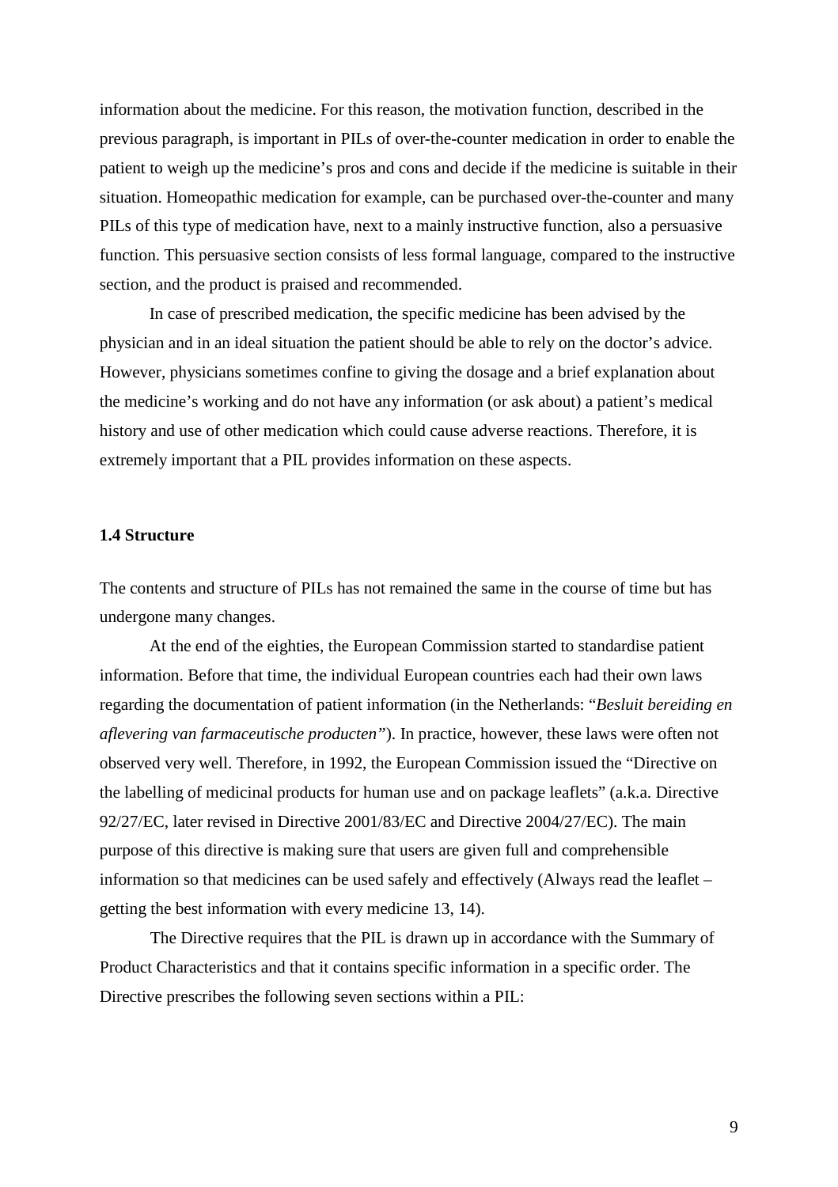information about the medicine. For this reason, the motivation function, described in the previous paragraph, is important in PILs of over-the-counter medication in order to enable the patient to weigh up the medicine's pros and cons and decide if the medicine is suitable in their situation. Homeopathic medication for example, can be purchased over-the-counter and many PILs of this type of medication have, next to a mainly instructive function, also a persuasive function. This persuasive section consists of less formal language, compared to the instructive section, and the product is praised and recommended.

In case of prescribed medication, the specific medicine has been advised by the physician and in an ideal situation the patient should be able to rely on the doctor's advice. However, physicians sometimes confine to giving the dosage and a brief explanation about the medicine's working and do not have any information (or ask about) a patient's medical history and use of other medication which could cause adverse reactions. Therefore, it is extremely important that a PIL provides information on these aspects.

### 1.4 Structure

The contents and structure of PILs has not remained the same in the course of time but has undergone many changes.

At the end of the eighties, the European Commission started to standardise patient information. Before that time, the individual European countries each had their own laws regarding the documentation of patient information (in the Netherlands: "*Besluit bereiding en aflevering van farmaceutische producten*"). In practice, however, these laws were often not observed very well. Therefore, in 1992, the European Commission issued the "Directive on the labelling of medicinal products for human use and on package leaflets" (a.k.a. Directive 92/27/EC, later revised in Directive 2001/83/EC and Directive 2004/27/EC). The main purpose of this directive is making sure that users are given full and comprehensible information so that medicines can be used safely and effectively (Always read the leaflet – getting the best information with every medicine 13, 14).

The Directive requires that the PIL is drawn up in accordance with the Summary of Product Characteristics and that it contains specific information in a specific order. The Directive prescribes the following seven sections within a PIL: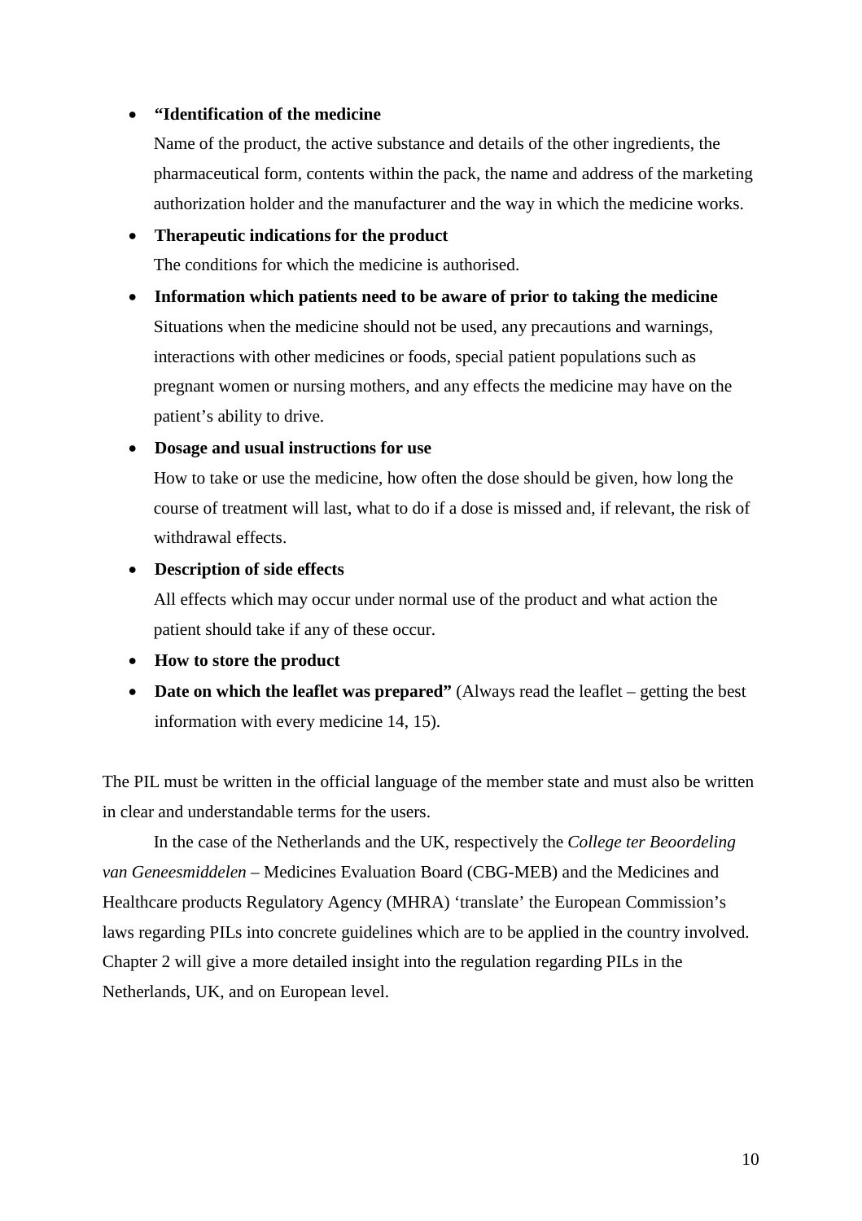- **"Identification of the medicine**

  Name of the product, the active substance and details of the other ingredients, the pharmaceutical form, contents within the pack, the name and address of the marketing authorization holder and the manufacturer and the way in which the medicine works.

- **Therapeutic indications for the product**

  The conditions for which the medicine is authorised.

- **Information which patients need to be aware of prior to taking the medicine**

  Situations when the medicine should not be used, any precautions and warnings, interactions with other medicines or foods, special patient populations such as pregnant women or nursing mothers, and any effects the medicine may have on the patient's ability to drive.

- **Dosage and usual instructions for use**

  How to take or use the medicine, how often the dose should be given, how long the course of treatment will last, what to do if a dose is missed and, if relevant, the risk of withdrawal effects.

- **Description of side effects**

  All effects which may occur under normal use of the product and what action the patient should take if any of these occur.

- **How to store the product**
- **Date on which the leaflet was prepared"** (Always read the leaflet – getting the best information with every medicine 14, 15).

The PIL must be written in the official language of the member state and must also be written in clear and understandable terms for the users.

In the case of the Netherlands and the UK, respectively the *College ter Beoordeling van Geneesmiddelen* – Medicines Evaluation Board (CBG-MEB) and the Medicines and Healthcare products Regulatory Agency (MHRA) 'translate' the European Commission's laws regarding PILs into concrete guidelines which are to be applied in the country involved. Chapter 2 will give a more detailed insight into the regulation regarding PILs in the Netherlands, UK, and on European level.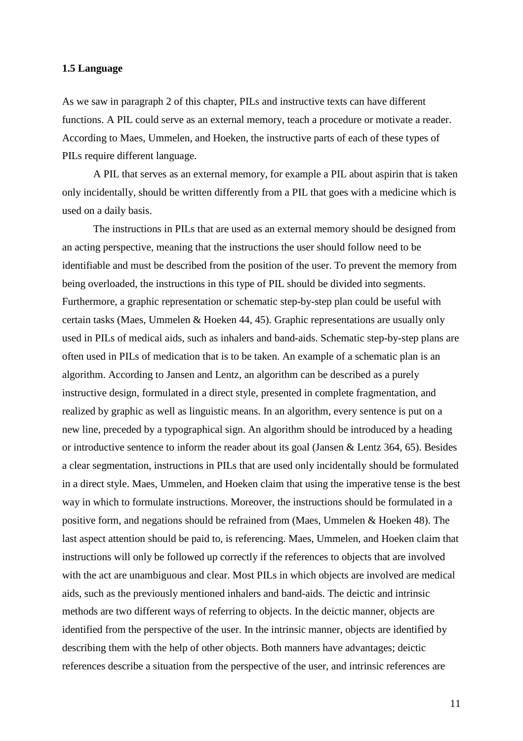### 1.5 Language

As we saw in paragraph 2 of this chapter, PILs and instructive texts can have different functions. A PIL could serve as an external memory, teach a procedure or motivate a reader. According to Maes, Ummelen, and Hoeken, the instructive parts of each of these types of PILs require different language.

A PIL that serves as an external memory, for example a PIL about aspirin that is taken only incidentally, should be written differently from a PIL that goes with a medicine which is used on a daily basis.

The instructions in PILs that are used as an external memory should be designed from an acting perspective, meaning that the instructions the user should follow need to be identifiable and must be described from the position of the user. To prevent the memory from being overloaded, the instructions in this type of PIL should be divided into segments. Furthermore, a graphic representation or schematic step-by-step plan could be useful with certain tasks (Maes, Ummelen & Hoeken 44, 45). Graphic representations are usually only used in PILs of medical aids, such as inhalers and band-aids. Schematic step-by-step plans are often used in PILs of medication that is to be taken. An example of a schematic plan is an algorithm. According to Jansen and Lentz, an algorithm can be described as a purely instructive design, formulated in a direct style, presented in complete fragmentation, and realized by graphic as well as linguistic means. In an algorithm, every sentence is put on a new line, preceded by a typographical sign. An algorithm should be introduced by a heading or introductive sentence to inform the reader about its goal (Jansen & Lentz 364, 65). Besides a clear segmentation, instructions in PILs that are used only incidentally should be formulated in a direct style. Maes, Ummelen, and Hoeken claim that using the imperative tense is the best way in which to formulate instructions. Moreover, the instructions should be formulated in a positive form, and negations should be refrained from (Maes, Ummelen & Hoeken 48). The last aspect attention should be paid to, is referencing. Maes, Ummelen, and Hoeken claim that instructions will only be followed up correctly if the references to objects that are involved with the act are unambiguous and clear. Most PILs in which objects are involved are medical aids, such as the previously mentioned inhalers and band-aids. The deictic and intrinsic methods are two different ways of referring to objects. In the deictic manner, objects are identified from the perspective of the user. In the intrinsic manner, objects are identified by describing them with the help of other objects. Both manners have advantages; deictic references describe a situation from the perspective of the user, and intrinsic references are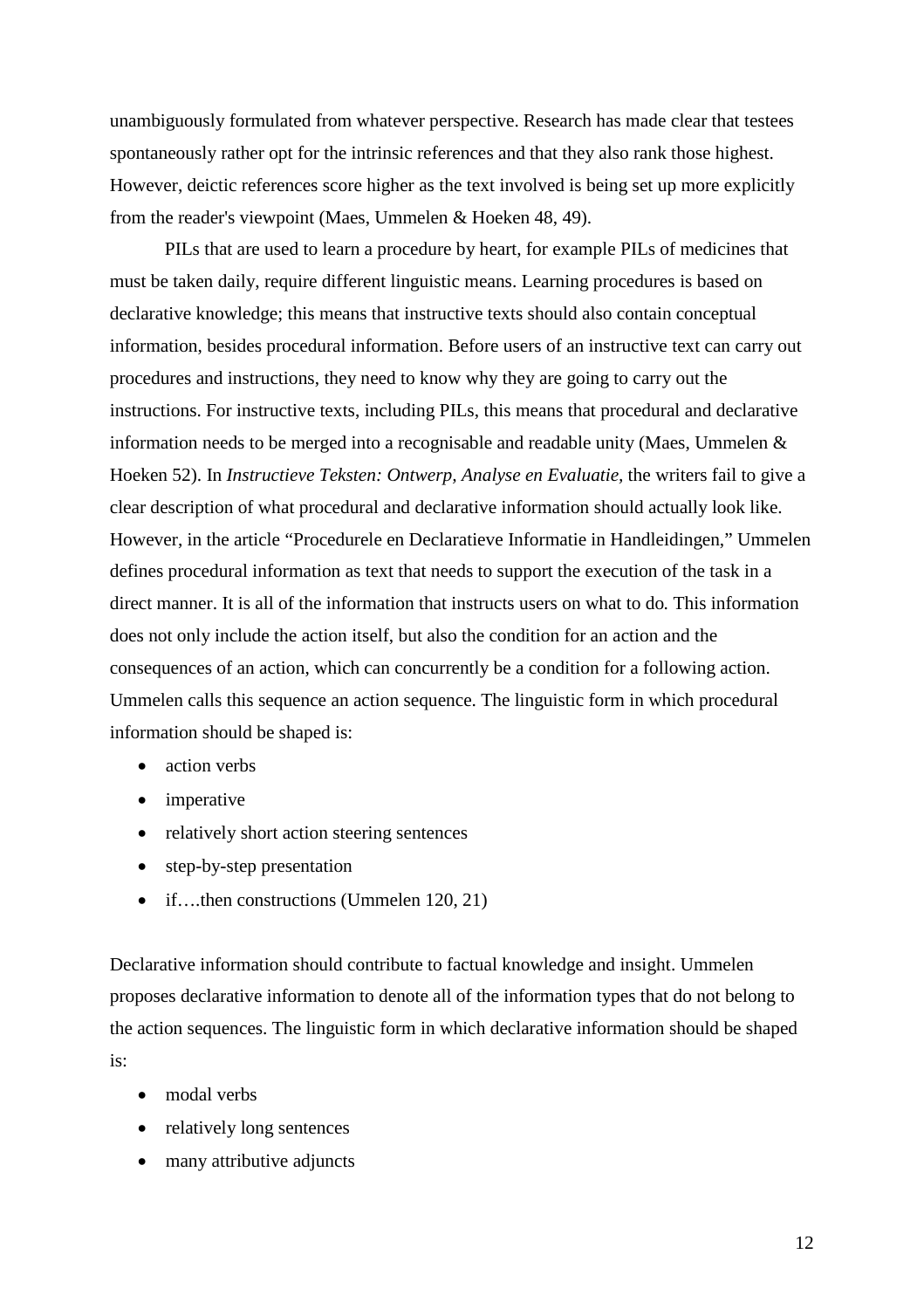unambiguously formulated from whatever perspective. Research has made clear that testees spontaneously rather opt for the intrinsic references and that they also rank those highest. However, deictic references score higher as the text involved is being set up more explicitly from the reader's viewpoint (Maes, Ummelen & Hoeken 48, 49).

PILs that are used to learn a procedure by heart, for example PILs of medicines that must be taken daily, require different linguistic means. Learning procedures is based on declarative knowledge; this means that instructive texts should also contain conceptual information, besides procedural information. Before users of an instructive text can carry out procedures and instructions, they need to know why they are going to carry out the instructions. For instructive texts, including PILs, this means that procedural and declarative information needs to be merged into a recognisable and readable unity (Maes, Ummelen & Hoeken 52). In *Instructieve Teksten: Ontwerp, Analyse en Evaluatie*, the writers fail to give a clear description of what procedural and declarative information should actually look like. However, in the article "Procedurele en Declaratieve Informatie in Handleidingen," Ummelen defines procedural information as text that needs to support the execution of the task in a direct manner. It is all of the information that instructs users on what to do. This information does not only include the action itself, but also the condition for an action and the consequences of an action, which can concurrently be a condition for a following action. Ummelen calls this sequence an action sequence. The linguistic form in which procedural information should be shaped is:

- action verbs
- imperative
- relatively short action steering sentences
- step-by-step presentation
- if….then constructions (Ummelen 120, 21)

Declarative information should contribute to factual knowledge and insight. Ummelen proposes declarative information to denote all of the information types that do not belong to the action sequences. The linguistic form in which declarative information should be shaped is:

- modal verbs
- relatively long sentences
- many attributive adjuncts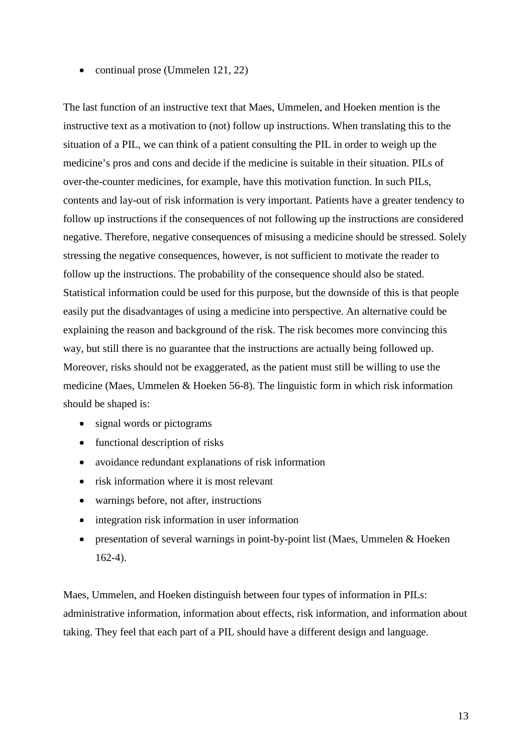- continual prose (Ummelen 121, 22)

The last function of an instructive text that Maes, Ummelen, and Hoeken mention is the instructive text as a motivation to (not) follow up instructions. When translating this to the situation of a PIL, we can think of a patient consulting the PIL in order to weigh up the medicine's pros and cons and decide if the medicine is suitable in their situation. PILs of over-the-counter medicines, for example, have this motivation function. In such PILs, contents and lay-out of risk information is very important. Patients have a greater tendency to follow up instructions if the consequences of not following up the instructions are considered negative. Therefore, negative consequences of misusing a medicine should be stressed. Solely stressing the negative consequences, however, is not sufficient to motivate the reader to follow up the instructions. The probability of the consequence should also be stated. Statistical information could be used for this purpose, but the downside of this is that people easily put the disadvantages of using a medicine into perspective. An alternative could be explaining the reason and background of the risk. The risk becomes more convincing this way, but still there is no guarantee that the instructions are actually being followed up. Moreover, risks should not be exaggerated, as the patient must still be willing to use the medicine (Maes, Ummelen & Hoeken 56-8). The linguistic form in which risk information should be shaped is:

- signal words or pictograms
- functional description of risks
- avoidance redundant explanations of risk information
- risk information where it is most relevant
- warnings before, not after, instructions
- integration risk information in user information
- presentation of several warnings in point-by-point list (Maes, Ummelen & Hoeken 162-4).

Maes, Ummelen, and Hoeken distinguish between four types of information in PILs: administrative information, information about effects, risk information, and information about taking. They feel that each part of a PIL should have a different design and language.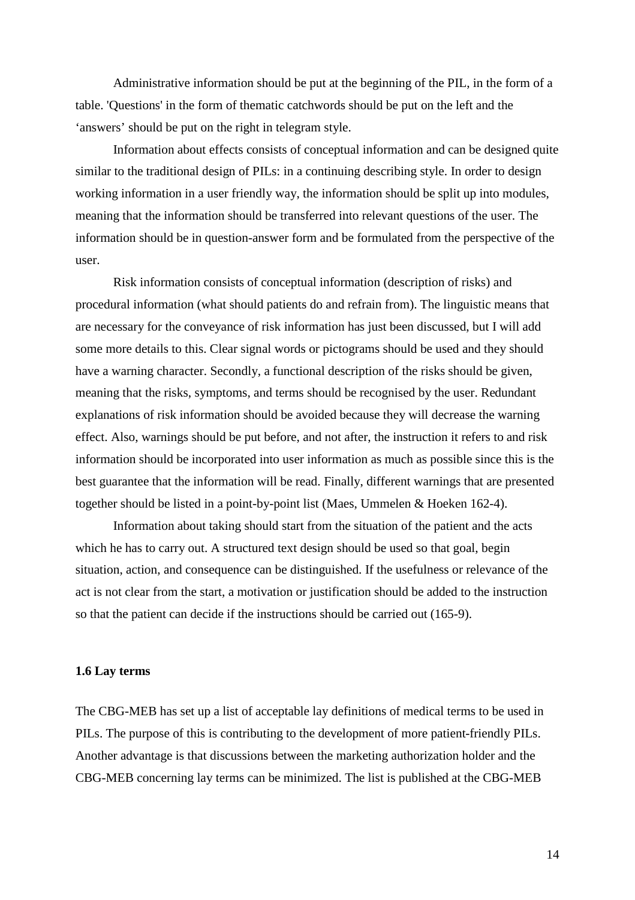Administrative information should be put at the beginning of the PIL, in the form of a table. 'Questions' in the form of thematic catchwords should be put on the left and the 'answers' should be put on the right in telegram style.

Information about effects consists of conceptual information and can be designed quite similar to the traditional design of PILs: in a continuing describing style. In order to design working information in a user friendly way, the information should be split up into modules, meaning that the information should be transferred into relevant questions of the user. The information should be in question-answer form and be formulated from the perspective of the user.

Risk information consists of conceptual information (description of risks) and procedural information (what should patients do and refrain from). The linguistic means that are necessary for the conveyance of risk information has just been discussed, but I will add some more details to this. Clear signal words or pictograms should be used and they should have a warning character. Secondly, a functional description of the risks should be given, meaning that the risks, symptoms, and terms should be recognised by the user. Redundant explanations of risk information should be avoided because they will decrease the warning effect. Also, warnings should be put before, and not after, the instruction it refers to and risk information should be incorporated into user information as much as possible since this is the best guarantee that the information will be read. Finally, different warnings that are presented together should be listed in a point-by-point list (Maes, Ummelen & Hoeken 162-4).

Information about taking should start from the situation of the patient and the acts which he has to carry out. A structured text design should be used so that goal, begin situation, action, and consequence can be distinguished. If the usefulness or relevance of the act is not clear from the start, a motivation or justification should be added to the instruction so that the patient can decide if the instructions should be carried out (165-9).

### 1.6 Lay terms

The CBG-MEB has set up a list of acceptable lay definitions of medical terms to be used in PILs. The purpose of this is contributing to the development of more patient-friendly PILs. Another advantage is that discussions between the marketing authorization holder and the CBG-MEB concerning lay terms can be minimized. The list is published at the CBG-MEB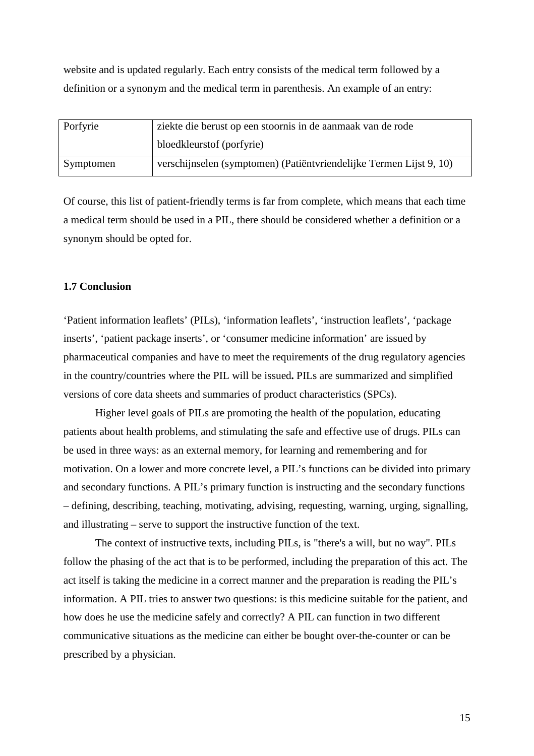website and is updated regularly. Each entry consists of the medical term followed by a definition or a synonym and the medical term in parenthesis. An example of an entry:

| Porfyrie | ziekte die berust op een stoornis in de aanmaak van de rode bloedkleurstof (porfyrie) |
|---|---|
| Symptomen | verschijnselen (symptomen) (Patiëntvriendelijke Termen Lijst 9, 10) |

Of course, this list of patient-friendly terms is far from complete, which means that each time a medical term should be used in a PIL, there should be considered whether a definition or a synonym should be opted for.

### 1.7 Conclusion

'Patient information leaflets' (PILs), 'information leaflets', 'instruction leaflets', 'package inserts', 'patient package inserts', or 'consumer medicine information' are issued by pharmaceutical companies and have to meet the requirements of the drug regulatory agencies in the country/countries where the PIL will be issued**.** PILs are summarized and simplified versions of core data sheets and summaries of product characteristics (SPCs).

Higher level goals of PILs are promoting the health of the population, educating patients about health problems, and stimulating the safe and effective use of drugs. PILs can be used in three ways: as an external memory, for learning and remembering and for motivation. On a lower and more concrete level, a PIL's functions can be divided into primary and secondary functions. A PIL's primary function is instructing and the secondary functions – defining, describing, teaching, motivating, advising, requesting, warning, urging, signalling, and illustrating – serve to support the instructive function of the text.

The context of instructive texts, including PILs, is "there's a will, but no way". PILs follow the phasing of the act that is to be performed, including the preparation of this act. The act itself is taking the medicine in a correct manner and the preparation is reading the PIL's information. A PIL tries to answer two questions: is this medicine suitable for the patient, and how does he use the medicine safely and correctly? A PIL can function in two different communicative situations as the medicine can either be bought over-the-counter or can be prescribed by a physician.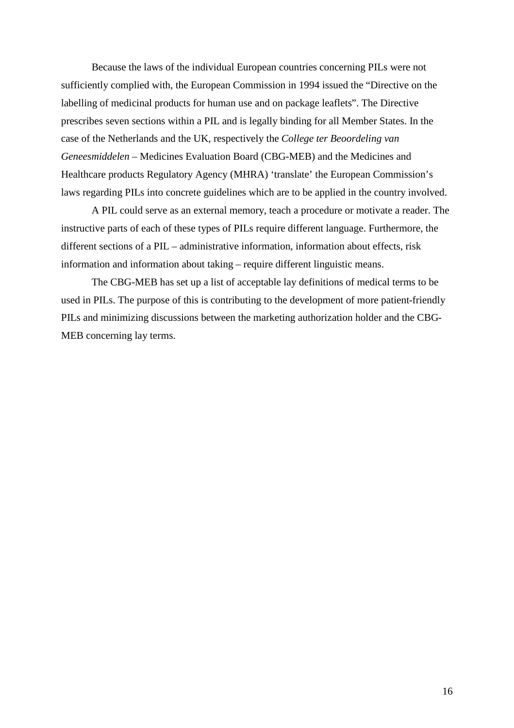Because the laws of the individual European countries concerning PILs were not sufficiently complied with, the European Commission in 1994 issued the “Directive on the labelling of medicinal products for human use and on package leaflets”. The Directive prescribes seven sections within a PIL and is legally binding for all Member States. In the case of the Netherlands and the UK, respectively the *College ter Beoordeling van Geneesmiddelen* – Medicines Evaluation Board (CBG-MEB) and the Medicines and Healthcare products Regulatory Agency (MHRA) ‘translate’ the European Commission’s laws regarding PILs into concrete guidelines which are to be applied in the country involved.

A PIL could serve as an external memory, teach a procedure or motivate a reader. The instructive parts of each of these types of PILs require different language. Furthermore, the different sections of a PIL – administrative information, information about effects, risk information and information about taking – require different linguistic means.

The CBG-MEB has set up a list of acceptable lay definitions of medical terms to be used in PILs. The purpose of this is contributing to the development of more patient-friendly PILs and minimizing discussions between the marketing authorization holder and the CBG-MEB concerning lay terms.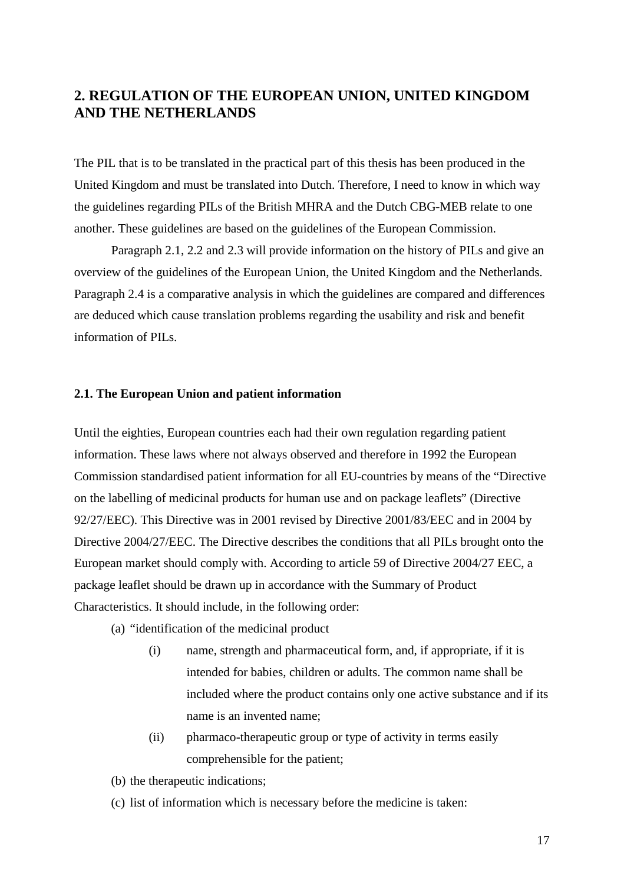## 2. REGULATION OF THE EUROPEAN UNION, UNITED KINGDOM AND THE NETHERLANDS

The PIL that is to be translated in the practical part of this thesis has been produced in the United Kingdom and must be translated into Dutch. Therefore, I need to know in which way the guidelines regarding PILs of the British MHRA and the Dutch CBG-MEB relate to one another. These guidelines are based on the guidelines of the European Commission.

Paragraph 2.1, 2.2 and 2.3 will provide information on the history of PILs and give an overview of the guidelines of the European Union, the United Kingdom and the Netherlands. Paragraph 2.4 is a comparative analysis in which the guidelines are compared and differences are deduced which cause translation problems regarding the usability and risk and benefit information of PILs.

### 2.1. The European Union and patient information

Until the eighties, European countries each had their own regulation regarding patient information. These laws where not always observed and therefore in 1992 the European Commission standardised patient information for all EU-countries by means of the "Directive on the labelling of medicinal products for human use and on package leaflets" (Directive 92/27/EEC). This Directive was in 2001 revised by Directive 2001/83/EEC and in 2004 by Directive 2004/27/EEC. The Directive describes the conditions that all PILs brought onto the European market should comply with. According to article 59 of Directive 2004/27 EEC, a package leaflet should be drawn up in accordance with the Summary of Product Characteristics. It should include, in the following order:

(a) "identification of the medicinal product

  (i) name, strength and pharmaceutical form, and, if appropriate, if it is intended for babies, children or adults. The common name shall be included where the product contains only one active substance and if its name is an invented name;

  (ii) pharmaco-therapeutic group or type of activity in terms easily comprehensible for the patient;

(b) the therapeutic indications;

(c) list of information which is necessary before the medicine is taken: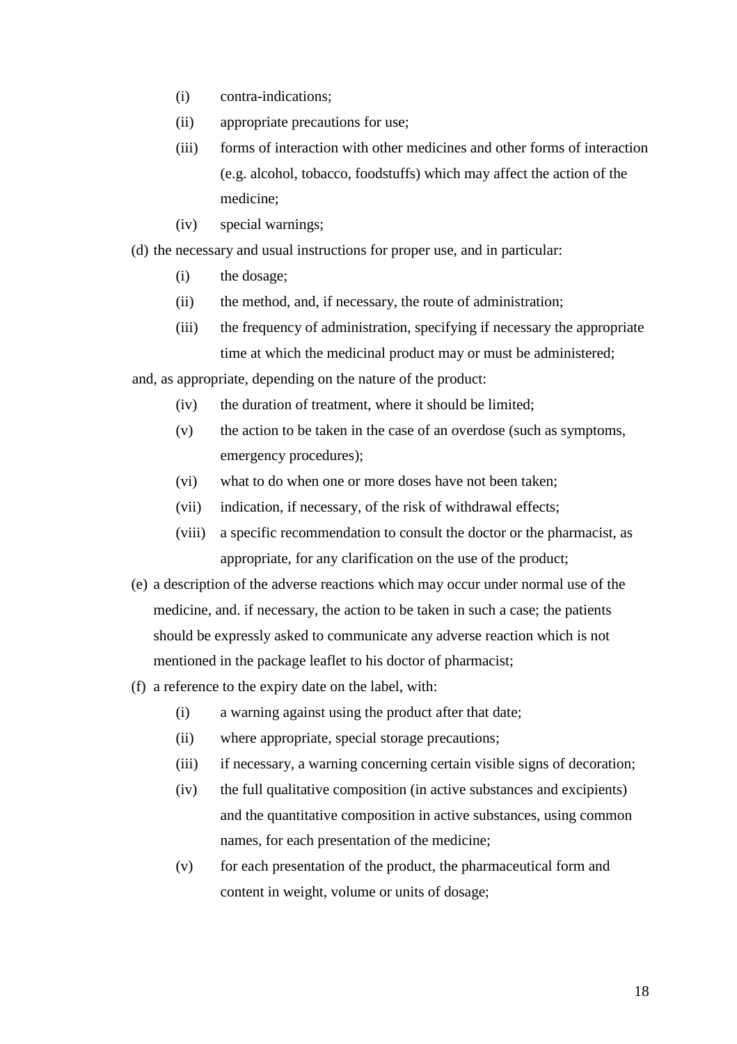- (i) contra-indications;
- (ii) appropriate precautions for use;
- (iii) forms of interaction with other medicines and other forms of interaction (e.g. alcohol, tobacco, foodstuffs) which may affect the action of the medicine;
- (iv) special warnings;

(d) the necessary and usual instructions for proper use, and in particular:

- (i) the dosage;
- (ii) the method, and, if necessary, the route of administration;
- (iii) the frequency of administration, specifying if necessary the appropriate time at which the medicinal product may or must be administered;

and, as appropriate, depending on the nature of the product:

- (iv) the duration of treatment, where it should be limited;
- (v) the action to be taken in the case of an overdose (such as symptoms, emergency procedures);
- (vi) what to do when one or more doses have not been taken;
- (vii) indication, if necessary, of the risk of withdrawal effects;
- (viii) a specific recommendation to consult the doctor or the pharmacist, as appropriate, for any clarification on the use of the product;

(e) a description of the adverse reactions which may occur under normal use of the medicine, and. if necessary, the action to be taken in such a case; the patients should be expressly asked to communicate any adverse reaction which is not mentioned in the package leaflet to his doctor of pharmacist;

(f) a reference to the expiry date on the label, with:

- (i) a warning against using the product after that date;
- (ii) where appropriate, special storage precautions;
- (iii) if necessary, a warning concerning certain visible signs of decoration;
- (iv) the full qualitative composition (in active substances and excipients) and the quantitative composition in active substances, using common names, for each presentation of the medicine;
- (v) for each presentation of the product, the pharmaceutical form and content in weight, volume or units of dosage;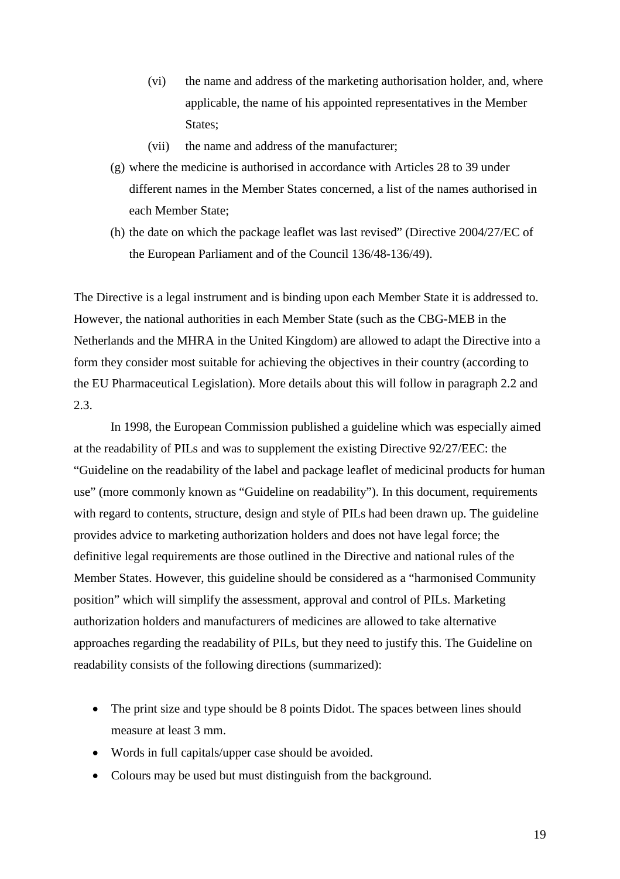(vi) the name and address of the marketing authorisation holder, and, where applicable, the name of his appointed representatives in the Member States;

(vii) the name and address of the manufacturer;

(g) where the medicine is authorised in accordance with Articles 28 to 39 under different names in the Member States concerned, a list of the names authorised in each Member State;

(h) the date on which the package leaflet was last revised" (Directive 2004/27/EC of the European Parliament and of the Council 136/48-136/49).

The Directive is a legal instrument and is binding upon each Member State it is addressed to. However, the national authorities in each Member State (such as the CBG-MEB in the Netherlands and the MHRA in the United Kingdom) are allowed to adapt the Directive into a form they consider most suitable for achieving the objectives in their country (according to the EU Pharmaceutical Legislation). More details about this will follow in paragraph 2.2 and 2.3.

In 1998, the European Commission published a guideline which was especially aimed at the readability of PILs and was to supplement the existing Directive 92/27/EEC: the "Guideline on the readability of the label and package leaflet of medicinal products for human use" (more commonly known as "Guideline on readability"). In this document, requirements with regard to contents, structure, design and style of PILs had been drawn up. The guideline provides advice to marketing authorization holders and does not have legal force; the definitive legal requirements are those outlined in the Directive and national rules of the Member States. However, this guideline should be considered as a "harmonised Community position" which will simplify the assessment, approval and control of PILs. Marketing authorization holders and manufacturers of medicines are allowed to take alternative approaches regarding the readability of PILs, but they need to justify this. The Guideline on readability consists of the following directions (summarized):

- The print size and type should be 8 points Didot. The spaces between lines should measure at least 3 mm.
- Words in full capitals/upper case should be avoided.
- Colours may be used but must distinguish from the background.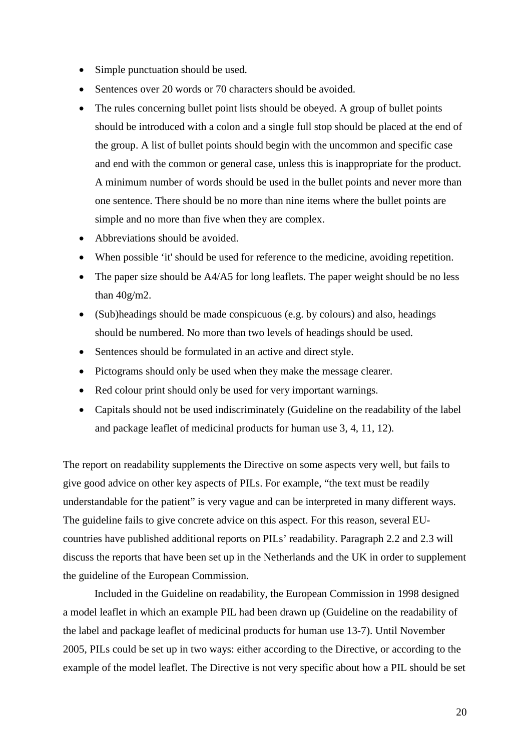- Simple punctuation should be used.
- Sentences over 20 words or 70 characters should be avoided.
- The rules concerning bullet point lists should be obeyed. A group of bullet points should be introduced with a colon and a single full stop should be placed at the end of the group. A list of bullet points should begin with the uncommon and specific case and end with the common or general case, unless this is inappropriate for the product. A minimum number of words should be used in the bullet points and never more than one sentence. There should be no more than nine items where the bullet points are simple and no more than five when they are complex.
- Abbreviations should be avoided.
- When possible 'it' should be used for reference to the medicine, avoiding repetition.
- The paper size should be A4/A5 for long leaflets. The paper weight should be no less than 40g/m2.
- (Sub)headings should be made conspicuous (e.g. by colours) and also, headings should be numbered. No more than two levels of headings should be used.
- Sentences should be formulated in an active and direct style.
- Pictograms should only be used when they make the message clearer.
- Red colour print should only be used for very important warnings.
- Capitals should not be used indiscriminately (Guideline on the readability of the label and package leaflet of medicinal products for human use 3, 4, 11, 12).

The report on readability supplements the Directive on some aspects very well, but fails to give good advice on other key aspects of PILs. For example, "the text must be readily understandable for the patient" is very vague and can be interpreted in many different ways. The guideline fails to give concrete advice on this aspect. For this reason, several EU-countries have published additional reports on PILs' readability. Paragraph 2.2 and 2.3 will discuss the reports that have been set up in the Netherlands and the UK in order to supplement the guideline of the European Commission.

Included in the Guideline on readability, the European Commission in 1998 designed a model leaflet in which an example PIL had been drawn up (Guideline on the readability of the label and package leaflet of medicinal products for human use 13-7). Until November 2005, PILs could be set up in two ways: either according to the Directive, or according to the example of the model leaflet. The Directive is not very specific about how a PIL should be set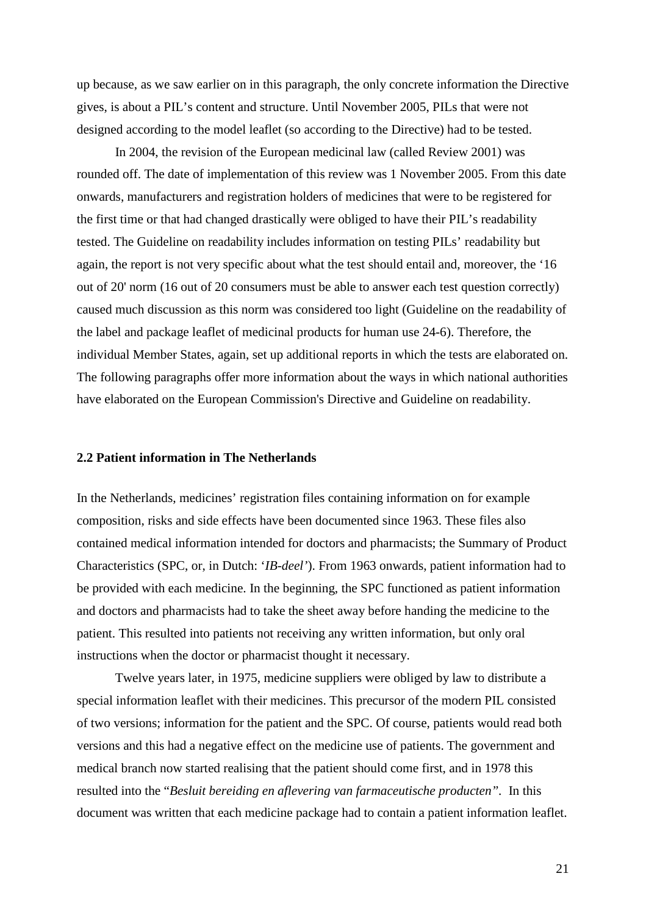up because, as we saw earlier on in this paragraph, the only concrete information the Directive gives, is about a PIL's content and structure. Until November 2005, PILs that were not designed according to the model leaflet (so according to the Directive) had to be tested.

In 2004, the revision of the European medicinal law (called Review 2001) was rounded off. The date of implementation of this review was 1 November 2005. From this date onwards, manufacturers and registration holders of medicines that were to be registered for the first time or that had changed drastically were obliged to have their PIL's readability tested. The Guideline on readability includes information on testing PILs' readability but again, the report is not very specific about what the test should entail and, moreover, the '16 out of 20' norm (16 out of 20 consumers must be able to answer each test question correctly) caused much discussion as this norm was considered too light (Guideline on the readability of the label and package leaflet of medicinal products for human use 24-6). Therefore, the individual Member States, again, set up additional reports in which the tests are elaborated on. The following paragraphs offer more information about the ways in which national authorities have elaborated on the European Commission's Directive and Guideline on readability.

### 2.2 Patient information in The Netherlands

In the Netherlands, medicines' registration files containing information on for example composition, risks and side effects have been documented since 1963. These files also contained medical information intended for doctors and pharmacists; the Summary of Product Characteristics (SPC, or, in Dutch: '*IB-deel*'). From 1963 onwards, patient information had to be provided with each medicine. In the beginning, the SPC functioned as patient information and doctors and pharmacists had to take the sheet away before handing the medicine to the patient. This resulted into patients not receiving any written information, but only oral instructions when the doctor or pharmacist thought it necessary.

Twelve years later, in 1975, medicine suppliers were obliged by law to distribute a special information leaflet with their medicines. This precursor of the modern PIL consisted of two versions; information for the patient and the SPC. Of course, patients would read both versions and this had a negative effect on the medicine use of patients. The government and medical branch now started realising that the patient should come first, and in 1978 this resulted into the "*Besluit bereiding en aflevering van farmaceutische producten*". In this document was written that each medicine package had to contain a patient information leaflet.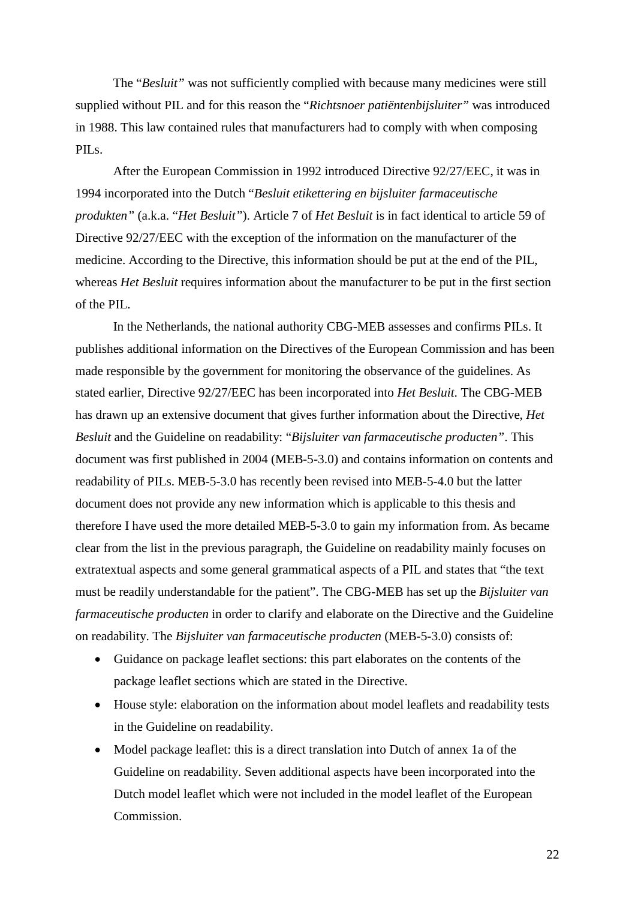The "*Besluit"* was not sufficiently complied with because many medicines were still supplied without PIL and for this reason the "*Richtsnoer patiëntenbijsluiter"* was introduced in 1988. This law contained rules that manufacturers had to comply with when composing PILs.

After the European Commission in 1992 introduced Directive 92/27/EEC, it was in 1994 incorporated into the Dutch "*Besluit etikettering en bijsluiter farmaceutische produkten"* (a.k.a. "*Het Besluit"*). Article 7 of *Het Besluit* is in fact identical to article 59 of Directive 92/27/EEC with the exception of the information on the manufacturer of the medicine. According to the Directive, this information should be put at the end of the PIL, whereas *Het Besluit* requires information about the manufacturer to be put in the first section of the PIL.

In the Netherlands, the national authority CBG-MEB assesses and confirms PILs. It publishes additional information on the Directives of the European Commission and has been made responsible by the government for monitoring the observance of the guidelines. As stated earlier, Directive 92/27/EEC has been incorporated into *Het Besluit.* The CBG-MEB has drawn up an extensive document that gives further information about the Directive, *Het Besluit* and the Guideline on readability: "*Bijsluiter van farmaceutische producten"*. This document was first published in 2004 (MEB-5-3.0) and contains information on contents and readability of PILs. MEB-5-3.0 has recently been revised into MEB-5-4.0 but the latter document does not provide any new information which is applicable to this thesis and therefore I have used the more detailed MEB-5-3.0 to gain my information from. As became clear from the list in the previous paragraph, the Guideline on readability mainly focuses on extratextual aspects and some general grammatical aspects of a PIL and states that "the text must be readily understandable for the patient". The CBG-MEB has set up the *Bijsluiter van farmaceutische producten* in order to clarify and elaborate on the Directive and the Guideline on readability. The *Bijsluiter van farmaceutische producten* (MEB-5-3.0) consists of:

- Guidance on package leaflet sections: this part elaborates on the contents of the package leaflet sections which are stated in the Directive.
- House style: elaboration on the information about model leaflets and readability tests in the Guideline on readability.
- Model package leaflet: this is a direct translation into Dutch of annex 1a of the Guideline on readability. Seven additional aspects have been incorporated into the Dutch model leaflet which were not included in the model leaflet of the European Commission.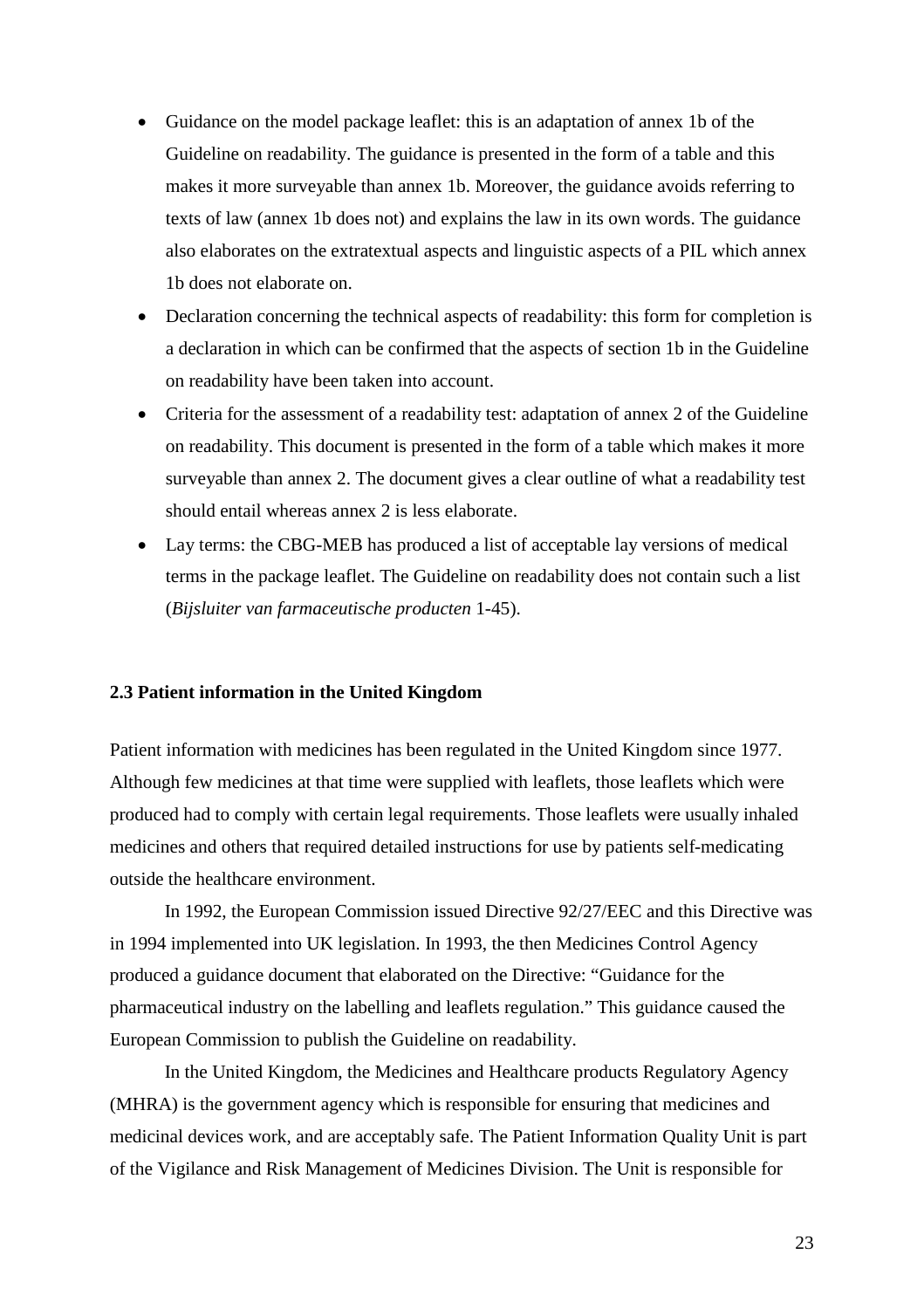- Guidance on the model package leaflet: this is an adaptation of annex 1b of the Guideline on readability. The guidance is presented in the form of a table and this makes it more surveyable than annex 1b. Moreover, the guidance avoids referring to texts of law (annex 1b does not) and explains the law in its own words. The guidance also elaborates on the extratextual aspects and linguistic aspects of a PIL which annex 1b does not elaborate on.
- Declaration concerning the technical aspects of readability: this form for completion is a declaration in which can be confirmed that the aspects of section 1b in the Guideline on readability have been taken into account.
- Criteria for the assessment of a readability test: adaptation of annex 2 of the Guideline on readability. This document is presented in the form of a table which makes it more surveyable than annex 2. The document gives a clear outline of what a readability test should entail whereas annex 2 is less elaborate.
- Lay terms: the CBG-MEB has produced a list of acceptable lay versions of medical terms in the package leaflet. The Guideline on readability does not contain such a list (*Bijsluiter van farmaceutische producten* 1-45).

### 2.3 Patient information in the United Kingdom

Patient information with medicines has been regulated in the United Kingdom since 1977. Although few medicines at that time were supplied with leaflets, those leaflets which were produced had to comply with certain legal requirements. Those leaflets were usually inhaled medicines and others that required detailed instructions for use by patients self-medicating outside the healthcare environment.

In 1992, the European Commission issued Directive 92/27/EEC and this Directive was in 1994 implemented into UK legislation. In 1993, the then Medicines Control Agency produced a guidance document that elaborated on the Directive: "Guidance for the pharmaceutical industry on the labelling and leaflets regulation." This guidance caused the European Commission to publish the Guideline on readability.

In the United Kingdom, the Medicines and Healthcare products Regulatory Agency (MHRA) is the government agency which is responsible for ensuring that medicines and medicinal devices work, and are acceptably safe. The Patient Information Quality Unit is part of the Vigilance and Risk Management of Medicines Division. The Unit is responsible for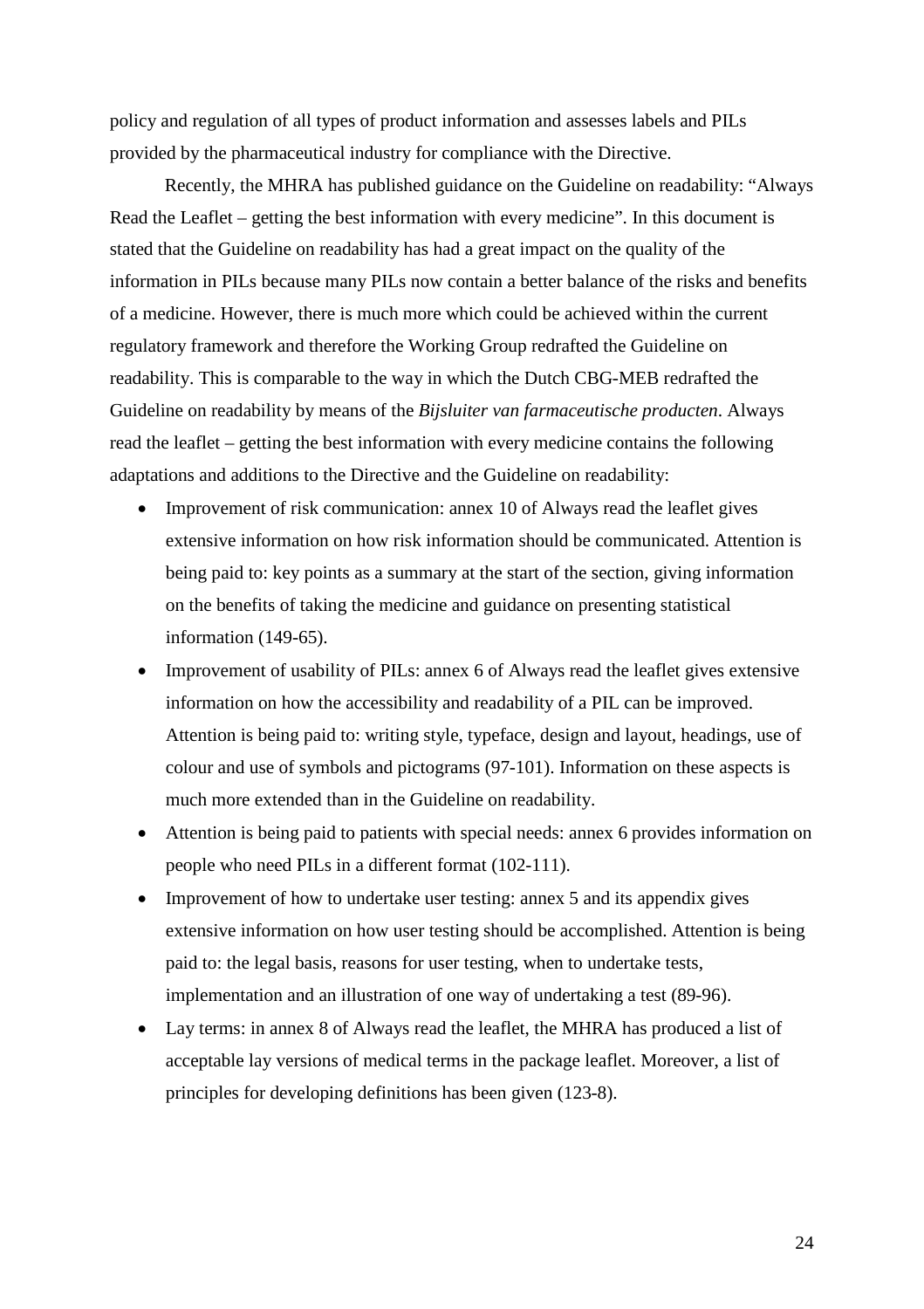policy and regulation of all types of product information and assesses labels and PILs provided by the pharmaceutical industry for compliance with the Directive.

Recently, the MHRA has published guidance on the Guideline on readability: "Always Read the Leaflet – getting the best information with every medicine". In this document is stated that the Guideline on readability has had a great impact on the quality of the information in PILs because many PILs now contain a better balance of the risks and benefits of a medicine. However, there is much more which could be achieved within the current regulatory framework and therefore the Working Group redrafted the Guideline on readability. This is comparable to the way in which the Dutch CBG-MEB redrafted the Guideline on readability by means of the *Bijsluiter van farmaceutische producten*. Always read the leaflet – getting the best information with every medicine contains the following adaptations and additions to the Directive and the Guideline on readability:

- Improvement of risk communication: annex 10 of Always read the leaflet gives extensive information on how risk information should be communicated. Attention is being paid to: key points as a summary at the start of the section, giving information on the benefits of taking the medicine and guidance on presenting statistical information (149-65).
- Improvement of usability of PILs: annex 6 of Always read the leaflet gives extensive information on how the accessibility and readability of a PIL can be improved. Attention is being paid to: writing style, typeface, design and layout, headings, use of colour and use of symbols and pictograms (97-101). Information on these aspects is much more extended than in the Guideline on readability.
- Attention is being paid to patients with special needs: annex 6 provides information on people who need PILs in a different format (102-111).
- Improvement of how to undertake user testing: annex 5 and its appendix gives extensive information on how user testing should be accomplished. Attention is being paid to: the legal basis, reasons for user testing, when to undertake tests, implementation and an illustration of one way of undertaking a test (89-96).
- Lay terms: in annex 8 of Always read the leaflet, the MHRA has produced a list of acceptable lay versions of medical terms in the package leaflet. Moreover, a list of principles for developing definitions has been given (123-8).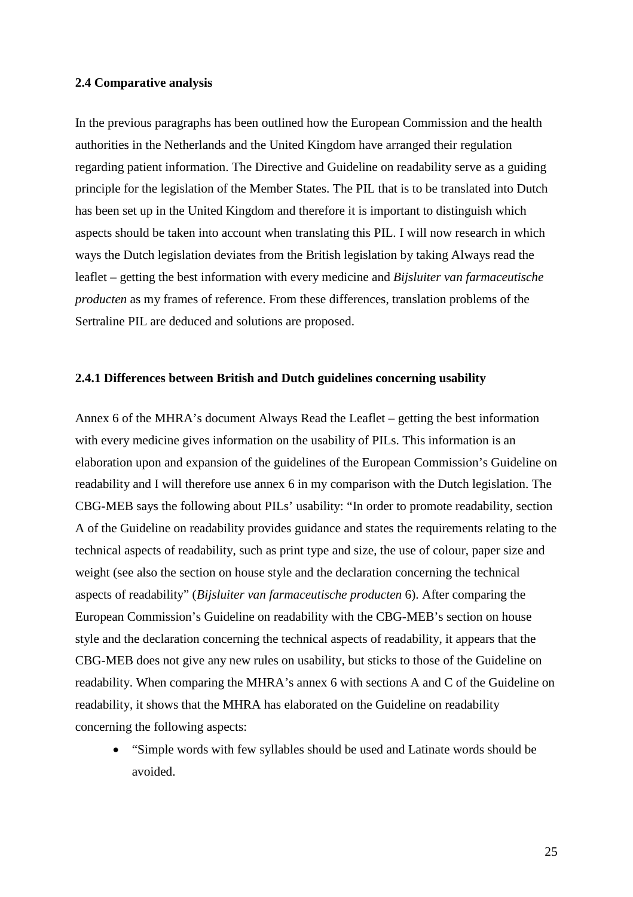### 2.4 Comparative analysis

In the previous paragraphs has been outlined how the European Commission and the health authorities in the Netherlands and the United Kingdom have arranged their regulation regarding patient information. The Directive and Guideline on readability serve as a guiding principle for the legislation of the Member States. The PIL that is to be translated into Dutch has been set up in the United Kingdom and therefore it is important to distinguish which aspects should be taken into account when translating this PIL. I will now research in which ways the Dutch legislation deviates from the British legislation by taking Always read the leaflet – getting the best information with every medicine and *Bijsluiter van farmaceutische producten* as my frames of reference. From these differences, translation problems of the Sertraline PIL are deduced and solutions are proposed.

#### 2.4.1 Differences between British and Dutch guidelines concerning usability

Annex 6 of the MHRA's document Always Read the Leaflet – getting the best information with every medicine gives information on the usability of PILs. This information is an elaboration upon and expansion of the guidelines of the European Commission's Guideline on readability and I will therefore use annex 6 in my comparison with the Dutch legislation. The CBG-MEB says the following about PILs' usability: "In order to promote readability, section A of the Guideline on readability provides guidance and states the requirements relating to the technical aspects of readability, such as print type and size, the use of colour, paper size and weight (see also the section on house style and the declaration concerning the technical aspects of readability" (*Bijsluiter van farmaceutische producten* 6). After comparing the European Commission's Guideline on readability with the CBG-MEB's section on house style and the declaration concerning the technical aspects of readability, it appears that the CBG-MEB does not give any new rules on usability, but sticks to those of the Guideline on readability. When comparing the MHRA's annex 6 with sections A and C of the Guideline on readability, it shows that the MHRA has elaborated on the Guideline on readability concerning the following aspects:

- "Simple words with few syllables should be used and Latinate words should be avoided.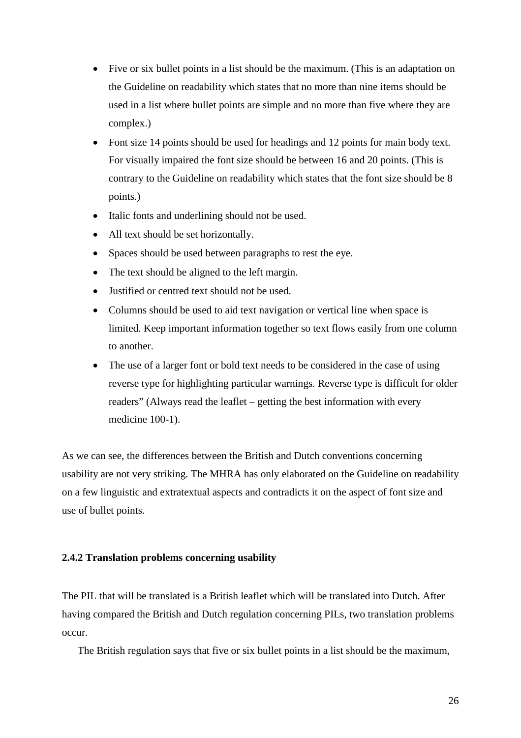- Five or six bullet points in a list should be the maximum. (This is an adaptation on the Guideline on readability which states that no more than nine items should be used in a list where bullet points are simple and no more than five where they are complex.)
- Font size 14 points should be used for headings and 12 points for main body text. For visually impaired the font size should be between 16 and 20 points. (This is contrary to the Guideline on readability which states that the font size should be 8 points.)
- Italic fonts and underlining should not be used.
- All text should be set horizontally.
- Spaces should be used between paragraphs to rest the eye.
- The text should be aligned to the left margin.
- Justified or centred text should not be used.
- Columns should be used to aid text navigation or vertical line when space is limited. Keep important information together so text flows easily from one column to another.
- The use of a larger font or bold text needs to be considered in the case of using reverse type for highlighting particular warnings. Reverse type is difficult for older readers" (Always read the leaflet – getting the best information with every medicine 100-1).

As we can see, the differences between the British and Dutch conventions concerning usability are not very striking. The MHRA has only elaborated on the Guideline on readability on a few linguistic and extratextual aspects and contradicts it on the aspect of font size and use of bullet points.

### 2.4.2 Translation problems concerning usability

The PIL that will be translated is a British leaflet which will be translated into Dutch. After having compared the British and Dutch regulation concerning PILs, two translation problems occur.

The British regulation says that five or six bullet points in a list should be the maximum,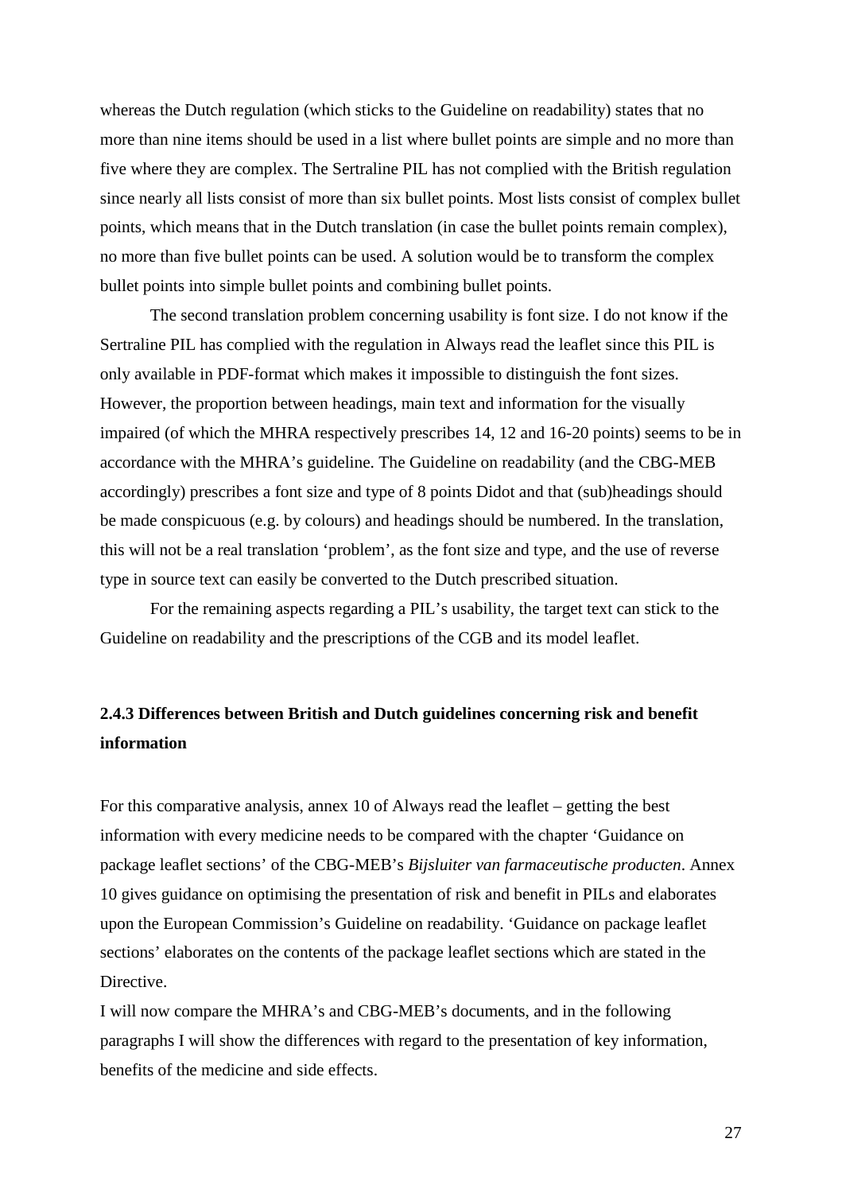whereas the Dutch regulation (which sticks to the Guideline on readability) states that no more than nine items should be used in a list where bullet points are simple and no more than five where they are complex. The Sertraline PIL has not complied with the British regulation since nearly all lists consist of more than six bullet points. Most lists consist of complex bullet points, which means that in the Dutch translation (in case the bullet points remain complex), no more than five bullet points can be used. A solution would be to transform the complex bullet points into simple bullet points and combining bullet points.

The second translation problem concerning usability is font size. I do not know if the Sertraline PIL has complied with the regulation in Always read the leaflet since this PIL is only available in PDF-format which makes it impossible to distinguish the font sizes. However, the proportion between headings, main text and information for the visually impaired (of which the MHRA respectively prescribes 14, 12 and 16-20 points) seems to be in accordance with the MHRA's guideline. The Guideline on readability (and the CBG-MEB accordingly) prescribes a font size and type of 8 points Didot and that (sub)headings should be made conspicuous (e.g. by colours) and headings should be numbered. In the translation, this will not be a real translation 'problem', as the font size and type, and the use of reverse type in source text can easily be converted to the Dutch prescribed situation.

For the remaining aspects regarding a PIL's usability, the target text can stick to the Guideline on readability and the prescriptions of the CGB and its model leaflet.

### 2.4.3 Differences between British and Dutch guidelines concerning risk and benefit information

For this comparative analysis, annex 10 of Always read the leaflet – getting the best information with every medicine needs to be compared with the chapter 'Guidance on package leaflet sections' of the CBG-MEB's *Bijsluiter van farmaceutische producten*. Annex 10 gives guidance on optimising the presentation of risk and benefit in PILs and elaborates upon the European Commission's Guideline on readability. 'Guidance on package leaflet sections' elaborates on the contents of the package leaflet sections which are stated in the Directive.

I will now compare the MHRA's and CBG-MEB's documents, and in the following paragraphs I will show the differences with regard to the presentation of key information, benefits of the medicine and side effects.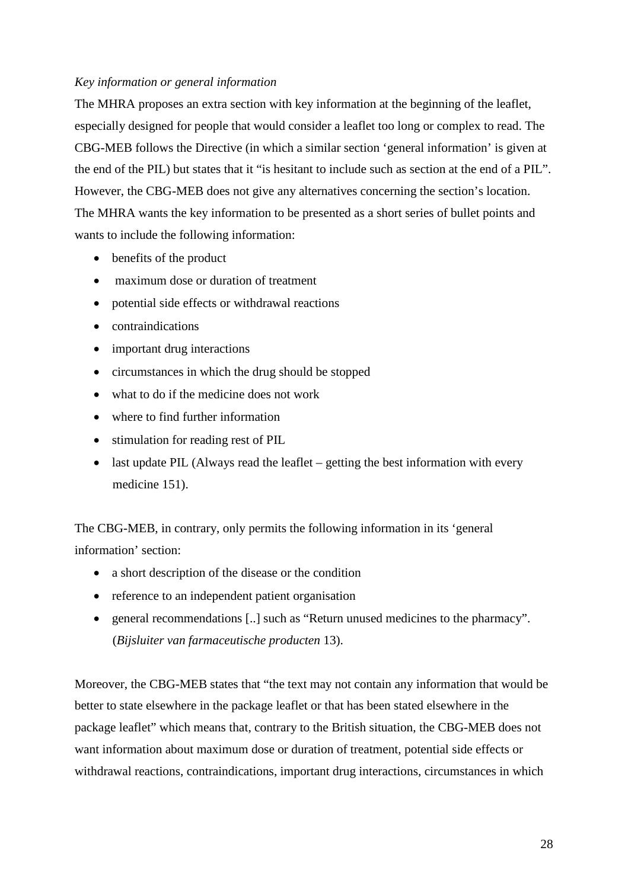*Key information or general information*

The MHRA proposes an extra section with key information at the beginning of the leaflet, especially designed for people that would consider a leaflet too long or complex to read. The CBG-MEB follows the Directive (in which a similar section 'general information' is given at the end of the PIL) but states that it "is hesitant to include such as section at the end of a PIL". However, the CBG-MEB does not give any alternatives concerning the section's location. The MHRA wants the key information to be presented as a short series of bullet points and wants to include the following information:

- benefits of the product
- maximum dose or duration of treatment
- potential side effects or withdrawal reactions
- contraindications
- important drug interactions
- circumstances in which the drug should be stopped
- what to do if the medicine does not work
- where to find further information
- stimulation for reading rest of PIL
- last update PIL (Always read the leaflet – getting the best information with every medicine 151).

The CBG-MEB, in contrary, only permits the following information in its 'general information' section:

- a short description of the disease or the condition
- reference to an independent patient organisation
- general recommendations [..] such as "Return unused medicines to the pharmacy". (*Bijsluiter van farmaceutische producten* 13).

Moreover, the CBG-MEB states that "the text may not contain any information that would be better to state elsewhere in the package leaflet or that has been stated elsewhere in the package leaflet" which means that, contrary to the British situation, the CBG-MEB does not want information about maximum dose or duration of treatment, potential side effects or withdrawal reactions, contraindications, important drug interactions, circumstances in which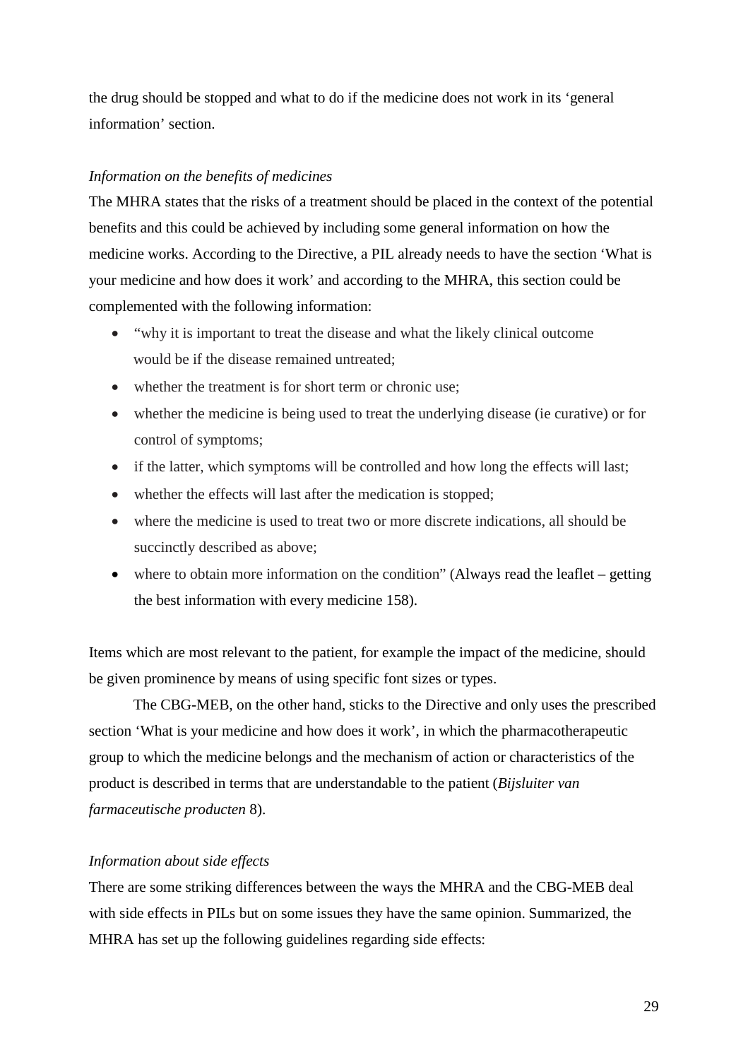the drug should be stopped and what to do if the medicine does not work in its 'general information' section.

*Information on the benefits of medicines*

The MHRA states that the risks of a treatment should be placed in the context of the potential benefits and this could be achieved by including some general information on how the medicine works. According to the Directive, a PIL already needs to have the section 'What is your medicine and how does it work' and according to the MHRA, this section could be complemented with the following information:

- "why it is important to treat the disease and what the likely clinical outcome would be if the disease remained untreated;
- whether the treatment is for short term or chronic use;
- whether the medicine is being used to treat the underlying disease (ie curative) or for control of symptoms;
- if the latter, which symptoms will be controlled and how long the effects will last;
- whether the effects will last after the medication is stopped;
- where the medicine is used to treat two or more discrete indications, all should be succinctly described as above;
- where to obtain more information on the condition" (Always read the leaflet – getting the best information with every medicine 158).

Items which are most relevant to the patient, for example the impact of the medicine, should be given prominence by means of using specific font sizes or types.

The CBG-MEB, on the other hand, sticks to the Directive and only uses the prescribed section 'What is your medicine and how does it work', in which the pharmacotherapeutic group to which the medicine belongs and the mechanism of action or characteristics of the product is described in terms that are understandable to the patient (*Bijsluiter van farmaceutische producten* 8).

*Information about side effects*

There are some striking differences between the ways the MHRA and the CBG-MEB deal with side effects in PILs but on some issues they have the same opinion. Summarized, the MHRA has set up the following guidelines regarding side effects: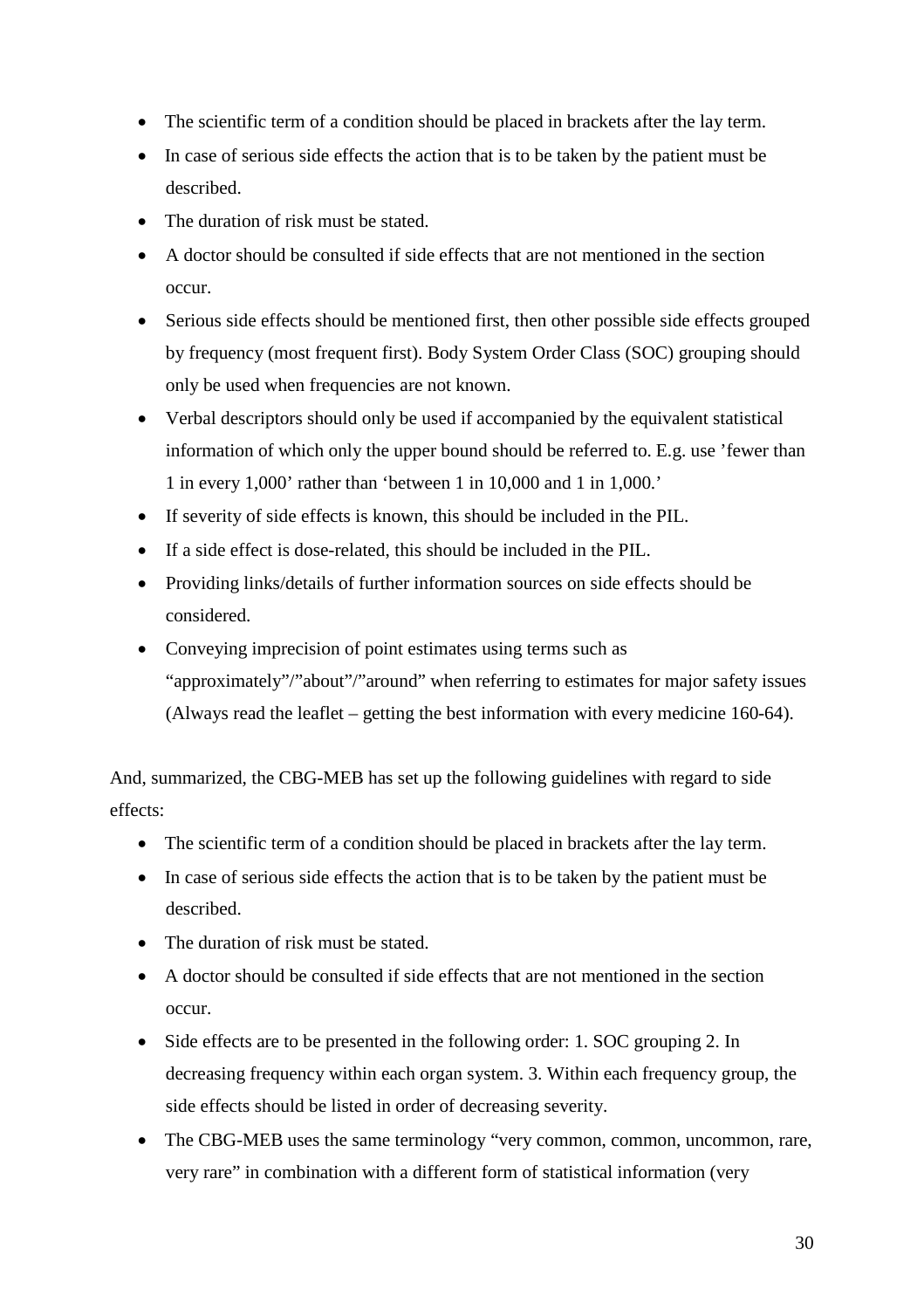- The scientific term of a condition should be placed in brackets after the lay term.
- In case of serious side effects the action that is to be taken by the patient must be described.
- The duration of risk must be stated.
- A doctor should be consulted if side effects that are not mentioned in the section occur.
- Serious side effects should be mentioned first, then other possible side effects grouped by frequency (most frequent first). Body System Order Class (SOC) grouping should only be used when frequencies are not known.
- Verbal descriptors should only be used if accompanied by the equivalent statistical information of which only the upper bound should be referred to. E.g. use 'fewer than 1 in every 1,000' rather than 'between 1 in 10,000 and 1 in 1,000.'
- If severity of side effects is known, this should be included in the PIL.
- If a side effect is dose-related, this should be included in the PIL.
- Providing links/details of further information sources on side effects should be considered.
- Conveying imprecision of point estimates using terms such as "approximately"/"about"/"around" when referring to estimates for major safety issues (Always read the leaflet – getting the best information with every medicine 160-64).

And, summarized, the CBG-MEB has set up the following guidelines with regard to side effects:

- The scientific term of a condition should be placed in brackets after the lay term.
- In case of serious side effects the action that is to be taken by the patient must be described.
- The duration of risk must be stated.
- A doctor should be consulted if side effects that are not mentioned in the section occur.
- Side effects are to be presented in the following order: 1. SOC grouping 2. In decreasing frequency within each organ system. 3. Within each frequency group, the side effects should be listed in order of decreasing severity.
- The CBG-MEB uses the same terminology "very common, common, uncommon, rare, very rare" in combination with a different form of statistical information (very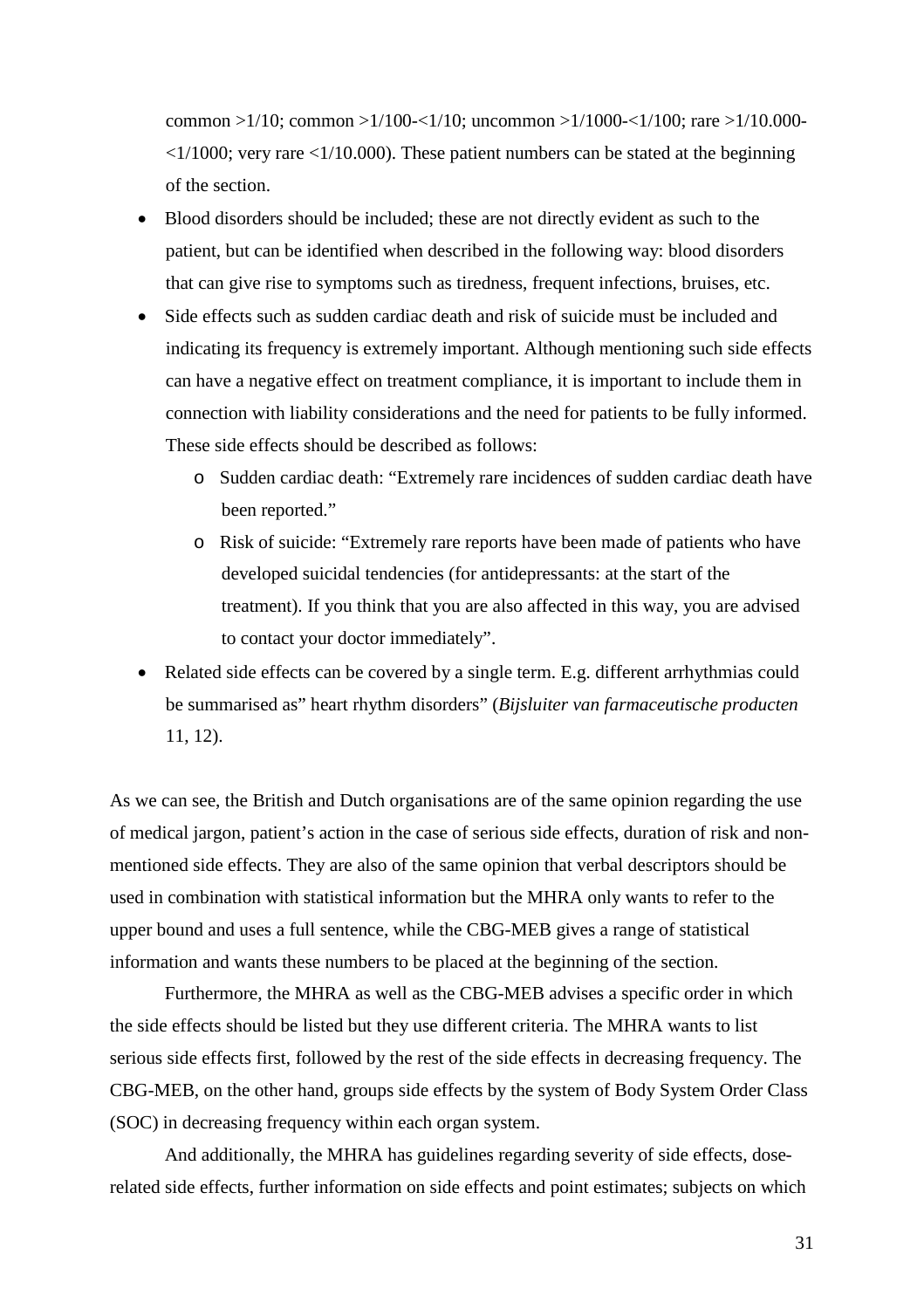common >1/10; common >1/100-<1/10; uncommon >1/1000-<1/100; rare >1/10.000-<1/1000; very rare <1/10.000). These patient numbers can be stated at the beginning of the section.

- Blood disorders should be included; these are not directly evident as such to the patient, but can be identified when described in the following way: blood disorders that can give rise to symptoms such as tiredness, frequent infections, bruises, etc.
- Side effects such as sudden cardiac death and risk of suicide must be included and indicating its frequency is extremely important. Although mentioning such side effects can have a negative effect on treatment compliance, it is important to include them in connection with liability considerations and the need for patients to be fully informed. These side effects should be described as follows:
    - Sudden cardiac death: "Extremely rare incidences of sudden cardiac death have been reported."
    - Risk of suicide: "Extremely rare reports have been made of patients who have developed suicidal tendencies (for antidepressants: at the start of the treatment). If you think that you are also affected in this way, you are advised to contact your doctor immediately".
- Related side effects can be covered by a single term. E.g. different arrhythmias could be summarised as" heart rhythm disorders" (*Bijsluiter van farmaceutische producten* 11, 12).

As we can see, the British and Dutch organisations are of the same opinion regarding the use of medical jargon, patient's action in the case of serious side effects, duration of risk and non-mentioned side effects. They are also of the same opinion that verbal descriptors should be used in combination with statistical information but the MHRA only wants to refer to the upper bound and uses a full sentence, while the CBG-MEB gives a range of statistical information and wants these numbers to be placed at the beginning of the section.

Furthermore, the MHRA as well as the CBG-MEB advises a specific order in which the side effects should be listed but they use different criteria. The MHRA wants to list serious side effects first, followed by the rest of the side effects in decreasing frequency. The CBG-MEB, on the other hand, groups side effects by the system of Body System Order Class (SOC) in decreasing frequency within each organ system.

And additionally, the MHRA has guidelines regarding severity of side effects, dose-related side effects, further information on side effects and point estimates; subjects on which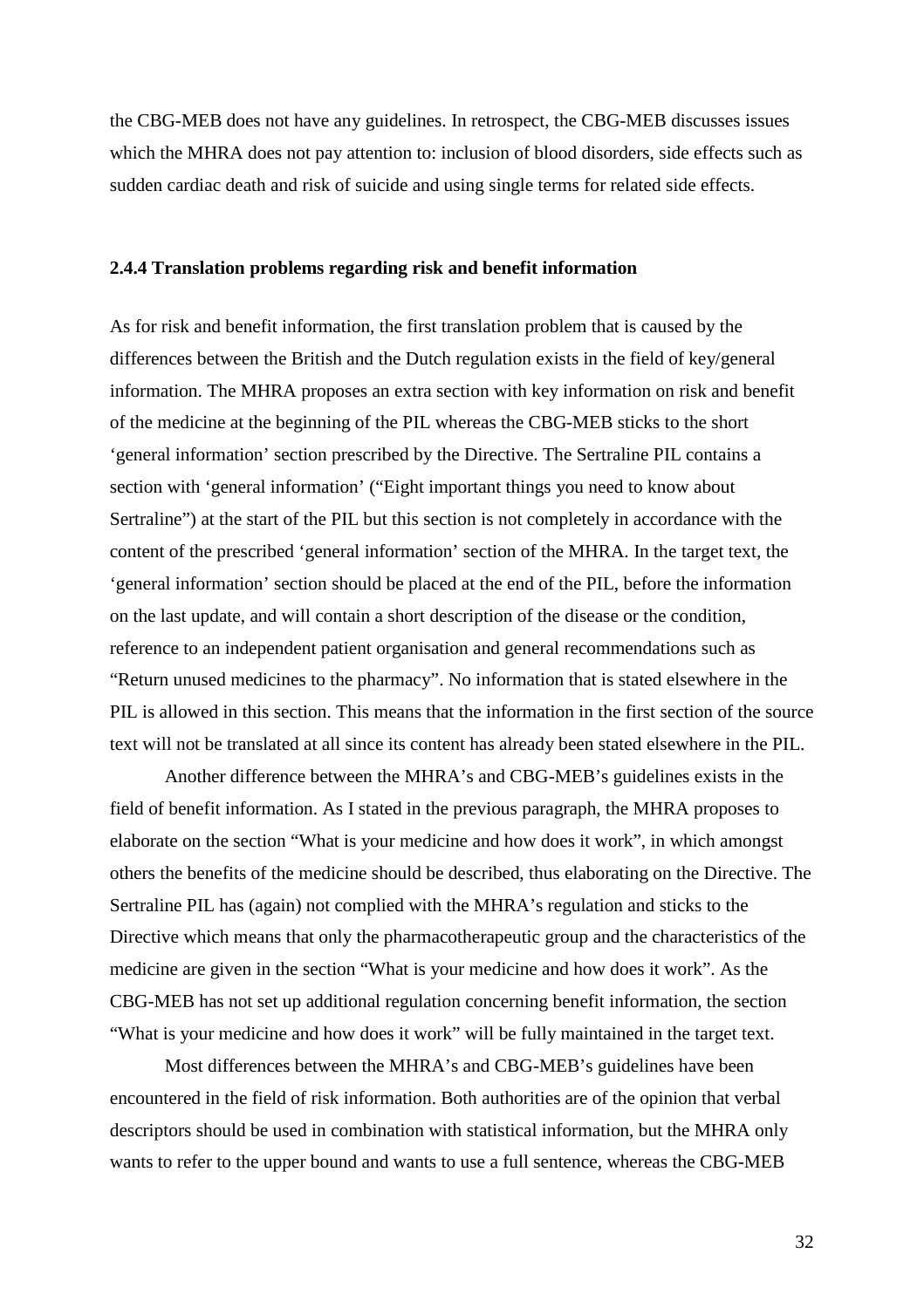the CBG-MEB does not have any guidelines. In retrospect, the CBG-MEB discusses issues which the MHRA does not pay attention to: inclusion of blood disorders, side effects such as sudden cardiac death and risk of suicide and using single terms for related side effects.

### 2.4.4 Translation problems regarding risk and benefit information

As for risk and benefit information, the first translation problem that is caused by the differences between the British and the Dutch regulation exists in the field of key/general information. The MHRA proposes an extra section with key information on risk and benefit of the medicine at the beginning of the PIL whereas the CBG-MEB sticks to the short 'general information' section prescribed by the Directive. The Sertraline PIL contains a section with 'general information' ("Eight important things you need to know about Sertraline") at the start of the PIL but this section is not completely in accordance with the content of the prescribed 'general information' section of the MHRA. In the target text, the 'general information' section should be placed at the end of the PIL, before the information on the last update, and will contain a short description of the disease or the condition, reference to an independent patient organisation and general recommendations such as "Return unused medicines to the pharmacy". No information that is stated elsewhere in the PIL is allowed in this section. This means that the information in the first section of the source text will not be translated at all since its content has already been stated elsewhere in the PIL.

Another difference between the MHRA's and CBG-MEB's guidelines exists in the field of benefit information. As I stated in the previous paragraph, the MHRA proposes to elaborate on the section "What is your medicine and how does it work", in which amongst others the benefits of the medicine should be described, thus elaborating on the Directive. The Sertraline PIL has (again) not complied with the MHRA's regulation and sticks to the Directive which means that only the pharmacotherapeutic group and the characteristics of the medicine are given in the section "What is your medicine and how does it work". As the CBG-MEB has not set up additional regulation concerning benefit information, the section "What is your medicine and how does it work" will be fully maintained in the target text.

Most differences between the MHRA's and CBG-MEB's guidelines have been encountered in the field of risk information. Both authorities are of the opinion that verbal descriptors should be used in combination with statistical information, but the MHRA only wants to refer to the upper bound and wants to use a full sentence, whereas the CBG-MEB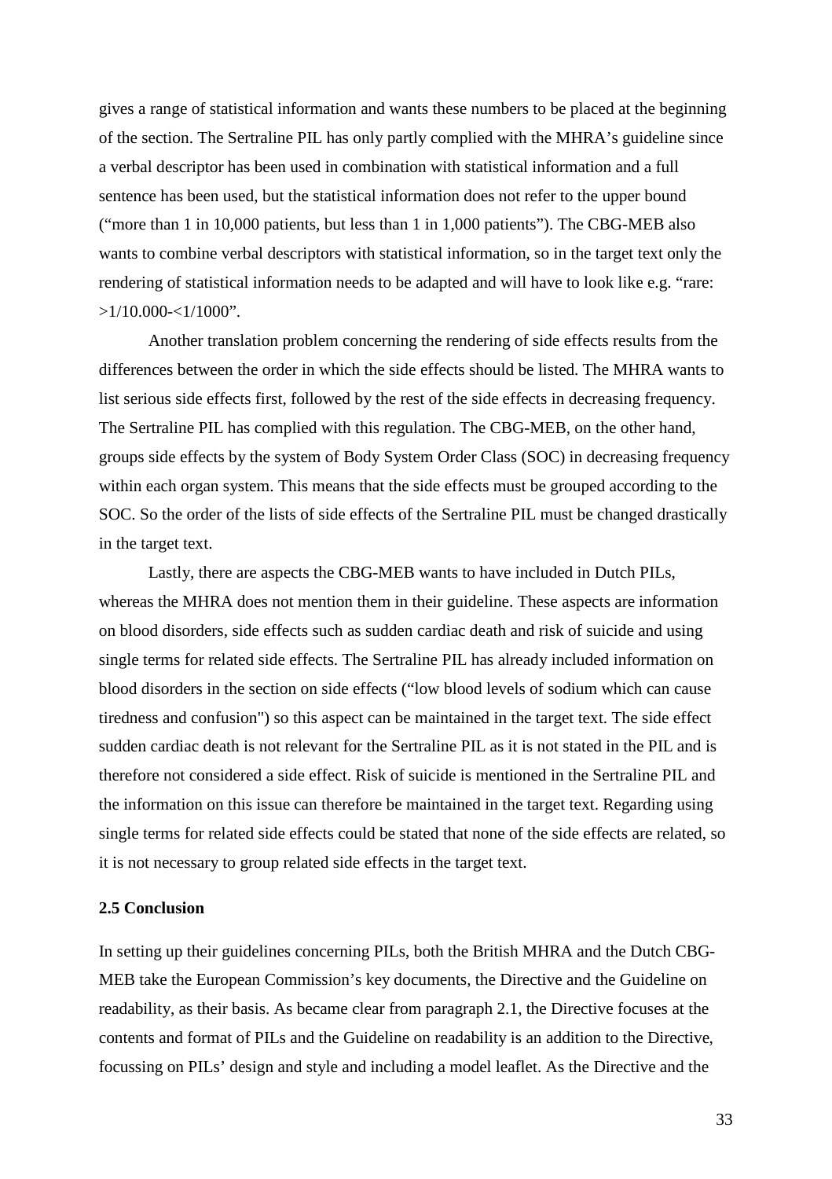gives a range of statistical information and wants these numbers to be placed at the beginning of the section. The Sertraline PIL has only partly complied with the MHRA's guideline since a verbal descriptor has been used in combination with statistical information and a full sentence has been used, but the statistical information does not refer to the upper bound ("more than 1 in 10,000 patients, but less than 1 in 1,000 patients"). The CBG-MEB also wants to combine verbal descriptors with statistical information, so in the target text only the rendering of statistical information needs to be adapted and will have to look like e.g. "rare: >1/10.000-<1/1000".

Another translation problem concerning the rendering of side effects results from the differences between the order in which the side effects should be listed. The MHRA wants to list serious side effects first, followed by the rest of the side effects in decreasing frequency. The Sertraline PIL has complied with this regulation. The CBG-MEB, on the other hand, groups side effects by the system of Body System Order Class (SOC) in decreasing frequency within each organ system. This means that the side effects must be grouped according to the SOC. So the order of the lists of side effects of the Sertraline PIL must be changed drastically in the target text.

Lastly, there are aspects the CBG-MEB wants to have included in Dutch PILs, whereas the MHRA does not mention them in their guideline. These aspects are information on blood disorders, side effects such as sudden cardiac death and risk of suicide and using single terms for related side effects. The Sertraline PIL has already included information on blood disorders in the section on side effects ("low blood levels of sodium which can cause tiredness and confusion") so this aspect can be maintained in the target text. The side effect sudden cardiac death is not relevant for the Sertraline PIL as it is not stated in the PIL and is therefore not considered a side effect. Risk of suicide is mentioned in the Sertraline PIL and the information on this issue can therefore be maintained in the target text. Regarding using single terms for related side effects could be stated that none of the side effects are related, so it is not necessary to group related side effects in the target text.

### 2.5 Conclusion

In setting up their guidelines concerning PILs, both the British MHRA and the Dutch CBG-MEB take the European Commission's key documents, the Directive and the Guideline on readability, as their basis. As became clear from paragraph 2.1, the Directive focuses at the contents and format of PILs and the Guideline on readability is an addition to the Directive, focussing on PILs' design and style and including a model leaflet. As the Directive and the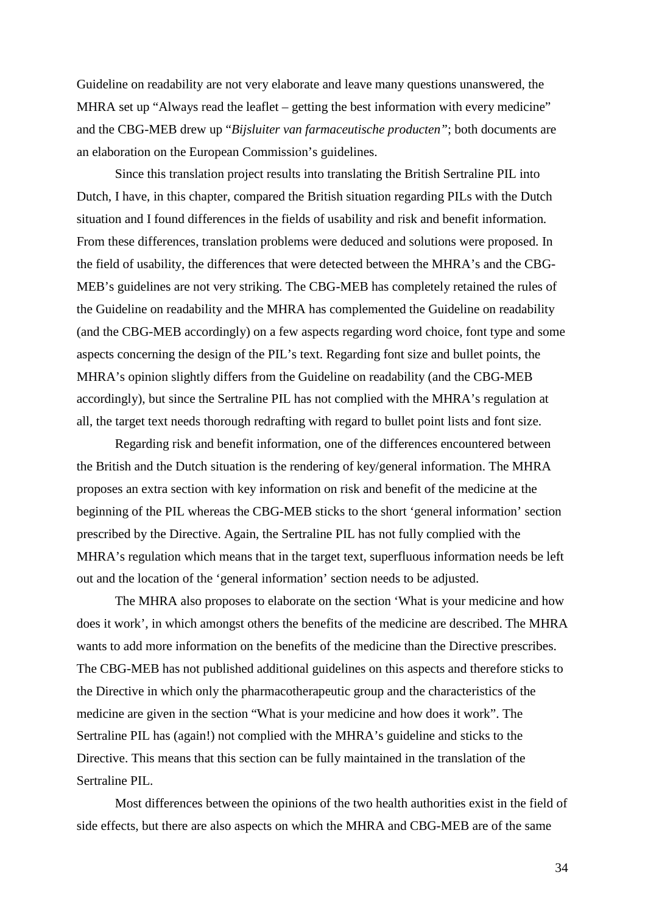Guideline on readability are not very elaborate and leave many questions unanswered, the MHRA set up "Always read the leaflet – getting the best information with every medicine" and the CBG-MEB drew up "*Bijsluiter van farmaceutische producten*"; both documents are an elaboration on the European Commission's guidelines.

Since this translation project results into translating the British Sertraline PIL into Dutch, I have, in this chapter, compared the British situation regarding PILs with the Dutch situation and I found differences in the fields of usability and risk and benefit information. From these differences, translation problems were deduced and solutions were proposed. In the field of usability, the differences that were detected between the MHRA's and the CBG-MEB's guidelines are not very striking. The CBG-MEB has completely retained the rules of the Guideline on readability and the MHRA has complemented the Guideline on readability (and the CBG-MEB accordingly) on a few aspects regarding word choice, font type and some aspects concerning the design of the PIL's text. Regarding font size and bullet points, the MHRA's opinion slightly differs from the Guideline on readability (and the CBG-MEB accordingly), but since the Sertraline PIL has not complied with the MHRA's regulation at all, the target text needs thorough redrafting with regard to bullet point lists and font size.

Regarding risk and benefit information, one of the differences encountered between the British and the Dutch situation is the rendering of key/general information. The MHRA proposes an extra section with key information on risk and benefit of the medicine at the beginning of the PIL whereas the CBG-MEB sticks to the short 'general information' section prescribed by the Directive. Again, the Sertraline PIL has not fully complied with the MHRA's regulation which means that in the target text, superfluous information needs be left out and the location of the 'general information' section needs to be adjusted.

The MHRA also proposes to elaborate on the section 'What is your medicine and how does it work', in which amongst others the benefits of the medicine are described. The MHRA wants to add more information on the benefits of the medicine than the Directive prescribes. The CBG-MEB has not published additional guidelines on this aspects and therefore sticks to the Directive in which only the pharmacotherapeutic group and the characteristics of the medicine are given in the section "What is your medicine and how does it work". The Sertraline PIL has (again!) not complied with the MHRA's guideline and sticks to the Directive. This means that this section can be fully maintained in the translation of the Sertraline PIL.

Most differences between the opinions of the two health authorities exist in the field of side effects, but there are also aspects on which the MHRA and CBG-MEB are of the same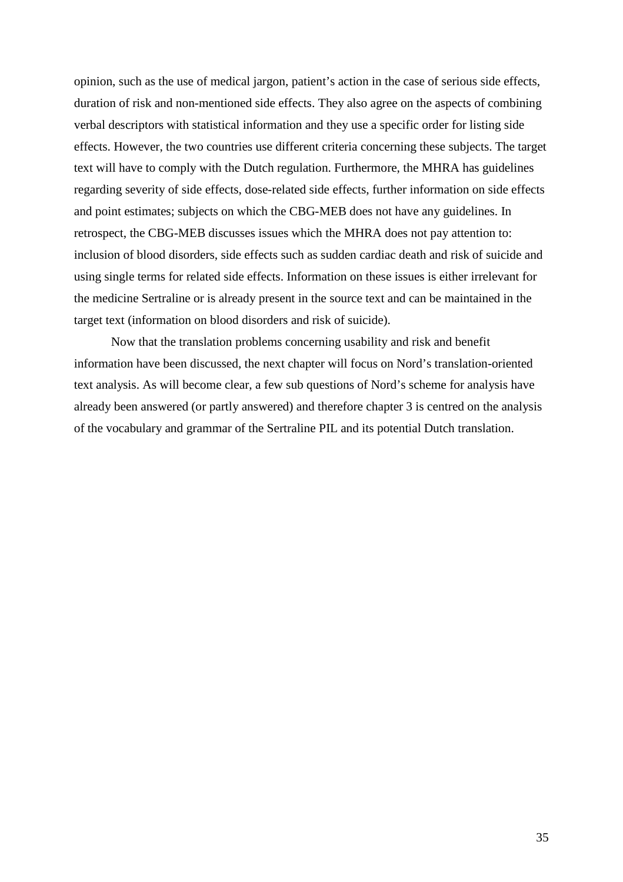opinion, such as the use of medical jargon, patient's action in the case of serious side effects, duration of risk and non-mentioned side effects. They also agree on the aspects of combining verbal descriptors with statistical information and they use a specific order for listing side effects. However, the two countries use different criteria concerning these subjects. The target text will have to comply with the Dutch regulation. Furthermore, the MHRA has guidelines regarding severity of side effects, dose-related side effects, further information on side effects and point estimates; subjects on which the CBG-MEB does not have any guidelines. In retrospect, the CBG-MEB discusses issues which the MHRA does not pay attention to: inclusion of blood disorders, side effects such as sudden cardiac death and risk of suicide and using single terms for related side effects. Information on these issues is either irrelevant for the medicine Sertraline or is already present in the source text and can be maintained in the target text (information on blood disorders and risk of suicide).

Now that the translation problems concerning usability and risk and benefit information have been discussed, the next chapter will focus on Nord's translation-oriented text analysis. As will become clear, a few sub questions of Nord's scheme for analysis have already been answered (or partly answered) and therefore chapter 3 is centred on the analysis of the vocabulary and grammar of the Sertraline PIL and its potential Dutch translation.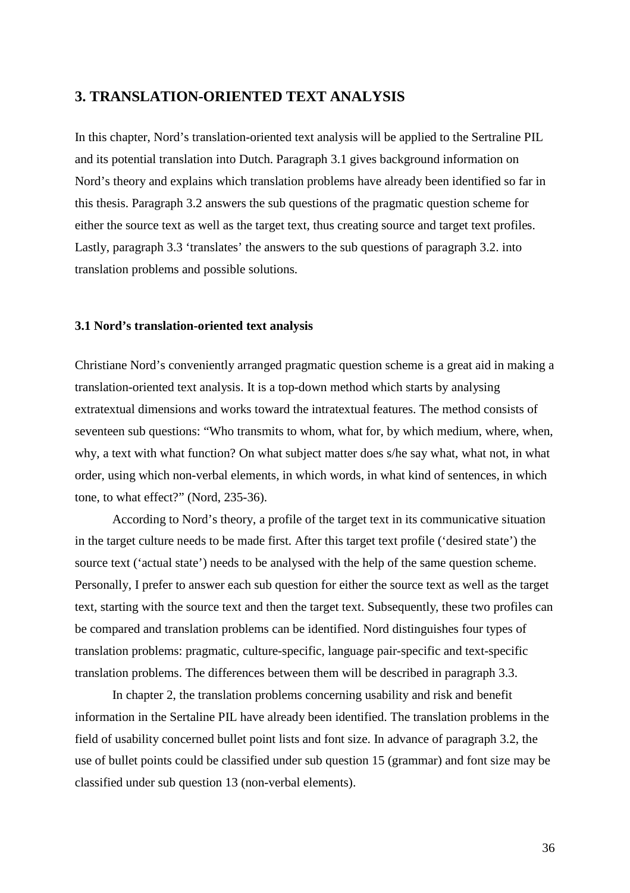## 3. TRANSLATION-ORIENTED TEXT ANALYSIS

In this chapter, Nord's translation-oriented text analysis will be applied to the Sertraline PIL and its potential translation into Dutch. Paragraph 3.1 gives background information on Nord's theory and explains which translation problems have already been identified so far in this thesis. Paragraph 3.2 answers the sub questions of the pragmatic question scheme for either the source text as well as the target text, thus creating source and target text profiles. Lastly, paragraph 3.3 'translates' the answers to the sub questions of paragraph 3.2. into translation problems and possible solutions.

### 3.1 Nord's translation-oriented text analysis

Christiane Nord's conveniently arranged pragmatic question scheme is a great aid in making a translation-oriented text analysis. It is a top-down method which starts by analysing extratextual dimensions and works toward the intratextual features. The method consists of seventeen sub questions: "Who transmits to whom, what for, by which medium, where, when, why, a text with what function? On what subject matter does s/he say what, what not, in what order, using which non-verbal elements, in which words, in what kind of sentences, in which tone, to what effect?" (Nord, 235-36).

According to Nord's theory, a profile of the target text in its communicative situation in the target culture needs to be made first. After this target text profile ('desired state') the source text ('actual state') needs to be analysed with the help of the same question scheme. Personally, I prefer to answer each sub question for either the source text as well as the target text, starting with the source text and then the target text. Subsequently, these two profiles can be compared and translation problems can be identified. Nord distinguishes four types of translation problems: pragmatic, culture-specific, language pair-specific and text-specific translation problems. The differences between them will be described in paragraph 3.3.

In chapter 2, the translation problems concerning usability and risk and benefit information in the Sertaline PIL have already been identified. The translation problems in the field of usability concerned bullet point lists and font size. In advance of paragraph 3.2, the use of bullet points could be classified under sub question 15 (grammar) and font size may be classified under sub question 13 (non-verbal elements).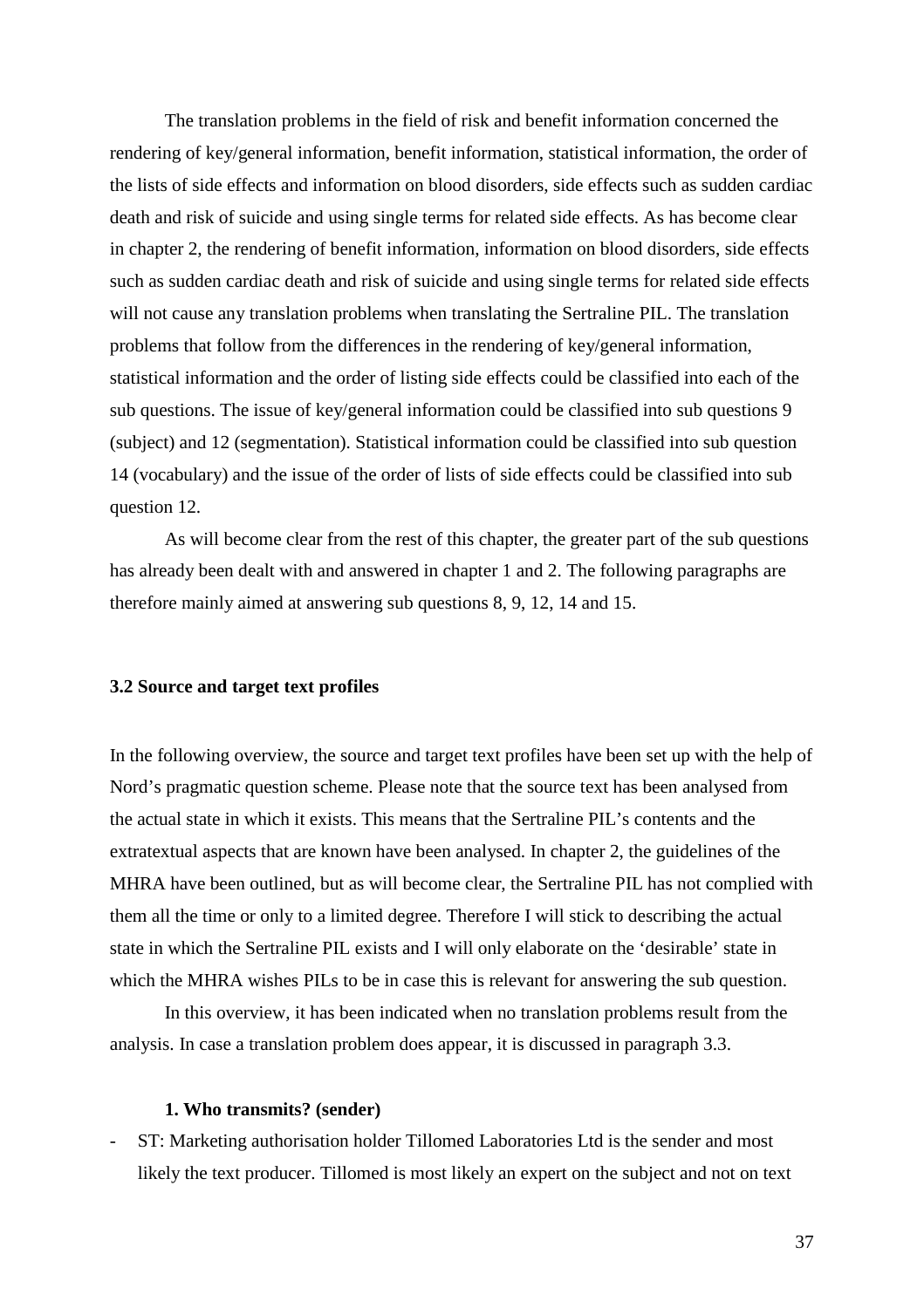The translation problems in the field of risk and benefit information concerned the rendering of key/general information, benefit information, statistical information, the order of the lists of side effects and information on blood disorders, side effects such as sudden cardiac death and risk of suicide and using single terms for related side effects. As has become clear in chapter 2, the rendering of benefit information, information on blood disorders, side effects such as sudden cardiac death and risk of suicide and using single terms for related side effects will not cause any translation problems when translating the Sertraline PIL. The translation problems that follow from the differences in the rendering of key/general information, statistical information and the order of listing side effects could be classified into each of the sub questions. The issue of key/general information could be classified into sub questions 9 (subject) and 12 (segmentation). Statistical information could be classified into sub question 14 (vocabulary) and the issue of the order of lists of side effects could be classified into sub question 12.

As will become clear from the rest of this chapter, the greater part of the sub questions has already been dealt with and answered in chapter 1 and 2. The following paragraphs are therefore mainly aimed at answering sub questions 8, 9, 12, 14 and 15.

### 3.2 Source and target text profiles

In the following overview, the source and target text profiles have been set up with the help of Nord's pragmatic question scheme. Please note that the source text has been analysed from the actual state in which it exists. This means that the Sertraline PIL's contents and the extratextual aspects that are known have been analysed. In chapter 2, the guidelines of the MHRA have been outlined, but as will become clear, the Sertraline PIL has not complied with them all the time or only to a limited degree. Therefore I will stick to describing the actual state in which the Sertraline PIL exists and I will only elaborate on the 'desirable' state in which the MHRA wishes PILs to be in case this is relevant for answering the sub question.

In this overview, it has been indicated when no translation problems result from the analysis. In case a translation problem does appear, it is discussed in paragraph 3.3.

**1. Who transmits? (sender)**

- ST: Marketing authorisation holder Tillomed Laboratories Ltd is the sender and most likely the text producer. Tillomed is most likely an expert on the subject and not on text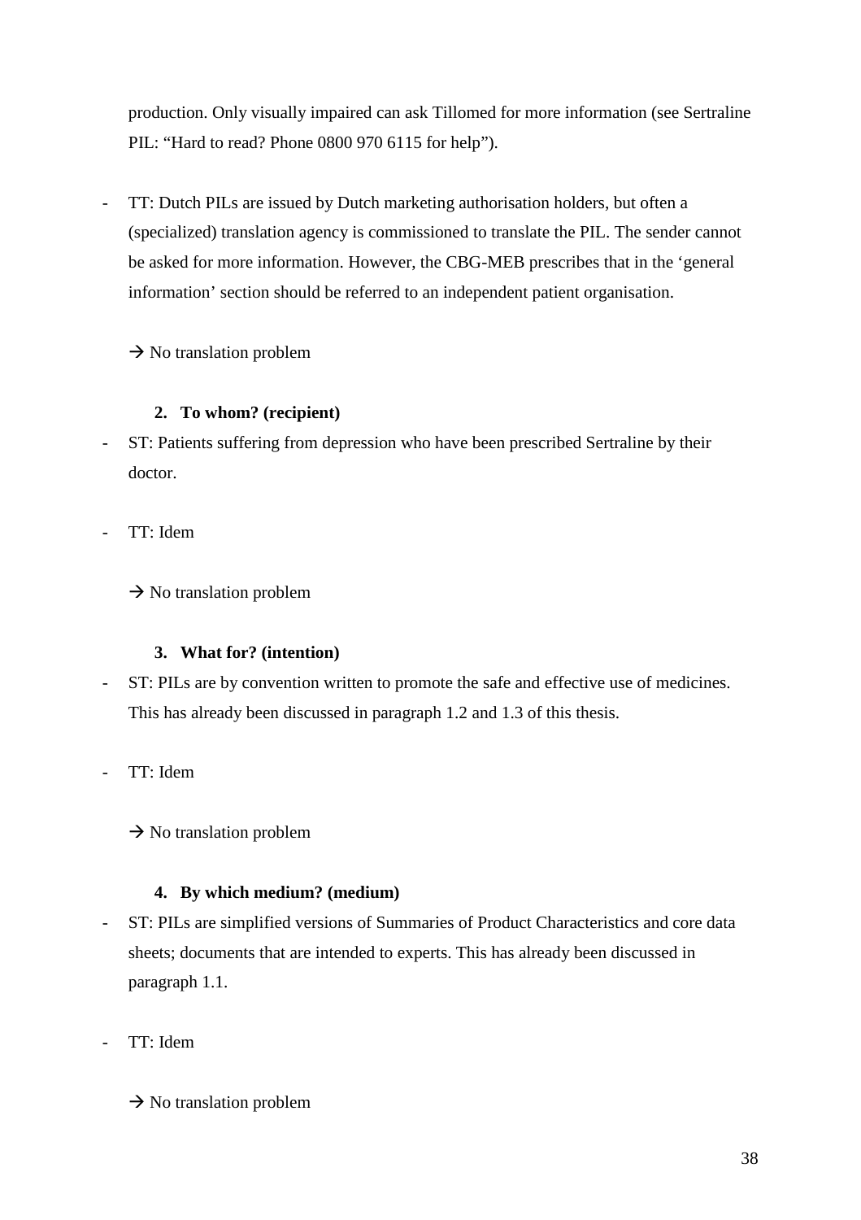production. Only visually impaired can ask Tillomed for more information (see Sertraline PIL: "Hard to read? Phone 0800 970 6115 for help").

- TT: Dutch PILs are issued by Dutch marketing authorisation holders, but often a (specialized) translation agency is commissioned to translate the PIL. The sender cannot be asked for more information. However, the CBG-MEB prescribes that in the 'general information' section should be referred to an independent patient organisation.

  → No translation problem

**2. To whom? (recipient)**

- ST: Patients suffering from depression who have been prescribed Sertraline by their doctor.

- TT: Idem

  → No translation problem

**3. What for? (intention)**

- ST: PILs are by convention written to promote the safe and effective use of medicines. This has already been discussed in paragraph 1.2 and 1.3 of this thesis.

- TT: Idem

  → No translation problem

**4. By which medium? (medium)**

- ST: PILs are simplified versions of Summaries of Product Characteristics and core data sheets; documents that are intended to experts. This has already been discussed in paragraph 1.1.

- TT: Idem

  → No translation problem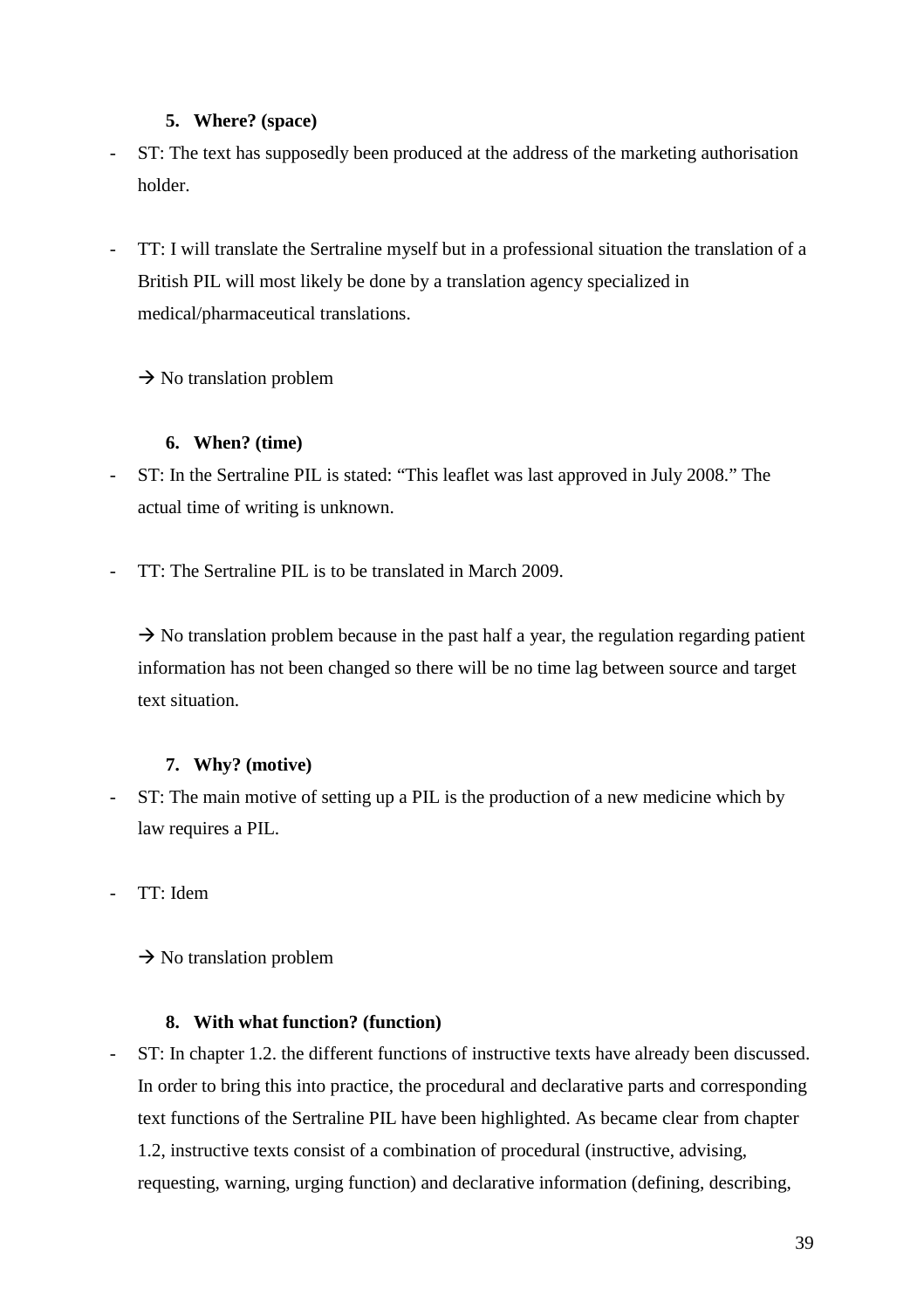5. **Where? (space)**

- ST: The text has supposedly been produced at the address of the marketing authorisation holder.

- TT: I will translate the Sertraline myself but in a professional situation the translation of a British PIL will most likely be done by a translation agency specialized in medical/pharmaceutical translations.

  → No translation problem

6. **When? (time)**

- ST: In the Sertraline PIL is stated: "This leaflet was last approved in July 2008." The actual time of writing is unknown.

- TT: The Sertraline PIL is to be translated in March 2009.

  → No translation problem because in the past half a year, the regulation regarding patient information has not been changed so there will be no time lag between source and target text situation.

7. **Why? (motive)**

- ST: The main motive of setting up a PIL is the production of a new medicine which by law requires a PIL.

- TT: Idem

  → No translation problem

8. **With what function? (function)**

- ST: In chapter 1.2. the different functions of instructive texts have already been discussed. In order to bring this into practice, the procedural and declarative parts and corresponding text functions of the Sertraline PIL have been highlighted. As became clear from chapter 1.2, instructive texts consist of a combination of procedural (instructive, advising, requesting, warning, urging function) and declarative information (defining, describing,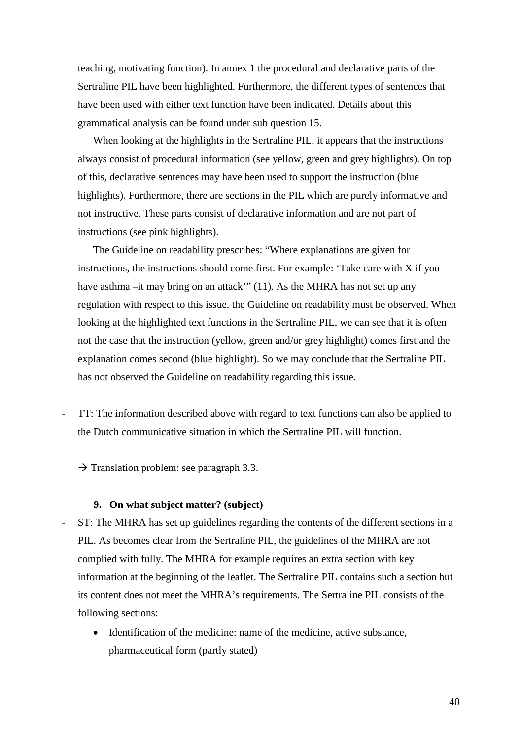teaching, motivating function). In annex 1 the procedural and declarative parts of the Sertraline PIL have been highlighted. Furthermore, the different types of sentences that have been used with either text function have been indicated. Details about this grammatical analysis can be found under sub question 15.

When looking at the highlights in the Sertraline PIL, it appears that the instructions always consist of procedural information (see yellow, green and grey highlights). On top of this, declarative sentences may have been used to support the instruction (blue highlights). Furthermore, there are sections in the PIL which are purely informative and not instructive. These parts consist of declarative information and are not part of instructions (see pink highlights).

The Guideline on readability prescribes: "Where explanations are given for instructions, the instructions should come first. For example: 'Take care with X if you have asthma –it may bring on an attack'" (11). As the MHRA has not set up any regulation with respect to this issue, the Guideline on readability must be observed. When looking at the highlighted text functions in the Sertraline PIL, we can see that it is often not the case that the instruction (yellow, green and/or grey highlight) comes first and the explanation comes second (blue highlight). So we may conclude that the Sertraline PIL has not observed the Guideline on readability regarding this issue.

- TT: The information described above with regard to text functions can also be applied to the Dutch communicative situation in which the Sertraline PIL will function.

→ Translation problem: see paragraph 3.3.

**9. On what subject matter? (subject)**

- ST: The MHRA has set up guidelines regarding the contents of the different sections in a PIL. As becomes clear from the Sertraline PIL, the guidelines of the MHRA are not complied with fully. The MHRA for example requires an extra section with key information at the beginning of the leaflet. The Sertraline PIL contains such a section but its content does not meet the MHRA's requirements. The Sertraline PIL consists of the following sections:
  - Identification of the medicine: name of the medicine, active substance, pharmaceutical form (partly stated)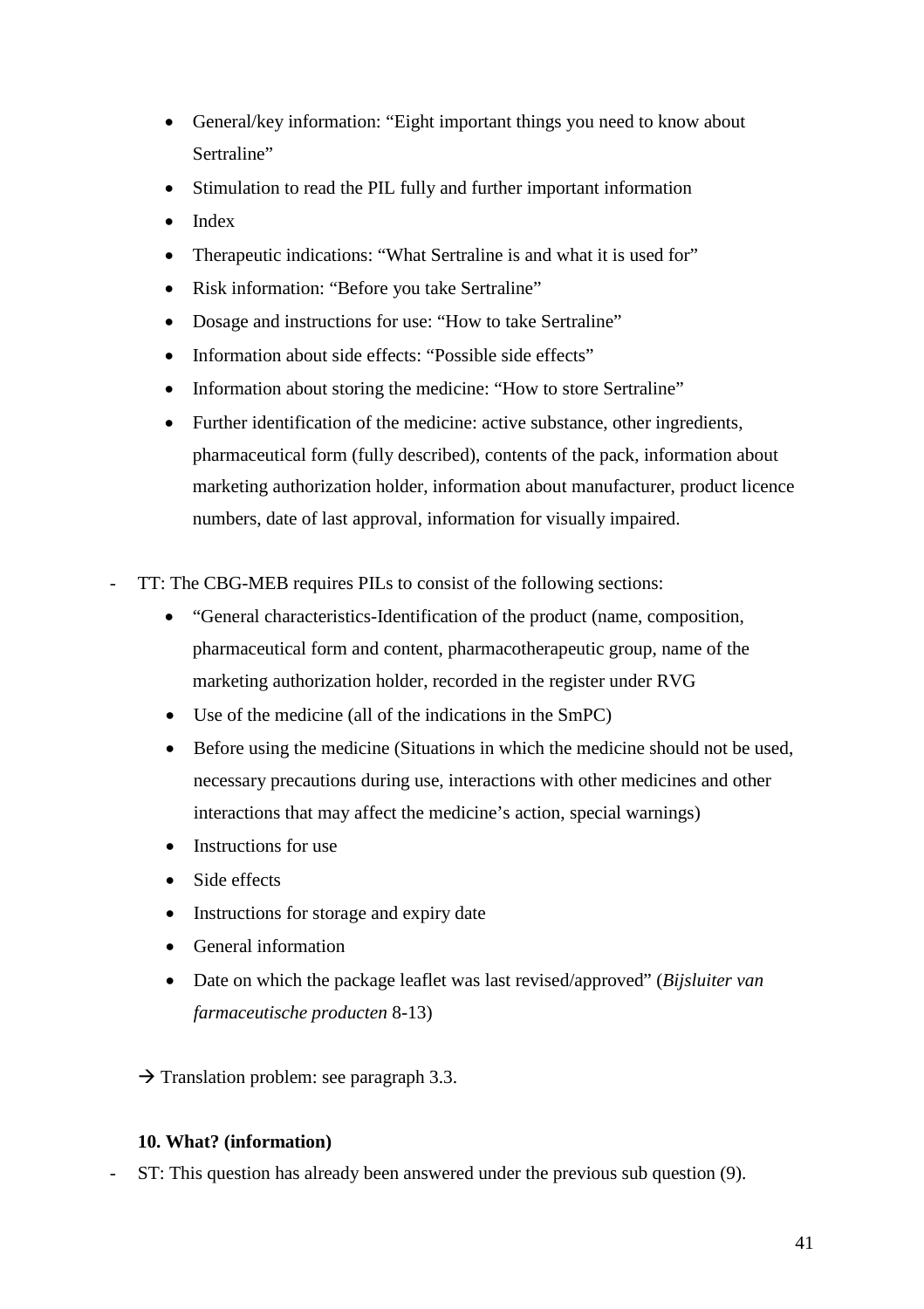- General/key information: “Eight important things you need to know about Sertraline”
- Stimulation to read the PIL fully and further important information
- Index
- Therapeutic indications: “What Sertraline is and what it is used for”
- Risk information: “Before you take Sertraline”
- Dosage and instructions for use: “How to take Sertraline”
- Information about side effects: “Possible side effects”
- Information about storing the medicine: “How to store Sertraline”
- Further identification of the medicine: active substance, other ingredients, pharmaceutical form (fully described), contents of the pack, information about marketing authorization holder, information about manufacturer, product licence numbers, date of last approval, information for visually impaired.

- TT: The CBG-MEB requires PILs to consist of the following sections:
    - “General characteristics-Identification of the product (name, composition, pharmaceutical form and content, pharmacotherapeutic group, name of the marketing authorization holder, recorded in the register under RVG
    - Use of the medicine (all of the indications in the SmPC)
    - Before using the medicine (Situations in which the medicine should not be used, necessary precautions during use, interactions with other medicines and other interactions that may affect the medicine’s action, special warnings)
    - Instructions for use
    - Side effects
    - Instructions for storage and expiry date
    - General information
    - Date on which the package leaflet was last revised/approved” (*Bijsluiter van farmaceutische producten* 8-13)

  → Translation problem: see paragraph 3.3.

**10. What? (information)**

- ST: This question has already been answered under the previous sub question (9).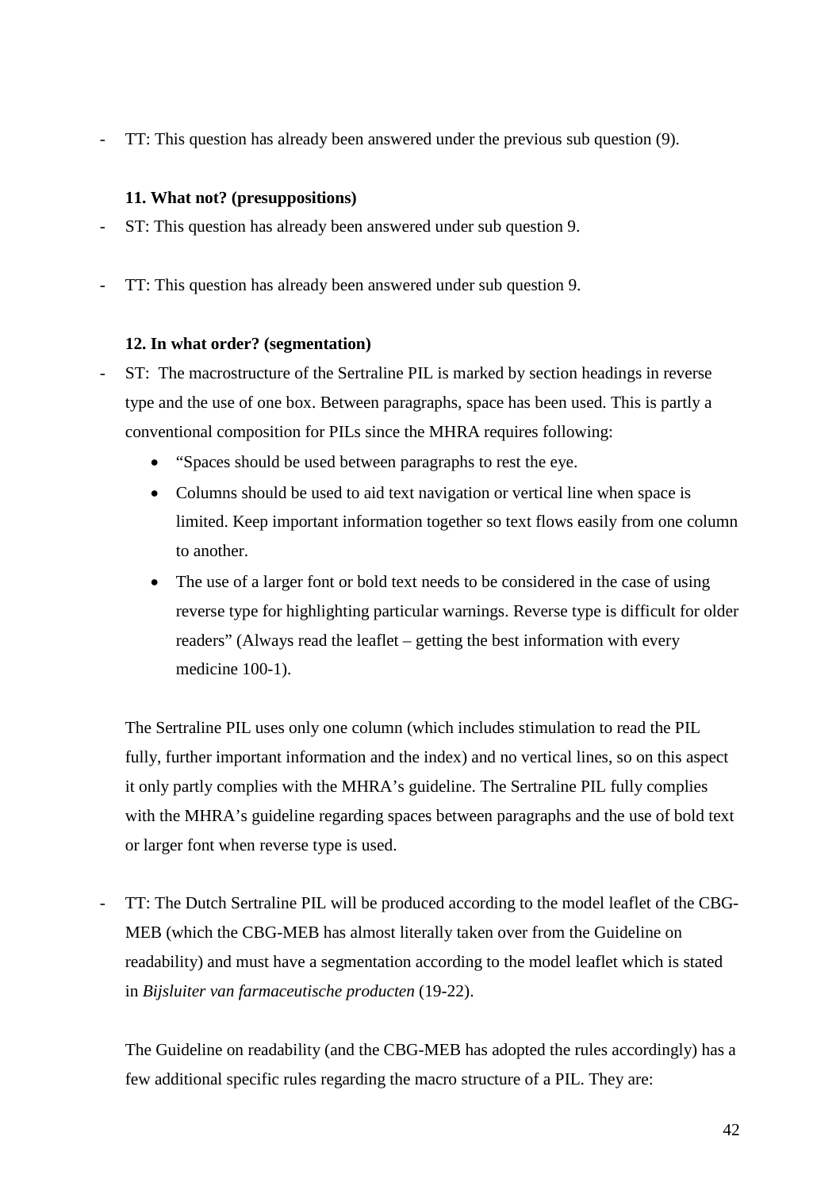- TT: This question has already been answered under the previous sub question (9).

**11. What not? (presuppositions)**

- ST: This question has already been answered under sub question 9.

- TT: This question has already been answered under sub question 9.

**12. In what order? (segmentation)**

- ST: The macrostructure of the Sertraline PIL is marked by section headings in reverse type and the use of one box. Between paragraphs, space has been used. This is partly a conventional composition for PILs since the MHRA requires following:
  - "Spaces should be used between paragraphs to rest the eye.
  - Columns should be used to aid text navigation or vertical line when space is limited. Keep important information together so text flows easily from one column to another.
  - The use of a larger font or bold text needs to be considered in the case of using reverse type for highlighting particular warnings. Reverse type is difficult for older readers" (Always read the leaflet – getting the best information with every medicine 100-1).

  The Sertraline PIL uses only one column (which includes stimulation to read the PIL fully, further important information and the index) and no vertical lines, so on this aspect it only partly complies with the MHRA's guideline. The Sertraline PIL fully complies with the MHRA's guideline regarding spaces between paragraphs and the use of bold text or larger font when reverse type is used.

- TT: The Dutch Sertraline PIL will be produced according to the model leaflet of the CBG-MEB (which the CBG-MEB has almost literally taken over from the Guideline on readability) and must have a segmentation according to the model leaflet which is stated in *Bijsluiter van farmaceutische producten* (19-22).

  The Guideline on readability (and the CBG-MEB has adopted the rules accordingly) has a few additional specific rules regarding the macro structure of a PIL. They are: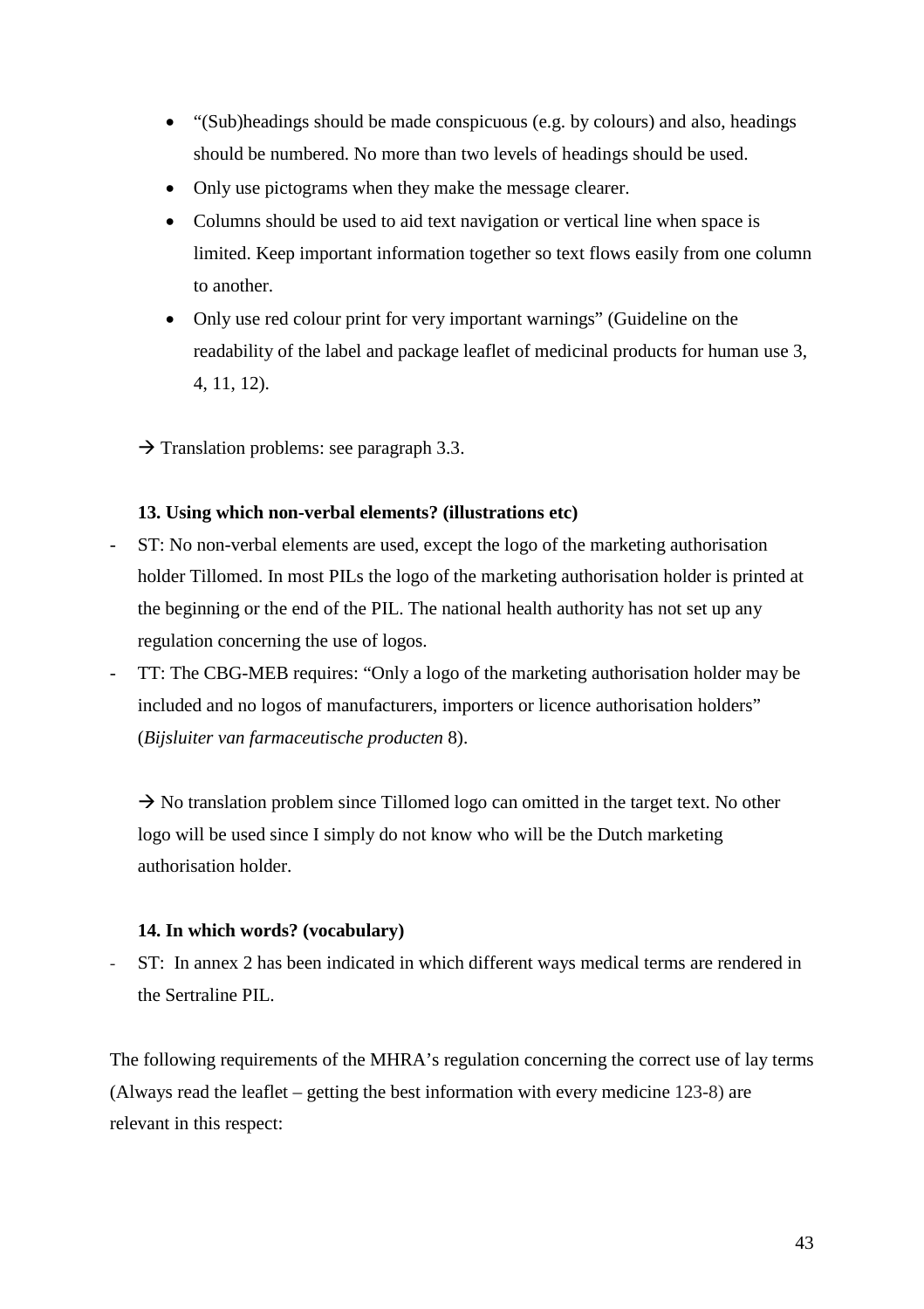- "(Sub)headings should be made conspicuous (e.g. by colours) and also, headings should be numbered. No more than two levels of headings should be used.
- Only use pictograms when they make the message clearer.
- Columns should be used to aid text navigation or vertical line when space is limited. Keep important information together so text flows easily from one column to another.
- Only use red colour print for very important warnings" (Guideline on the readability of the label and package leaflet of medicinal products for human use 3, 4, 11, 12).

→ Translation problems: see paragraph 3.3.

**13. Using which non-verbal elements? (illustrations etc)**

- ST: No non-verbal elements are used, except the logo of the marketing authorisation holder Tillomed. In most PILs the logo of the marketing authorisation holder is printed at the beginning or the end of the PIL. The national health authority has not set up any regulation concerning the use of logos.
- TT: The CBG-MEB requires: "Only a logo of the marketing authorisation holder may be included and no logos of manufacturers, importers or licence authorisation holders" (*Bijsluiter van farmaceutische producten* 8).

→ No translation problem since Tillomed logo can omitted in the target text. No other logo will be used since I simply do not know who will be the Dutch marketing authorisation holder.

**14. In which words? (vocabulary)**

- ST: In annex 2 has been indicated in which different ways medical terms are rendered in the Sertraline PIL.

The following requirements of the MHRA's regulation concerning the correct use of lay terms (Always read the leaflet – getting the best information with every medicine 123-8) are relevant in this respect: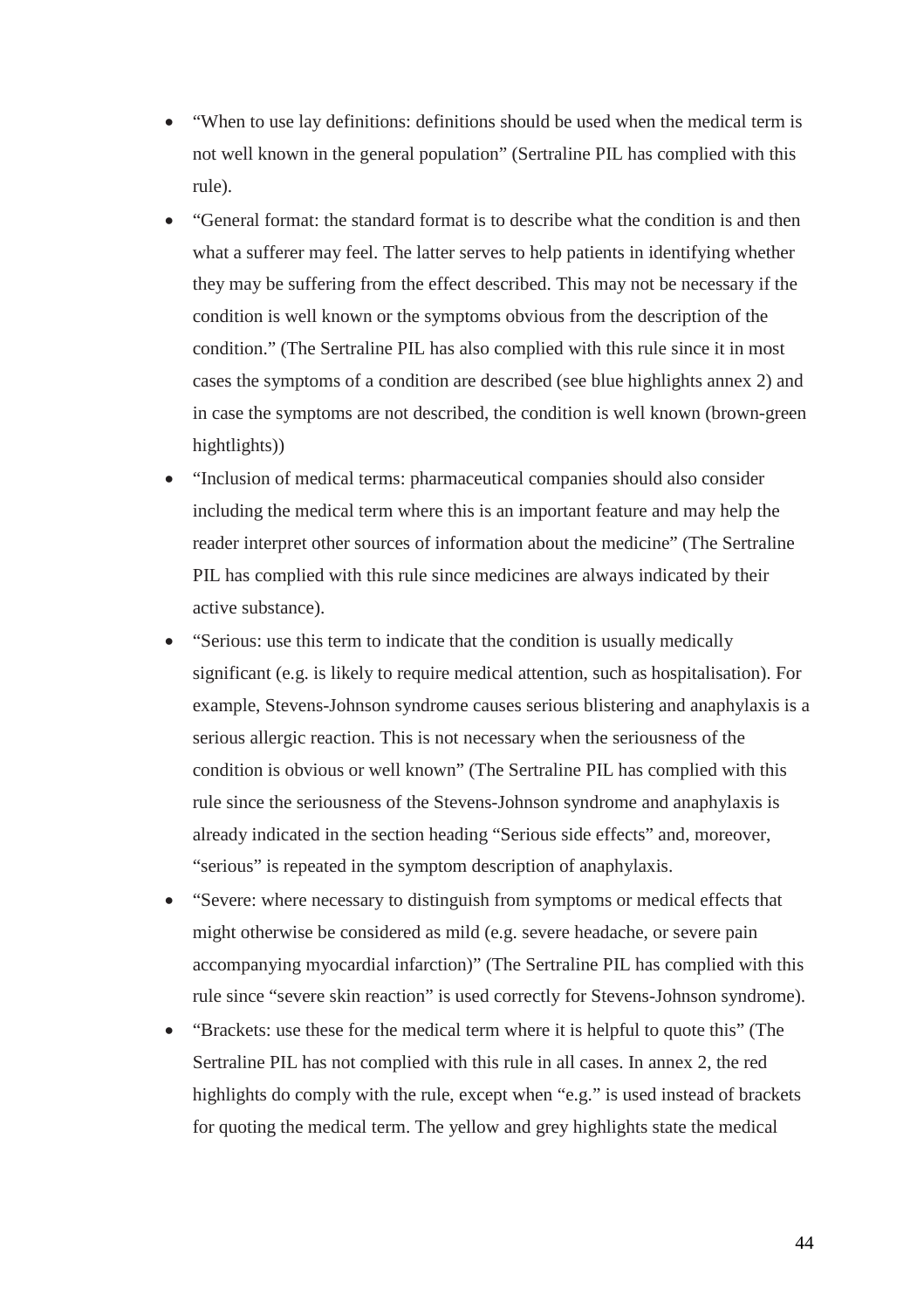- "When to use lay definitions: definitions should be used when the medical term is not well known in the general population" (Sertraline PIL has complied with this rule).
- "General format: the standard format is to describe what the condition is and then what a sufferer may feel. The latter serves to help patients in identifying whether they may be suffering from the effect described. This may not be necessary if the condition is well known or the symptoms obvious from the description of the condition." (The Sertraline PIL has also complied with this rule since it in most cases the symptoms of a condition are described (see blue highlights annex 2) and in case the symptoms are not described, the condition is well known (brown-green hightlights))
- "Inclusion of medical terms: pharmaceutical companies should also consider including the medical term where this is an important feature and may help the reader interpret other sources of information about the medicine" (The Sertraline PIL has complied with this rule since medicines are always indicated by their active substance).
- "Serious: use this term to indicate that the condition is usually medically significant (e.g. is likely to require medical attention, such as hospitalisation). For example, Stevens-Johnson syndrome causes serious blistering and anaphylaxis is a serious allergic reaction. This is not necessary when the seriousness of the condition is obvious or well known" (The Sertraline PIL has complied with this rule since the seriousness of the Stevens-Johnson syndrome and anaphylaxis is already indicated in the section heading "Serious side effects" and, moreover, "serious" is repeated in the symptom description of anaphylaxis.
- "Severe: where necessary to distinguish from symptoms or medical effects that might otherwise be considered as mild (e.g. severe headache, or severe pain accompanying myocardial infarction)" (The Sertraline PIL has complied with this rule since "severe skin reaction" is used correctly for Stevens-Johnson syndrome).
- "Brackets: use these for the medical term where it is helpful to quote this" (The Sertraline PIL has not complied with this rule in all cases. In annex 2, the red highlights do comply with the rule, except when "e.g." is used instead of brackets for quoting the medical term. The yellow and grey highlights state the medical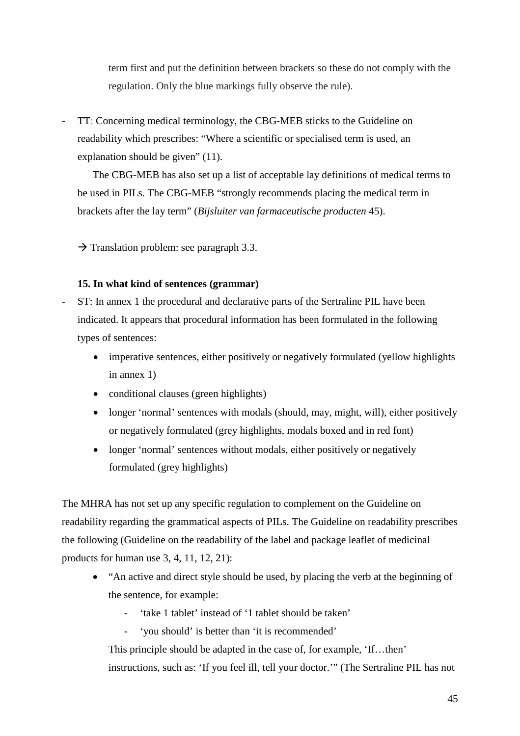term first and put the definition between brackets so these do not comply with the regulation. Only the blue markings fully observe the rule).

- TT: Concerning medical terminology, the CBG-MEB sticks to the Guideline on readability which prescribes: "Where a scientific or specialised term is used, an explanation should be given" (11).

  The CBG-MEB has also set up a list of acceptable lay definitions of medical terms to be used in PILs. The CBG-MEB "strongly recommends placing the medical term in brackets after the lay term" (*Bijsluiter van farmaceutische producten* 45).

  → Translation problem: see paragraph 3.3.

**15. In what kind of sentences (grammar)**

- ST: In annex 1 the procedural and declarative parts of the Sertraline PIL have been indicated. It appears that procedural information has been formulated in the following types of sentences:
  - imperative sentences, either positively or negatively formulated (yellow highlights in annex 1)
  - conditional clauses (green highlights)
  - longer 'normal' sentences with modals (should, may, might, will), either positively or negatively formulated (grey highlights, modals boxed and in red font)
  - longer 'normal' sentences without modals, either positively or negatively formulated (grey highlights)

The MHRA has not set up any specific regulation to complement on the Guideline on readability regarding the grammatical aspects of PILs. The Guideline on readability prescribes the following (Guideline on the readability of the label and package leaflet of medicinal products for human use 3, 4, 11, 12, 21):

- "An active and direct style should be used, by placing the verb at the beginning of the sentence, for example:
  - 'take 1 tablet' instead of '1 tablet should be taken'
  - 'you should' is better than 'it is recommended'

  This principle should be adapted in the case of, for example, 'If…then' instructions, such as: 'If you feel ill, tell your doctor.'" (The Sertraline PIL has not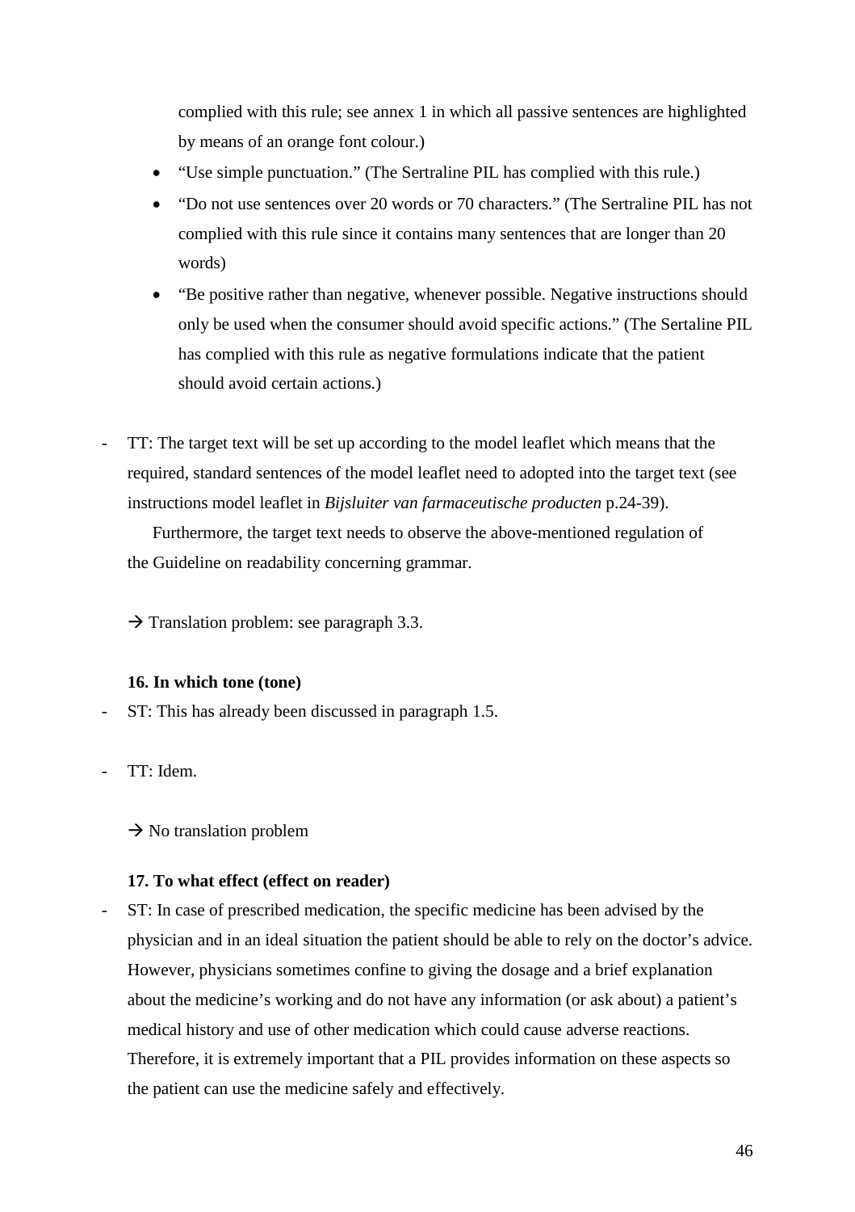complied with this rule; see annex 1 in which all passive sentences are highlighted by means of an orange font colour.)

- "Use simple punctuation." (The Sertraline PIL has complied with this rule.)
- "Do not use sentences over 20 words or 70 characters." (The Sertraline PIL has not complied with this rule since it contains many sentences that are longer than 20 words)
- "Be positive rather than negative, whenever possible. Negative instructions should only be used when the consumer should avoid specific actions." (The Sertaline PIL has complied with this rule as negative formulations indicate that the patient should avoid certain actions.)

- TT: The target text will be set up according to the model leaflet which means that the required, standard sentences of the model leaflet need to adopted into the target text (see instructions model leaflet in *Bijsluiter van farmaceutische producten* p.24-39).

  Furthermore, the target text needs to observe the above-mentioned regulation of the Guideline on readability concerning grammar.

  → Translation problem: see paragraph 3.3.

**16. In which tone (tone)**

- ST: This has already been discussed in paragraph 1.5.

- TT: Idem.

  → No translation problem

**17. To what effect (effect on reader)**

- ST: In case of prescribed medication, the specific medicine has been advised by the physician and in an ideal situation the patient should be able to rely on the doctor's advice. However, physicians sometimes confine to giving the dosage and a brief explanation about the medicine's working and do not have any information (or ask about) a patient's medical history and use of other medication which could cause adverse reactions. Therefore, it is extremely important that a PIL provides information on these aspects so the patient can use the medicine safely and effectively.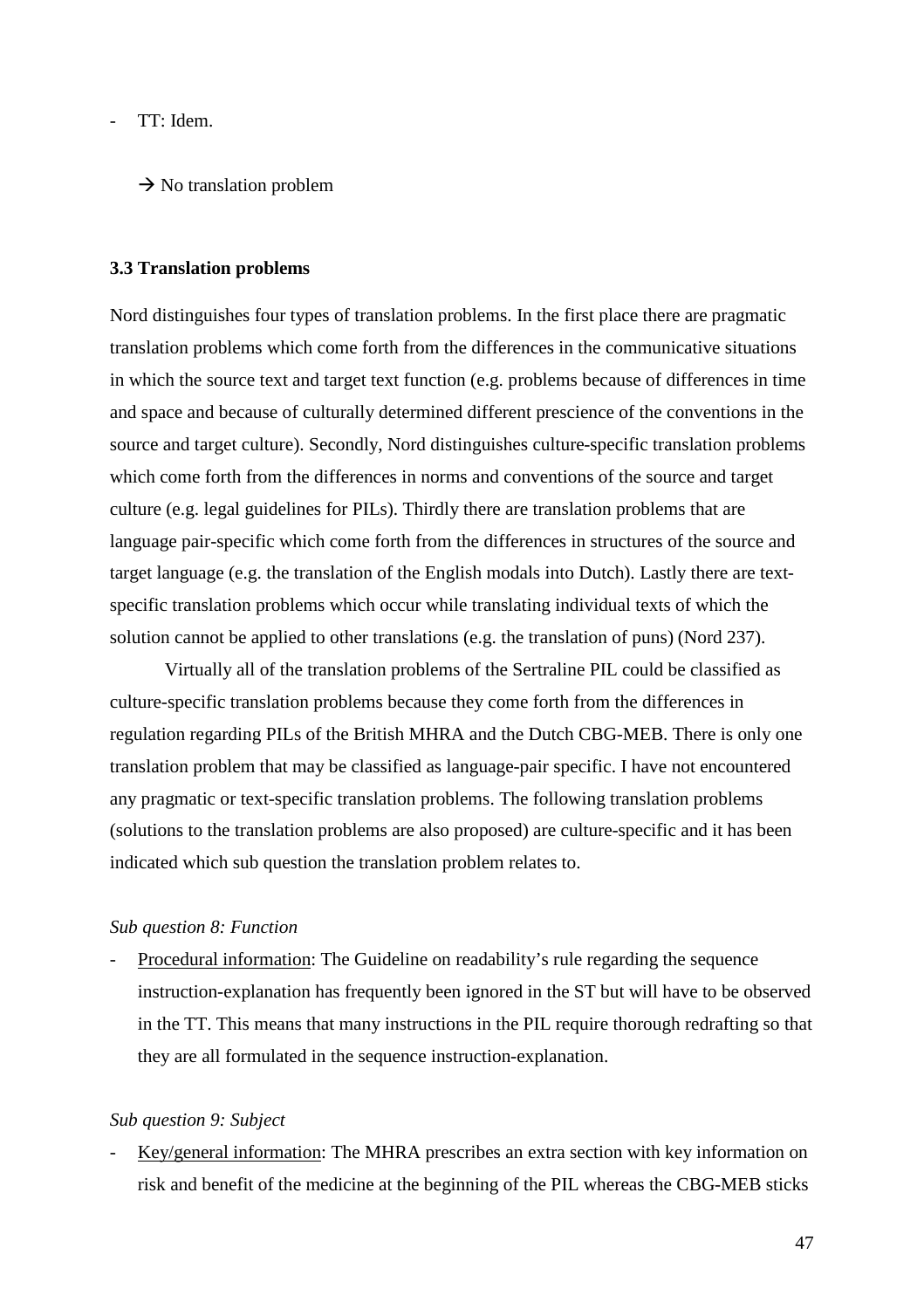- TT: Idem.

  → No translation problem

### 3.3 Translation problems

Nord distinguishes four types of translation problems. In the first place there are pragmatic translation problems which come forth from the differences in the communicative situations in which the source text and target text function (e.g. problems because of differences in time and space and because of culturally determined different prescience of the conventions in the source and target culture). Secondly, Nord distinguishes culture-specific translation problems which come forth from the differences in norms and conventions of the source and target culture (e.g. legal guidelines for PILs). Thirdly there are translation problems that are language pair-specific which come forth from the differences in structures of the source and target language (e.g. the translation of the English modals into Dutch). Lastly there are text-specific translation problems which occur while translating individual texts of which the solution cannot be applied to other translations (e.g. the translation of puns) (Nord 237).

Virtually all of the translation problems of the Sertraline PIL could be classified as culture-specific translation problems because they come forth from the differences in regulation regarding PILs of the British MHRA and the Dutch CBG-MEB. There is only one translation problem that may be classified as language-pair specific. I have not encountered any pragmatic or text-specific translation problems. The following translation problems (solutions to the translation problems are also proposed) are culture-specific and it has been indicated which sub question the translation problem relates to.

*Sub question 8: Function*

- <u>Procedural information</u>: The Guideline on readability's rule regarding the sequence instruction-explanation has frequently been ignored in the ST but will have to be observed in the TT. This means that many instructions in the PIL require thorough redrafting so that they are all formulated in the sequence instruction-explanation.

*Sub question 9: Subject*

- <u>Key/general information</u>: The MHRA prescribes an extra section with key information on risk and benefit of the medicine at the beginning of the PIL whereas the CBG-MEB sticks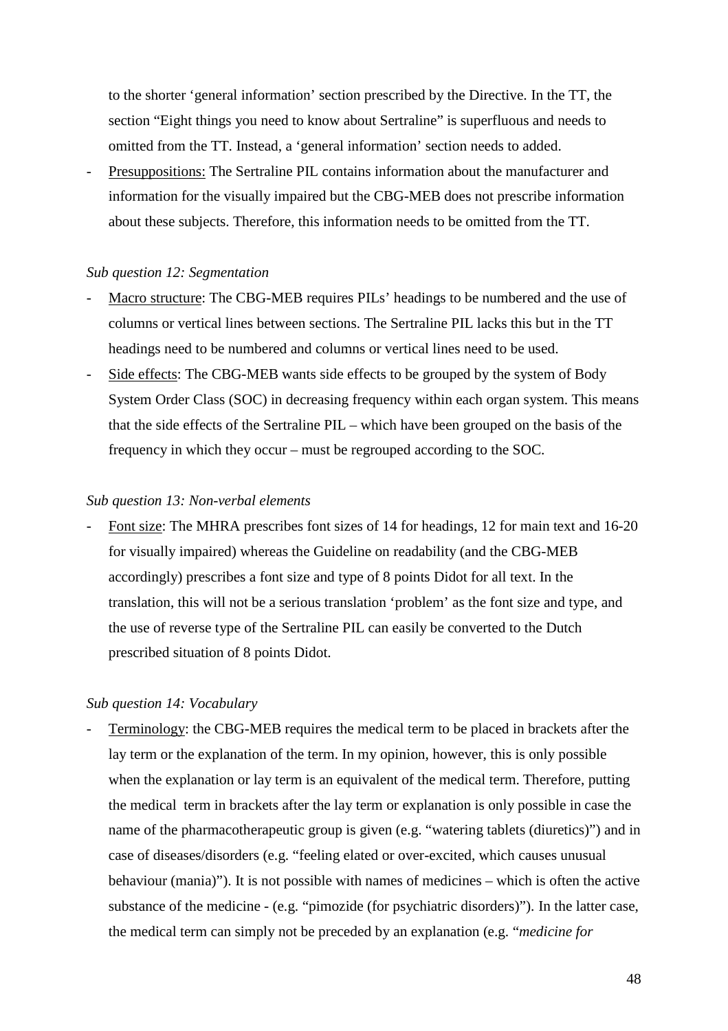to the shorter 'general information' section prescribed by the Directive. In the TT, the section "Eight things you need to know about Sertraline" is superfluous and needs to omitted from the TT. Instead, a 'general information' section needs to added.

- Presuppositions: The Sertraline PIL contains information about the manufacturer and information for the visually impaired but the CBG-MEB does not prescribe information about these subjects. Therefore, this information needs to be omitted from the TT.

*Sub question 12: Segmentation*

- Macro structure: The CBG-MEB requires PILs' headings to be numbered and the use of columns or vertical lines between sections. The Sertraline PIL lacks this but in the TT headings need to be numbered and columns or vertical lines need to be used.
- Side effects: The CBG-MEB wants side effects to be grouped by the system of Body System Order Class (SOC) in decreasing frequency within each organ system. This means that the side effects of the Sertraline PIL – which have been grouped on the basis of the frequency in which they occur – must be regrouped according to the SOC.

*Sub question 13: Non-verbal elements*

- Font size: The MHRA prescribes font sizes of 14 for headings, 12 for main text and 16-20 for visually impaired) whereas the Guideline on readability (and the CBG-MEB accordingly) prescribes a font size and type of 8 points Didot for all text. In the translation, this will not be a serious translation 'problem' as the font size and type, and the use of reverse type of the Sertraline PIL can easily be converted to the Dutch prescribed situation of 8 points Didot.

*Sub question 14: Vocabulary*

- Terminology: the CBG-MEB requires the medical term to be placed in brackets after the lay term or the explanation of the term. In my opinion, however, this is only possible when the explanation or lay term is an equivalent of the medical term. Therefore, putting the medical term in brackets after the lay term or explanation is only possible in case the name of the pharmacotherapeutic group is given (e.g. "watering tablets (diuretics)") and in case of diseases/disorders (e.g. "feeling elated or over-excited, which causes unusual behaviour (mania)"). It is not possible with names of medicines – which is often the active substance of the medicine - (e.g. "pimozide (for psychiatric disorders)"). In the latter case, the medical term can simply not be preceded by an explanation (e.g. "*medicine for*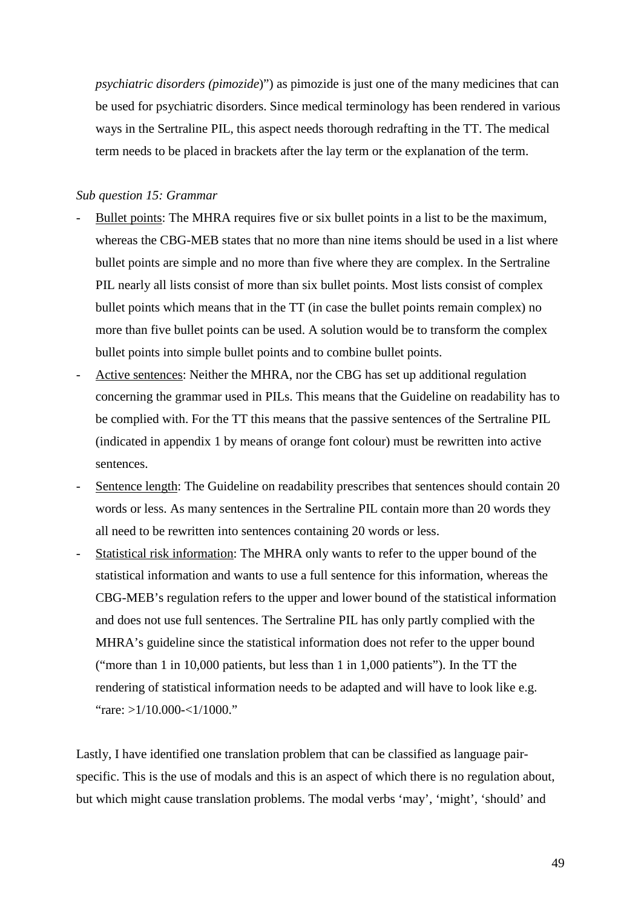*psychiatric disorders (pimozide*)") as pimozide is just one of the many medicines that can be used for psychiatric disorders. Since medical terminology has been rendered in various ways in the Sertraline PIL, this aspect needs thorough redrafting in the TT. The medical term needs to be placed in brackets after the lay term or the explanation of the term.

*Sub question 15: Grammar*

- Bullet points: The MHRA requires five or six bullet points in a list to be the maximum, whereas the CBG-MEB states that no more than nine items should be used in a list where bullet points are simple and no more than five where they are complex. In the Sertraline PIL nearly all lists consist of more than six bullet points. Most lists consist of complex bullet points which means that in the TT (in case the bullet points remain complex) no more than five bullet points can be used. A solution would be to transform the complex bullet points into simple bullet points and to combine bullet points.
- Active sentences: Neither the MHRA, nor the CBG has set up additional regulation concerning the grammar used in PILs. This means that the Guideline on readability has to be complied with. For the TT this means that the passive sentences of the Sertraline PIL (indicated in appendix 1 by means of orange font colour) must be rewritten into active sentences.
- Sentence length: The Guideline on readability prescribes that sentences should contain 20 words or less. As many sentences in the Sertraline PIL contain more than 20 words they all need to be rewritten into sentences containing 20 words or less.
- Statistical risk information: The MHRA only wants to refer to the upper bound of the statistical information and wants to use a full sentence for this information, whereas the CBG-MEB's regulation refers to the upper and lower bound of the statistical information and does not use full sentences. The Sertraline PIL has only partly complied with the MHRA's guideline since the statistical information does not refer to the upper bound ("more than 1 in 10,000 patients, but less than 1 in 1,000 patients"). In the TT the rendering of statistical information needs to be adapted and will have to look like e.g. "rare: >1/10.000-<1/1000."

Lastly, I have identified one translation problem that can be classified as language pair-specific. This is the use of modals and this is an aspect of which there is no regulation about, but which might cause translation problems. The modal verbs 'may', 'might', 'should' and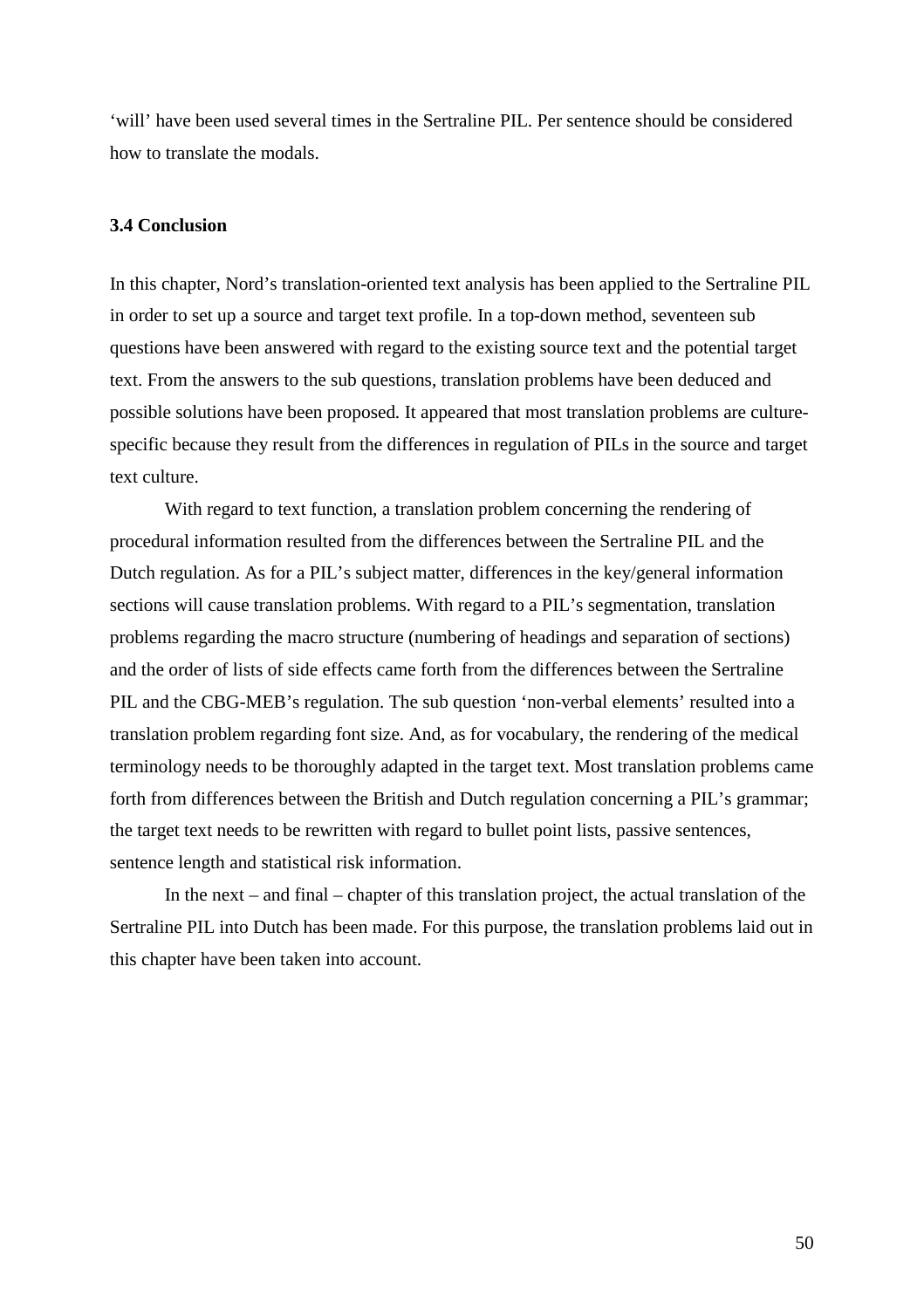'will' have been used several times in the Sertraline PIL. Per sentence should be considered how to translate the modals.

### 3.4 Conclusion

In this chapter, Nord's translation-oriented text analysis has been applied to the Sertraline PIL in order to set up a source and target text profile. In a top-down method, seventeen sub questions have been answered with regard to the existing source text and the potential target text. From the answers to the sub questions, translation problems have been deduced and possible solutions have been proposed. It appeared that most translation problems are culture-specific because they result from the differences in regulation of PILs in the source and target text culture.

With regard to text function, a translation problem concerning the rendering of procedural information resulted from the differences between the Sertraline PIL and the Dutch regulation. As for a PIL's subject matter, differences in the key/general information sections will cause translation problems. With regard to a PIL's segmentation, translation problems regarding the macro structure (numbering of headings and separation of sections) and the order of lists of side effects came forth from the differences between the Sertraline PIL and the CBG-MEB's regulation. The sub question 'non-verbal elements' resulted into a translation problem regarding font size. And, as for vocabulary, the rendering of the medical terminology needs to be thoroughly adapted in the target text. Most translation problems came forth from differences between the British and Dutch regulation concerning a PIL's grammar; the target text needs to be rewritten with regard to bullet point lists, passive sentences, sentence length and statistical risk information.

In the next – and final – chapter of this translation project, the actual translation of the Sertraline PIL into Dutch has been made. For this purpose, the translation problems laid out in this chapter have been taken into account.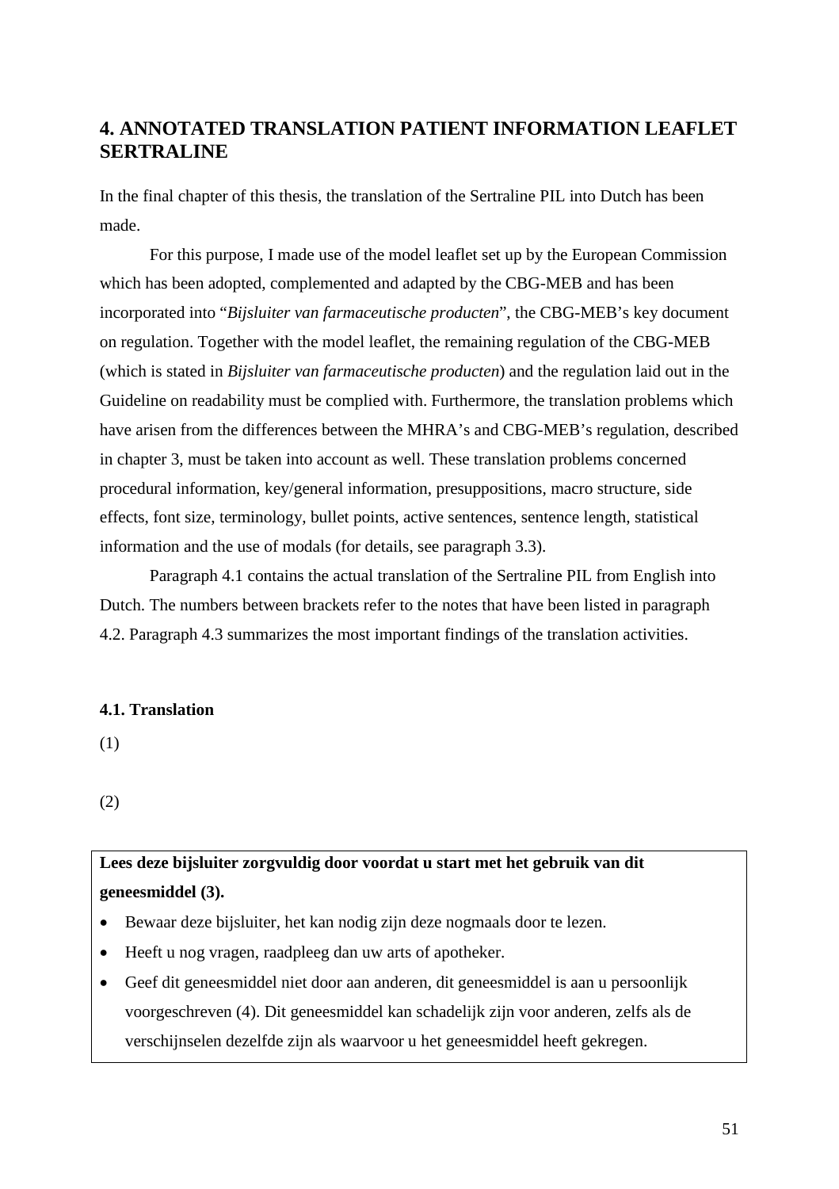# 4. ANNOTATED TRANSLATION PATIENT INFORMATION LEAFLET SERTRALINE

In the final chapter of this thesis, the translation of the Sertraline PIL into Dutch has been made.

For this purpose, I made use of the model leaflet set up by the European Commission which has been adopted, complemented and adapted by the CBG-MEB and has been incorporated into "*Bijsluiter van farmaceutische producten*", the CBG-MEB's key document on regulation. Together with the model leaflet, the remaining regulation of the CBG-MEB (which is stated in *Bijsluiter van farmaceutische producten*) and the regulation laid out in the Guideline on readability must be complied with. Furthermore, the translation problems which have arisen from the differences between the MHRA's and CBG-MEB's regulation, described in chapter 3, must be taken into account as well. These translation problems concerned procedural information, key/general information, presuppositions, macro structure, side effects, font size, terminology, bullet points, active sentences, sentence length, statistical information and the use of modals (for details, see paragraph 3.3).

Paragraph 4.1 contains the actual translation of the Sertraline PIL from English into Dutch. The numbers between brackets refer to the notes that have been listed in paragraph 4.2. Paragraph 4.3 summarizes the most important findings of the translation activities.

## 4.1. Translation

(1)

(2)

**Lees deze bijsluiter zorgvuldig door voordat u start met het gebruik van dit geneesmiddel (3).**

- Bewaar deze bijsluiter, het kan nodig zijn deze nogmaals door te lezen.
- Heeft u nog vragen, raadpleeg dan uw arts of apotheker.
- Geef dit geneesmiddel niet door aan anderen, dit geneesmiddel is aan u persoonlijk voorgeschreven (4). Dit geneesmiddel kan schadelijk zijn voor anderen, zelfs als de verschijnselen dezelfde zijn als waarvoor u het geneesmiddel heeft gekregen.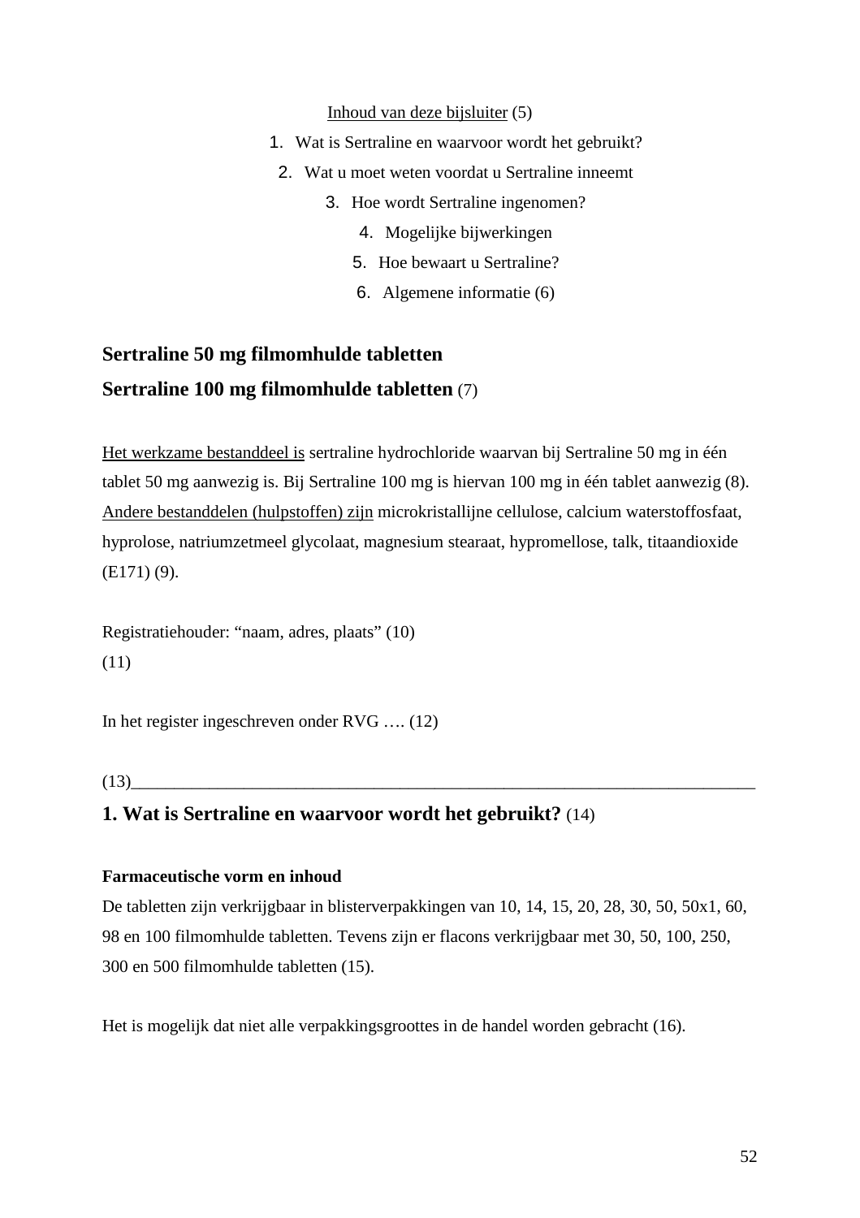<u>Inhoud van deze bijsluiter</u> (5)

1. Wat is Sertraline en waarvoor wordt het gebruikt?
2. Wat u moet weten voordat u Sertraline inneemt
3. Hoe wordt Sertraline ingenomen?
4. Mogelijke bijwerkingen
5. Hoe bewaart u Sertraline?
6. Algemene informatie (6)

**Sertraline 50 mg filmomhulde tabletten**
**Sertraline 100 mg filmomhulde tabletten** (7)

<u>Het werkzame bestanddeel is</u> sertraline hydrochloride waarvan bij Sertraline 50 mg in één tablet 50 mg aanwezig is. Bij Sertraline 100 mg is hiervan 100 mg in één tablet aanwezig (8). <u>Andere bestanddelen (hulpstoffen) zijn</u> microkristallijne cellulose, calcium waterstoffosfaat, hyprolose, natriumzetmeel glycolaat, magnesium stearaat, hypromellose, talk, titaandioxide (E171) (9).

Registratiehouder: "naam, adres, plaats" (10)
(11)

In het register ingeschreven onder RVG …. (12)

(13)___________________________________________________________________________

## 1. Wat is Sertraline en waarvoor wordt het gebruikt? (14)

**Farmaceutische vorm en inhoud**
De tabletten zijn verkrijgbaar in blisterverpakkingen van 10, 14, 15, 20, 28, 30, 50, 50x1, 60, 98 en 100 filmomhulde tabletten. Tevens zijn er flacons verkrijgbaar met 30, 50, 100, 250, 300 en 500 filmomhulde tabletten (15).

Het is mogelijk dat niet alle verpakkingsgroottes in de handel worden gebracht (16).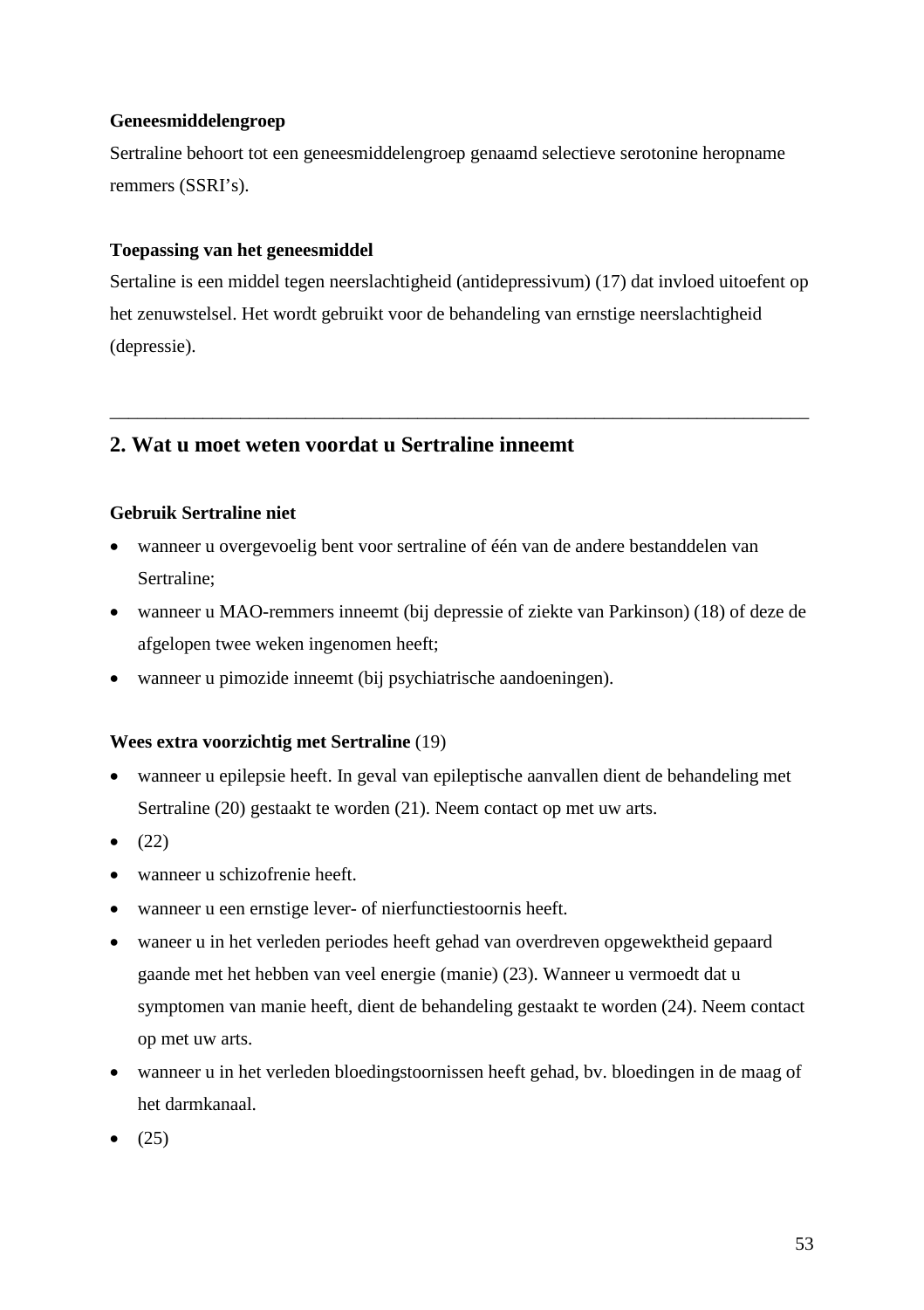**Geneesmiddelengroep**

Sertraline behoort tot een geneesmiddelengroep genaamd selectieve serotonine heropname remmers (SSRI's).

**Toepassing van het geneesmiddel**

Sertaline is een middel tegen neerslachtigheid (antidepressivum) (17) dat invloed uitoefent op het zenuwstelsel. Het wordt gebruikt voor de behandeling van ernstige neerslachtigheid (depressie).

---

## 2. Wat u moet weten voordat u Sertraline inneemt

**Gebruik Sertraline niet**

- wanneer u overgevoelig bent voor sertraline of één van de andere bestanddelen van Sertraline;
- wanneer u MAO-remmers inneemt (bij depressie of ziekte van Parkinson) (18) of deze de afgelopen twee weken ingenomen heeft;
- wanneer u pimozide inneemt (bij psychiatrische aandoeningen).

**Wees extra voorzichtig met Sertraline** (19)

- wanneer u epilepsie heeft. In geval van epileptische aanvallen dient de behandeling met Sertraline (20) gestaakt te worden (21). Neem contact op met uw arts.
- (22)
- wanneer u schizofrenie heeft.
- wanneer u een ernstige lever- of nierfunctiestoornis heeft.
- waneer u in het verleden periodes heeft gehad van overdreven opgewektheid gepaard gaande met het hebben van veel energie (manie) (23). Wanneer u vermoedt dat u symptomen van manie heeft, dient de behandeling gestaakt te worden (24). Neem contact op met uw arts.
- wanneer u in het verleden bloedingstoornissen heeft gehad, bv. bloedingen in de maag of het darmkanaal.
- (25)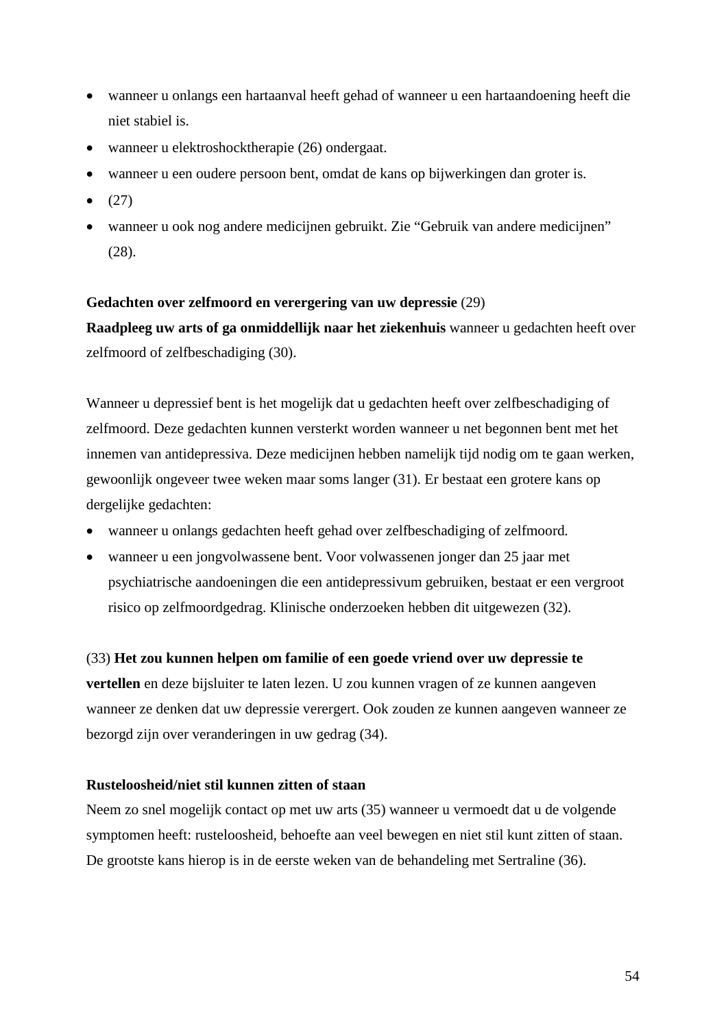- wanneer u onlangs een hartaanval heeft gehad of wanneer u een hartaandoening heeft die niet stabiel is.
- wanneer u elektroshocktherapie (26) ondergaat.
- wanneer u een oudere persoon bent, omdat de kans op bijwerkingen dan groter is.
- (27)
- wanneer u ook nog andere medicijnen gebruikt. Zie "Gebruik van andere medicijnen" (28).

**Gedachten over zelfmoord en verergering van uw depressie** (29)
**Raadpleeg uw arts of ga onmiddellijk naar het ziekenhuis** wanneer u gedachten heeft over zelfmoord of zelfbeschadiging (30).

Wanneer u depressief bent is het mogelijk dat u gedachten heeft over zelfbeschadiging of zelfmoord. Deze gedachten kunnen versterkt worden wanneer u net begonnen bent met het innemen van antidepressiva. Deze medicijnen hebben namelijk tijd nodig om te gaan werken, gewoonlijk ongeveer twee weken maar soms langer (31). Er bestaat een grotere kans op dergelijke gedachten:

- wanneer u onlangs gedachten heeft gehad over zelfbeschadiging of zelfmoord.
- wanneer u een jongvolwassene bent. Voor volwassenen jonger dan 25 jaar met psychiatrische aandoeningen die een antidepressivum gebruiken, bestaat er een vergroot risico op zelfmoordgedrag. Klinische onderzoeken hebben dit uitgewezen (32).

(33) **Het zou kunnen helpen om familie of een goede vriend over uw depressie te vertellen** en deze bijsluiter te laten lezen. U zou kunnen vragen of ze kunnen aangeven wanneer ze denken dat uw depressie verergert. Ook zouden ze kunnen aangeven wanneer ze bezorgd zijn over veranderingen in uw gedrag (34).

**Rusteloosheid/niet stil kunnen zitten of staan**
Neem zo snel mogelijk contact op met uw arts (35) wanneer u vermoedt dat u de volgende symptomen heeft: rusteloosheid, behoefte aan veel bewegen en niet stil kunt zitten of staan. De grootste kans hierop is in de eerste weken van de behandeling met Sertraline (36).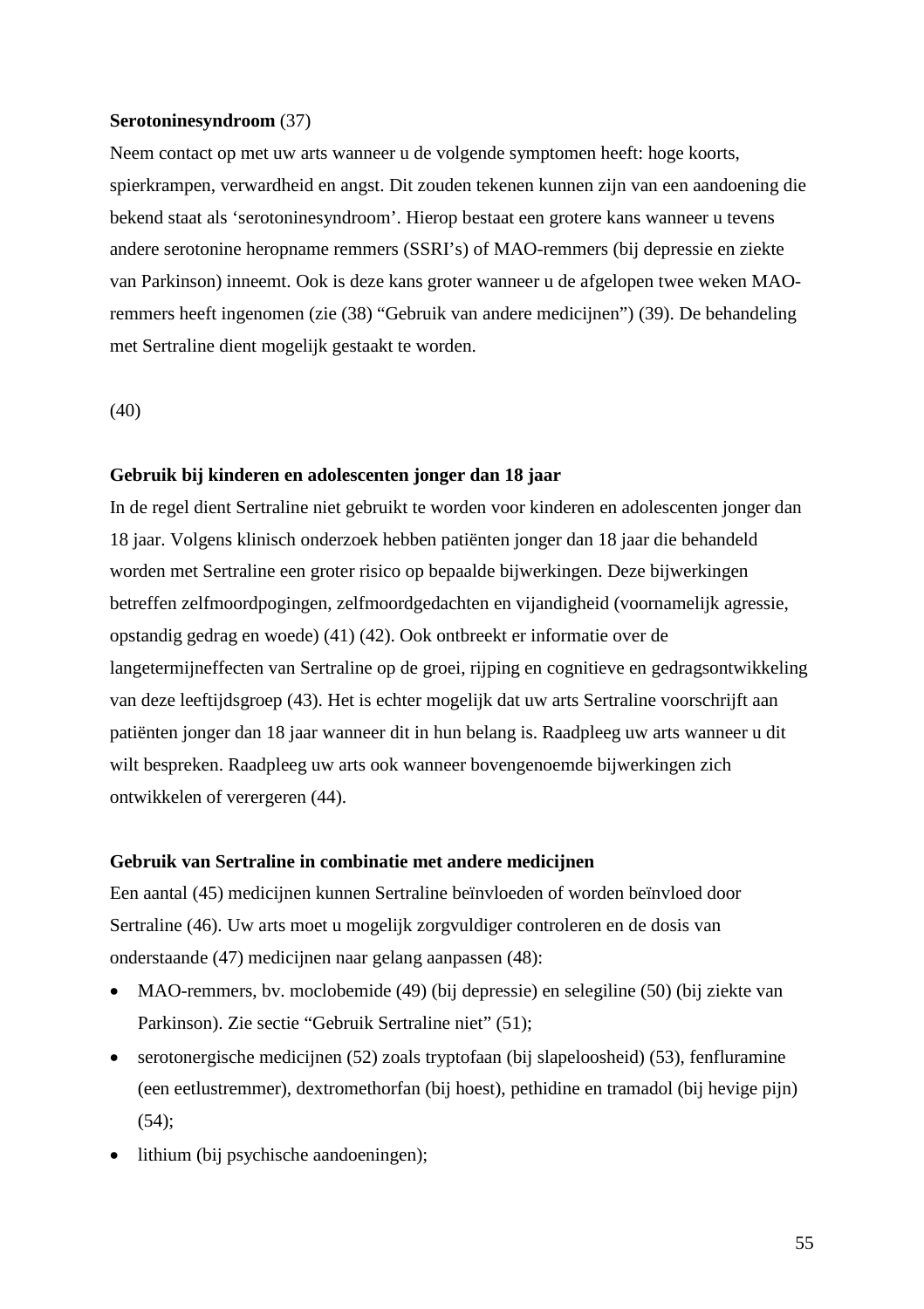**Serotoninesyndroom** (37)

Neem contact op met uw arts wanneer u de volgende symptomen heeft: hoge koorts, spierkrampen, verwardheid en angst. Dit zouden tekenen kunnen zijn van een aandoening die bekend staat als 'serotoninesyndroom'. Hierop bestaat een grotere kans wanneer u tevens andere serotonine heropname remmers (SSRI's) of MAO-remmers (bij depressie en ziekte van Parkinson) inneemt. Ook is deze kans groter wanneer u de afgelopen twee weken MAO-remmers heeft ingenomen (zie (38) "Gebruik van andere medicijnen") (39). De behandeling met Sertraline dient mogelijk gestaakt te worden.

(40)

**Gebruik bij kinderen en adolescenten jonger dan 18 jaar**

In de regel dient Sertraline niet gebruikt te worden voor kinderen en adolescenten jonger dan 18 jaar. Volgens klinisch onderzoek hebben patiënten jonger dan 18 jaar die behandeld worden met Sertraline een groter risico op bepaalde bijwerkingen. Deze bijwerkingen betreffen zelfmoordpogingen, zelfmoordgedachten en vijandigheid (voornamelijk agressie, opstandig gedrag en woede) (41) (42). Ook ontbreekt er informatie over de langetermijneffecten van Sertraline op de groei, rijping en cognitieve en gedragsontwikkeling van deze leeftijdsgroep (43). Het is echter mogelijk dat uw arts Sertraline voorschrijft aan patiënten jonger dan 18 jaar wanneer dit in hun belang is. Raadpleeg uw arts wanneer u dit wilt bespreken. Raadpleeg uw arts ook wanneer bovengenoemde bijwerkingen zich ontwikkelen of verergeren (44).

**Gebruik van Sertraline in combinatie met andere medicijnen**

Een aantal (45) medicijnen kunnen Sertraline beïnvloeden of worden beïnvloed door Sertraline (46). Uw arts moet u mogelijk zorgvuldiger controleren en de dosis van onderstaande (47) medicijnen naar gelang aanpassen (48):

- MAO-remmers, bv. moclobemide (49) (bij depressie) en selegiline (50) (bij ziekte van Parkinson). Zie sectie "Gebruik Sertraline niet" (51);
- serotonergische medicijnen (52) zoals tryptofaan (bij slapeloosheid) (53), fenfluramine (een eetlustremmer), dextromethorfan (bij hoest), pethidine en tramadol (bij hevige pijn) (54);
- lithium (bij psychische aandoeningen);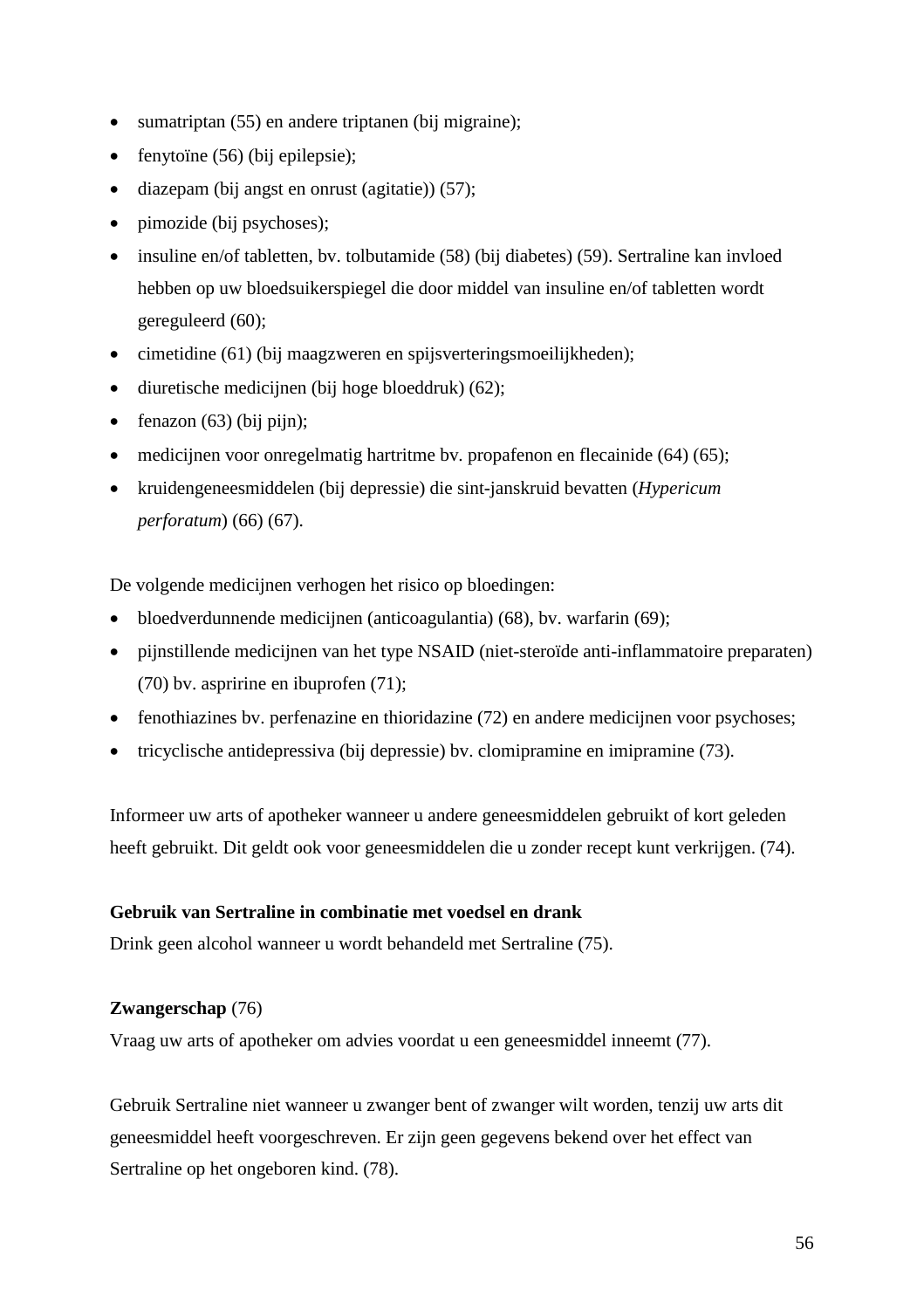- sumatriptan (55) en andere triptanen (bij migraine);
- fenytoïne (56) (bij epilepsie);
- diazepam (bij angst en onrust (agitatie)) (57);
- pimozide (bij psychoses);
- insuline en/of tabletten, bv. tolbutamide (58) (bij diabetes) (59). Sertraline kan invloed hebben op uw bloedsuikerspiegel die door middel van insuline en/of tabletten wordt gereguleerd (60);
- cimetidine (61) (bij maagzweren en spijsverteringsmoeilijkheden);
- diuretische medicijnen (bij hoge bloeddruk) (62);
- fenazon (63) (bij pijn);
- medicijnen voor onregelmatig hartritme bv. propafenon en flecainide (64) (65);
- kruidengeneesmiddelen (bij depressie) die sint-janskruid bevatten (*Hypericum perforatum*) (66) (67).

De volgende medicijnen verhogen het risico op bloedingen:

- bloedverdunnende medicijnen (anticoagulantia) (68), bv. warfarin (69);
- pijnstillende medicijnen van het type NSAID (niet-steroïde anti-inflammatoire preparaten) (70) bv. aspririne en ibuprofen (71);
- fenothiazines bv. perfenazine en thioridazine (72) en andere medicijnen voor psychoses;
- tricyclische antidepressiva (bij depressie) bv. clomipramine en imipramine (73).

Informeer uw arts of apotheker wanneer u andere geneesmiddelen gebruikt of kort geleden heeft gebruikt. Dit geldt ook voor geneesmiddelen die u zonder recept kunt verkrijgen. (74).

**Gebruik van Sertraline in combinatie met voedsel en drank**

Drink geen alcohol wanneer u wordt behandeld met Sertraline (75).

**Zwangerschap** (76)

Vraag uw arts of apotheker om advies voordat u een geneesmiddel inneemt (77).

Gebruik Sertraline niet wanneer u zwanger bent of zwanger wilt worden, tenzij uw arts dit geneesmiddel heeft voorgeschreven. Er zijn geen gegevens bekend over het effect van Sertraline op het ongeboren kind. (78).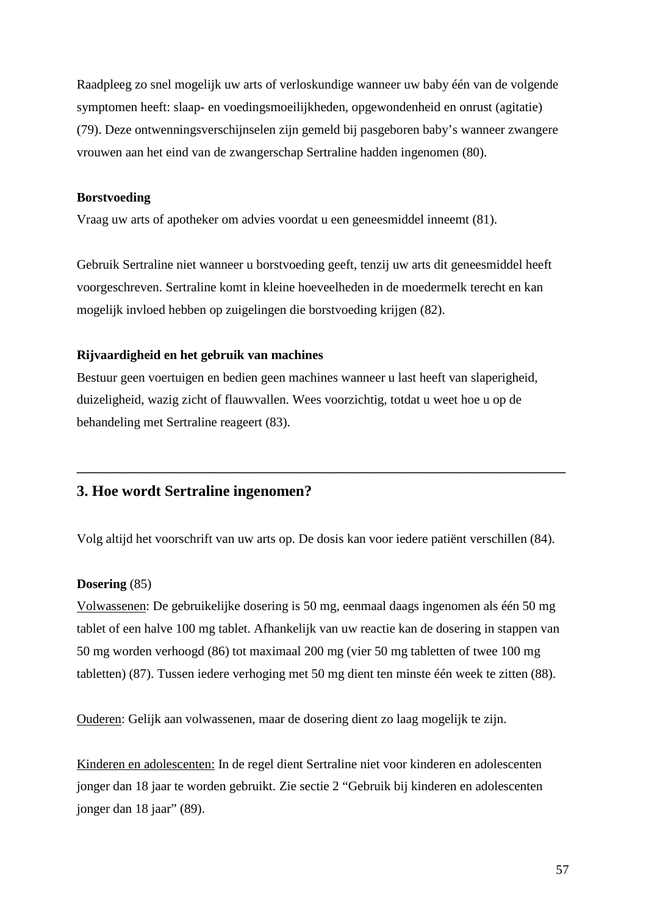Raadpleeg zo snel mogelijk uw arts of verloskundige wanneer uw baby één van de volgende symptomen heeft: slaap- en voedingsmoeilijkheden, opgewondenheid en onrust (agitatie) (79). Deze ontwenningsverschijnselen zijn gemeld bij pasgeboren baby's wanneer zwangere vrouwen aan het eind van de zwangerschap Sertraline hadden ingenomen (80).

**Borstvoeding**

Vraag uw arts of apotheker om advies voordat u een geneesmiddel inneemt (81).

Gebruik Sertraline niet wanneer u borstvoeding geeft, tenzij uw arts dit geneesmiddel heeft voorgeschreven. Sertraline komt in kleine hoeveelheden in de moedermelk terecht en kan mogelijk invloed hebben op zuigelingen die borstvoeding krijgen (82).

**Rijvaardigheid en het gebruik van machines**

Bestuur geen voertuigen en bedien geen machines wanneer u last heeft van slaperigheid, duizeligheid, wazig zicht of flauwvallen. Wees voorzichtig, totdat u weet hoe u op de behandeling met Sertraline reageert (83).

---

## 3. Hoe wordt Sertraline ingenomen?

Volg altijd het voorschrift van uw arts op. De dosis kan voor iedere patiënt verschillen (84).

**Dosering** (85)

Volwassenen: De gebruikelijke dosering is 50 mg, eenmaal daags ingenomen als één 50 mg tablet of een halve 100 mg tablet. Afhankelijk van uw reactie kan de dosering in stappen van 50 mg worden verhoogd (86) tot maximaal 200 mg (vier 50 mg tabletten of twee 100 mg tabletten) (87). Tussen iedere verhoging met 50 mg dient ten minste één week te zitten (88).

Ouderen: Gelijk aan volwassenen, maar de dosering dient zo laag mogelijk te zijn.

Kinderen en adolescenten: In de regel dient Sertraline niet voor kinderen en adolescenten jonger dan 18 jaar te worden gebruikt. Zie sectie 2 "Gebruik bij kinderen en adolescenten jonger dan 18 jaar" (89).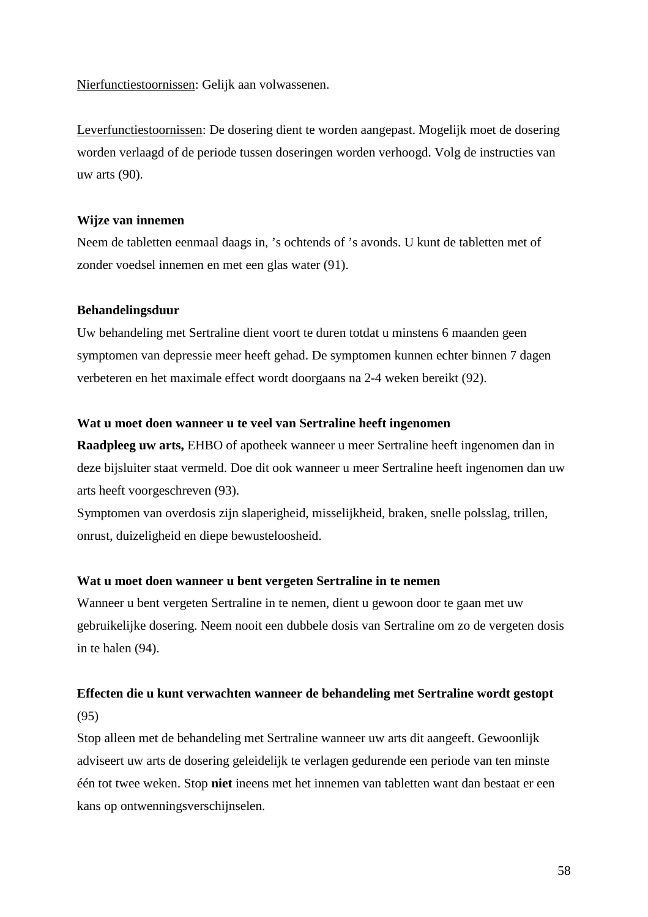Nierfunctiestoornissen: Gelijk aan volwassenen.

Leverfunctiestoornissen: De dosering dient te worden aangepast. Mogelijk moet de dosering worden verlaagd of de periode tussen doseringen worden verhoogd. Volg de instructies van uw arts (90).

**Wijze van innemen**

Neem de tabletten eenmaal daags in, ’s ochtends of ’s avonds. U kunt de tabletten met of zonder voedsel innemen en met een glas water (91).

**Behandelingsduur**

Uw behandeling met Sertraline dient voort te duren totdat u minstens 6 maanden geen symptomen van depressie meer heeft gehad. De symptomen kunnen echter binnen 7 dagen verbeteren en het maximale effect wordt doorgaans na 2-4 weken bereikt (92).

**Wat u moet doen wanneer u te veel van Sertraline heeft ingenomen**

**Raadpleeg uw arts,** EHBO of apotheek wanneer u meer Sertraline heeft ingenomen dan in deze bijsluiter staat vermeld. Doe dit ook wanneer u meer Sertraline heeft ingenomen dan uw arts heeft voorgeschreven (93).

Symptomen van overdosis zijn slaperigheid, misselijkheid, braken, snelle polsslag, trillen, onrust, duizeligheid en diepe bewusteloosheid.

**Wat u moet doen wanneer u bent vergeten Sertraline in te nemen**

Wanneer u bent vergeten Sertraline in te nemen, dient u gewoon door te gaan met uw gebruikelijke dosering. Neem nooit een dubbele dosis van Sertraline om zo de vergeten dosis in te halen (94).

**Effecten die u kunt verwachten wanneer de behandeling met Sertraline wordt gestopt** (95)

Stop alleen met de behandeling met Sertraline wanneer uw arts dit aangeeft. Gewoonlijk adviseert uw arts de dosering geleidelijk te verlagen gedurende een periode van ten minste één tot twee weken. Stop **niet** ineens met het innemen van tabletten want dan bestaat er een kans op ontwenningsverschijnselen.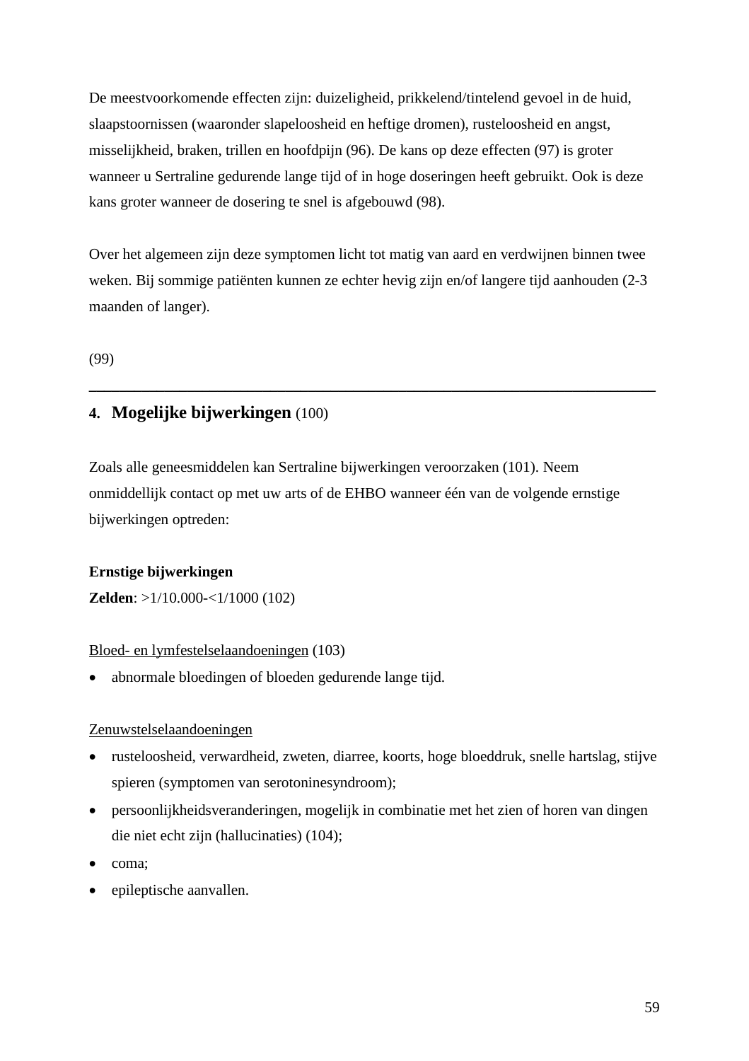De meestvoorkomende effecten zijn: duizeligheid, prikkelend/tintelend gevoel in de huid, slaapstoornissen (waaronder slapeloosheid en heftige dromen), rusteloosheid en angst, misselijkheid, braken, trillen en hoofdpijn (96). De kans op deze effecten (97) is groter wanneer u Sertraline gedurende lange tijd of in hoge doseringen heeft gebruikt. Ook is deze kans groter wanneer de dosering te snel is afgebouwd (98).

Over het algemeen zijn deze symptomen licht tot matig van aard en verdwijnen binnen twee weken. Bij sommige patiënten kunnen ze echter hevig zijn en/of langere tijd aanhouden (2-3 maanden of langer).

(99)

---

## 4. Mogelijke bijwerkingen (100)

Zoals alle geneesmiddelen kan Sertraline bijwerkingen veroorzaken (101). Neem onmiddellijk contact op met uw arts of de EHBO wanneer één van de volgende ernstige bijwerkingen optreden:

**Ernstige bijwerkingen**
**Zelden**: >1/10.000-<1/1000 (102)

Bloed- en lymfestelselaandoeningen (103)

- abnormale bloedingen of bloeden gedurende lange tijd.

Zenuwstelselaandoeningen

- rusteloosheid, verwardheid, zweten, diarree, koorts, hoge bloeddruk, snelle hartslag, stijve spieren (symptomen van serotoninesyndroom);
- persoonlijkheidsveranderingen, mogelijk in combinatie met het zien of horen van dingen die niet echt zijn (hallucinaties) (104);
- coma;
- epileptische aanvallen.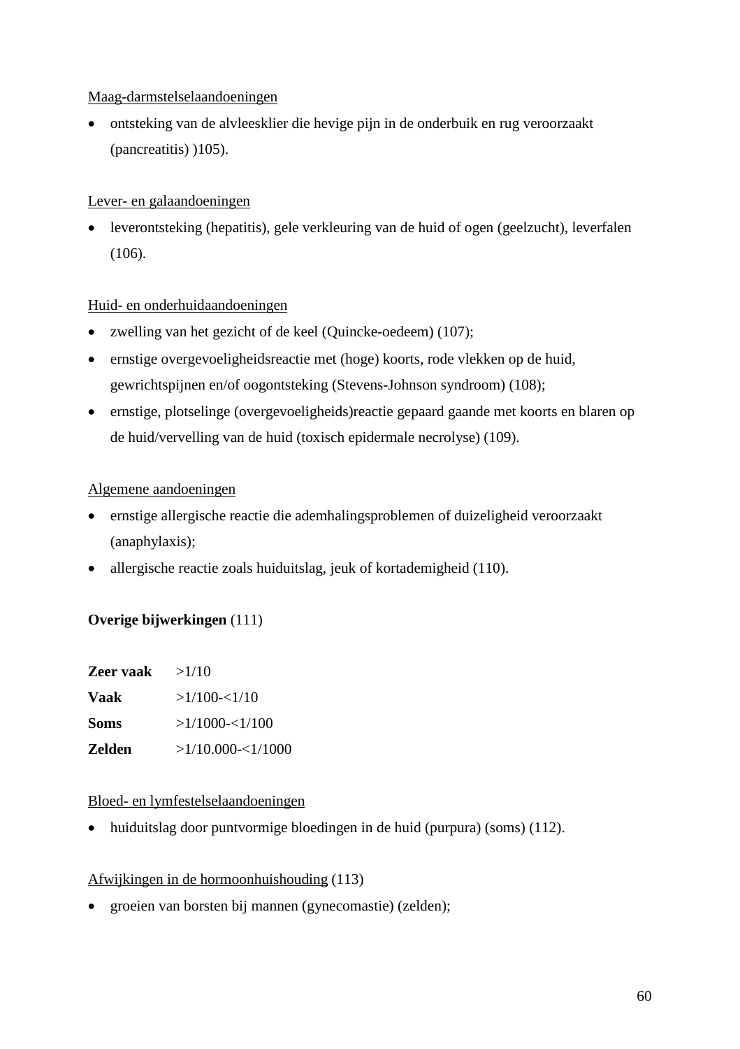<u>Maag-darmstelselaandoeningen</u>

- ontsteking van de alvleesklier die hevige pijn in de onderbuik en rug veroorzaakt (pancreatitis) )105).

<u>Lever- en galaandoeningen</u>

- leverontsteking (hepatitis), gele verkleuring van de huid of ogen (geelzucht), leverfalen (106).

<u>Huid- en onderhuidaandoeningen</u>

- zwelling van het gezicht of de keel (Quincke-oedeem) (107);
- ernstige overgevoeligheidsreactie met (hoge) koorts, rode vlekken op de huid, gewrichtspijnen en/of oogontsteking (Stevens-Johnson syndroom) (108);
- ernstige, plotselinge (overgevoeligheids)reactie gepaard gaande met koorts en blaren op de huid/vervelling van de huid (toxisch epidermale necrolyse) (109).

<u>Algemene aandoeningen</u>

- ernstige allergische reactie die ademhalingsproblemen of duizeligheid veroorzaakt (anaphylaxis);
- allergische reactie zoals huiduitslag, jeuk of kortademigheid (110).

**Overige bijwerkingen** (111)

| | |
|---|---|
| **Zeer vaak** | >1/10 |
| **Vaak** | >1/100-<1/10 |
| **Soms** | >1/1000-<1/100 |
| **Zelden** | >1/10.000-<1/1000 |

<u>Bloed- en lymfestelselaandoeningen</u>

- huiduitslag door puntvormige bloedingen in de huid (purpura) (soms) (112).

<u>Afwijkingen in de hormoonhuishouding</u> (113)

- groeien van borsten bij mannen (gynecomastie) (zelden);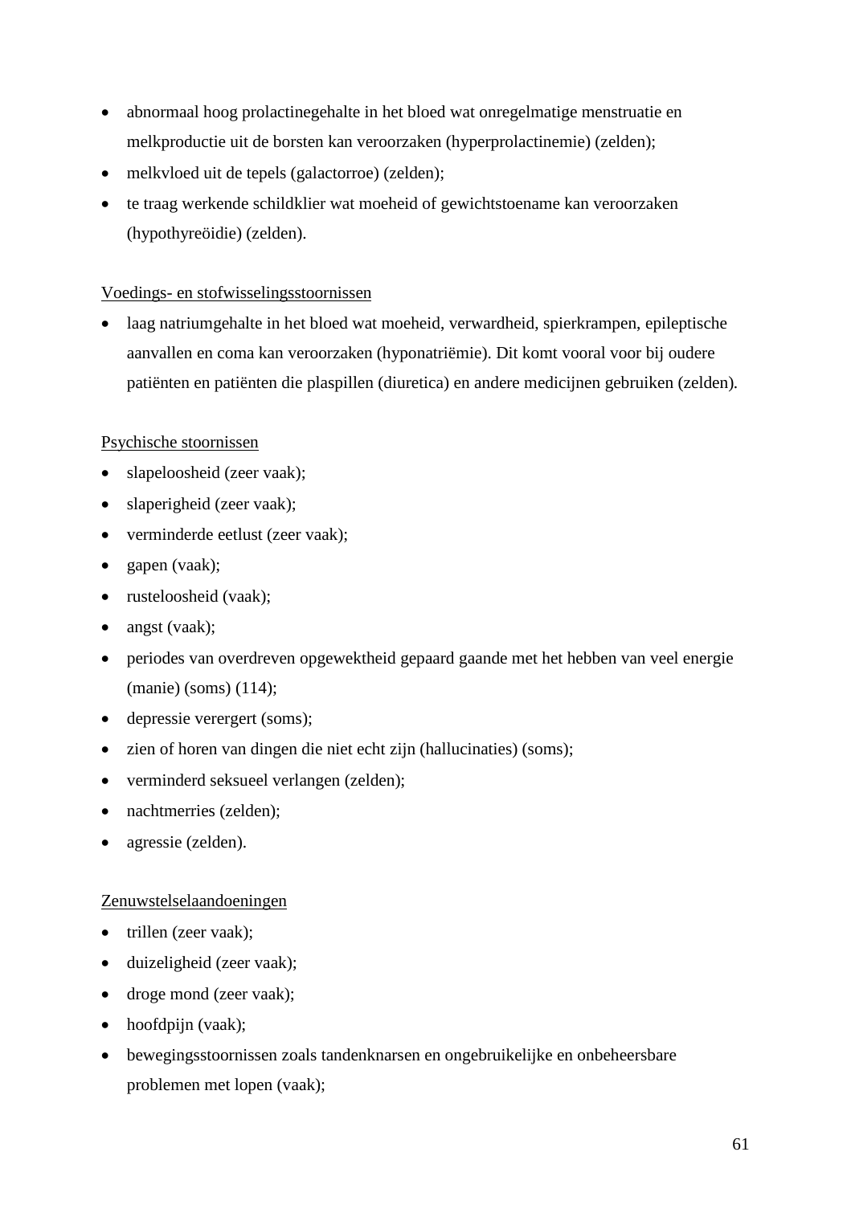- abnormaal hoog prolactinegehalte in het bloed wat onregelmatige menstruatie en melkproductie uit de borsten kan veroorzaken (hyperprolactinemie) (zelden);
- melkvloed uit de tepels (galactorroe) (zelden);
- te traag werkende schildklier wat moeheid of gewichtstoename kan veroorzaken (hypothyreöidie) (zelden).

Voedings- en stofwisselingsstoornissen

- laag natriumgehalte in het bloed wat moeheid, verwardheid, spierkrampen, epileptische aanvallen en coma kan veroorzaken (hyponatriëmie). Dit komt vooral voor bij oudere patiënten en patiënten die plaspillen (diuretica) en andere medicijnen gebruiken (zelden).

Psychische stoornissen

- slapeloosheid (zeer vaak);
- slaperigheid (zeer vaak);
- verminderde eetlust (zeer vaak);
- gapen (vaak);
- rusteloosheid (vaak);
- angst (vaak);
- periodes van overdreven opgewektheid gepaard gaande met het hebben van veel energie (manie) (soms) (114);
- depressie verergert (soms);
- zien of horen van dingen die niet echt zijn (hallucinaties) (soms);
- verminderd seksueel verlangen (zelden);
- nachtmerries (zelden);
- agressie (zelden).

Zenuwstelselaandoeningen

- trillen (zeer vaak);
- duizeligheid (zeer vaak);
- droge mond (zeer vaak);
- hoofdpijn (vaak);
- bewegingsstoornissen zoals tandenknarsen en ongebruikelijke en onbeheersbare problemen met lopen (vaak);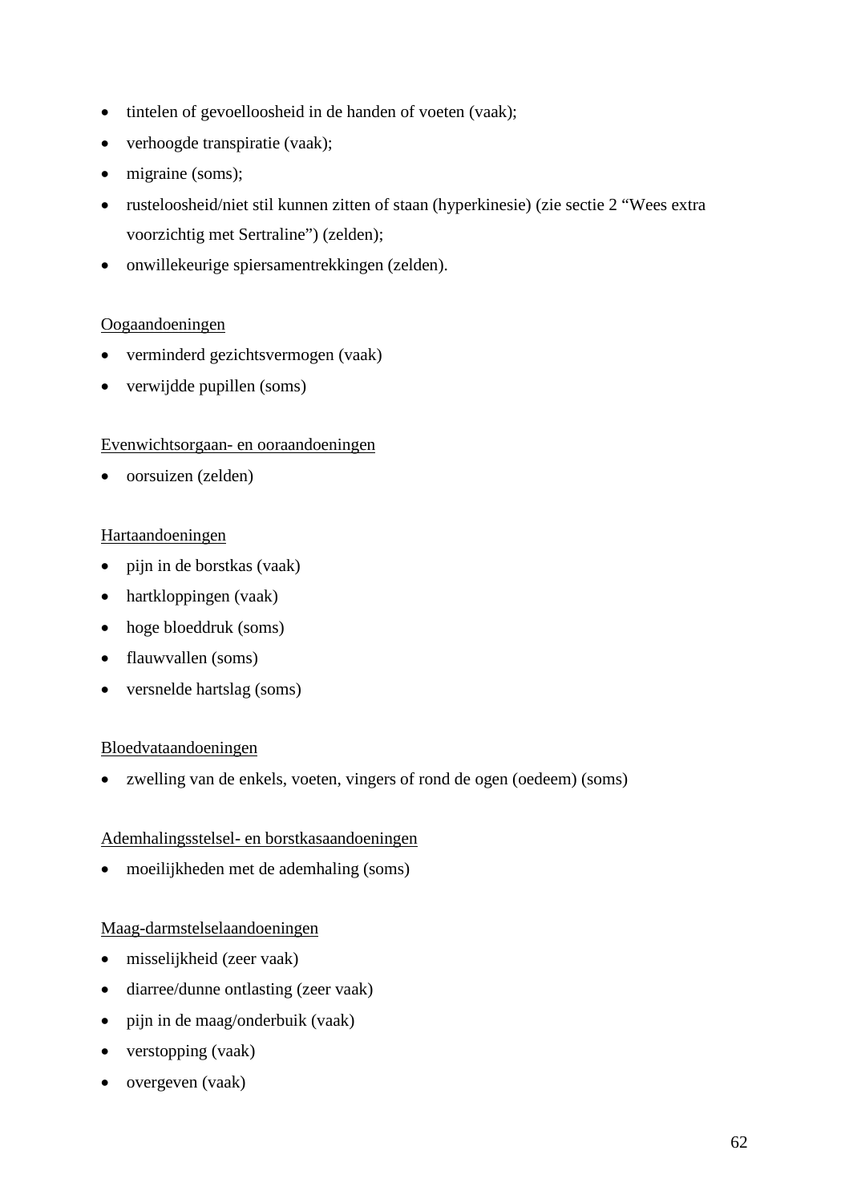- tintelen of gevoelloosheid in de handen of voeten (vaak);
- verhoogde transpiratie (vaak);
- migraine (soms);
- rusteloosheid/niet stil kunnen zitten of staan (hyperkinesie) (zie sectie 2 “Wees extra voorzichtig met Sertraline”) (zelden);
- onwillekeurige spiersamentrekkingen (zelden).

Oogaandoeningen

- verminderd gezichtsvermogen (vaak)
- verwijdde pupillen (soms)

Evenwichtsorgaan- en ooraandoeningen

- oorsuizen (zelden)

Hartaandoeningen

- pijn in de borstkas (vaak)
- hartkloppingen (vaak)
- hoge bloeddruk (soms)
- flauwvallen (soms)
- versnelde hartslag (soms)

Bloedvataandoeningen

- zwelling van de enkels, voeten, vingers of rond de ogen (oedeem) (soms)

Ademhalingsstelsel- en borstkasaandoeningen

- moeilijkheden met de ademhaling (soms)

Maag-darmstelselaandoeningen

- misselijkheid (zeer vaak)
- diarree/dunne ontlasting (zeer vaak)
- pijn in de maag/onderbuik (vaak)
- verstopping (vaak)
- overgeven (vaak)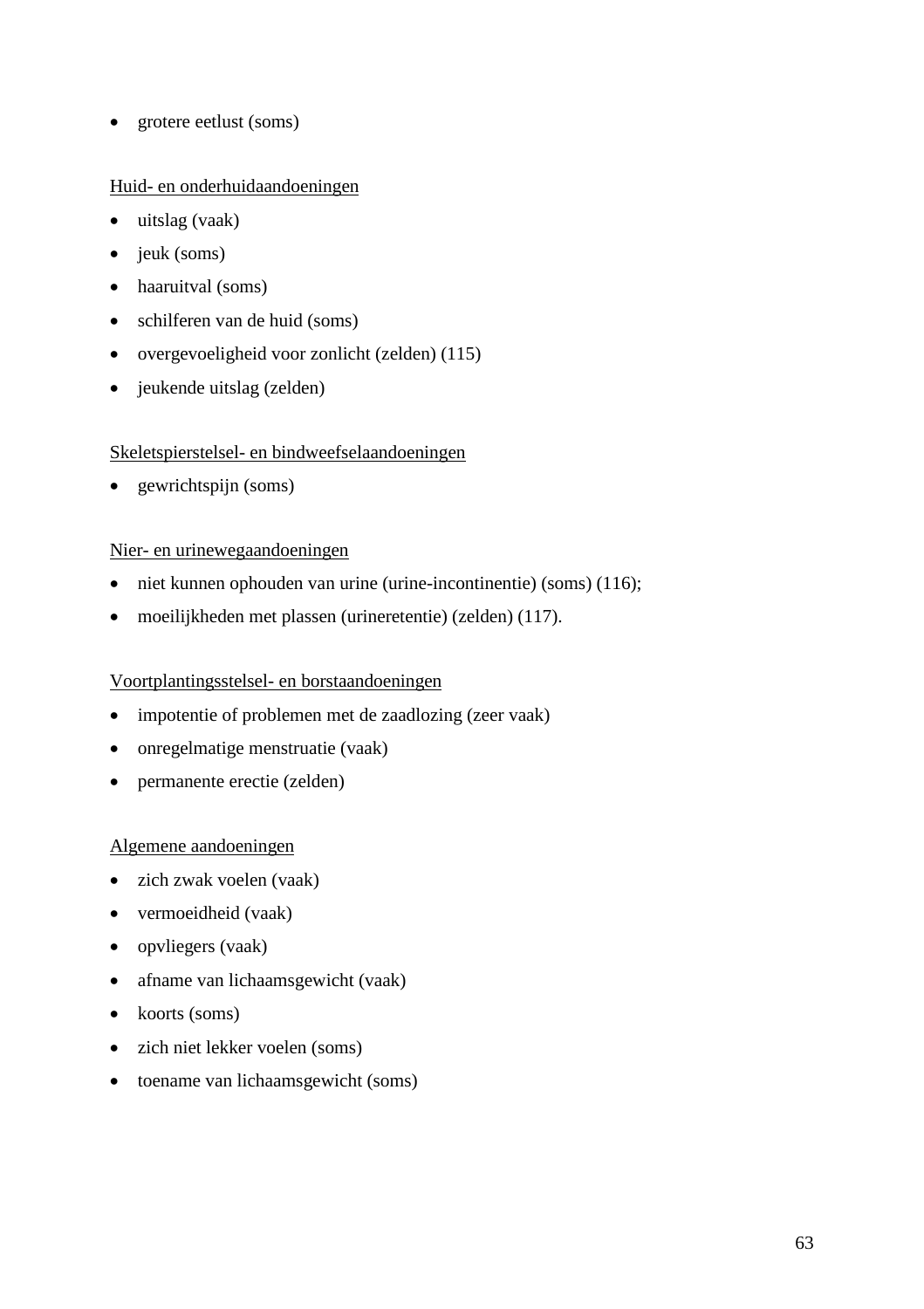- grotere eetlust (soms)

<u>Huid- en onderhuidaandoeningen</u>

- uitslag (vaak)
- jeuk (soms)
- haaruitval (soms)
- schilferen van de huid (soms)
- overgevoeligheid voor zonlicht (zelden) (115)
- jeukende uitslag (zelden)

<u>Skeletspierstelsel- en bindweefselaandoeningen</u>

- gewrichtspijn (soms)

<u>Nier- en urinewegaandoeningen</u>

- niet kunnen ophouden van urine (urine-incontinentie) (soms) (116);
- moeilijkheden met plassen (urineretentie) (zelden) (117).

<u>Voortplantingsstelsel- en borstaandoeningen</u>

- impotentie of problemen met de zaadlozing (zeer vaak)
- onregelmatige menstruatie (vaak)
- permanente erectie (zelden)

<u>Algemene aandoeningen</u>

- zich zwak voelen (vaak)
- vermoeidheid (vaak)
- opvliegers (vaak)
- afname van lichaamsgewicht (vaak)
- koorts (soms)
- zich niet lekker voelen (soms)
- toename van lichaamsgewicht (soms)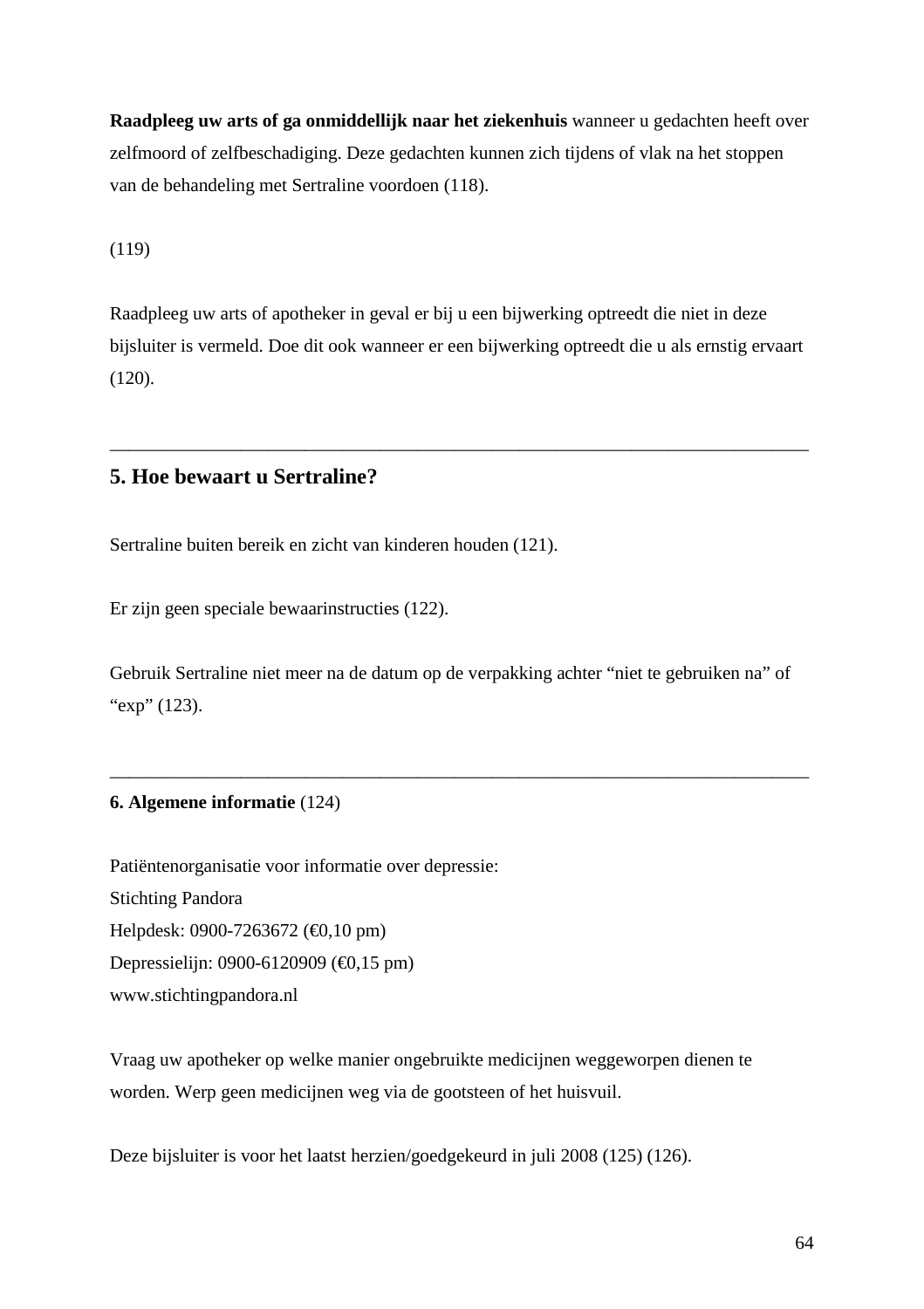**Raadpleeg uw arts of ga onmiddellijk naar het ziekenhuis** wanneer u gedachten heeft over zelfmoord of zelfbeschadiging. Deze gedachten kunnen zich tijdens of vlak na het stoppen van de behandeling met Sertraline voordoen (118).

(119)

Raadpleeg uw arts of apotheker in geval er bij u een bijwerking optreedt die niet in deze bijsluiter is vermeld. Doe dit ook wanneer er een bijwerking optreedt die u als ernstig ervaart (120).

---

## 5. Hoe bewaart u Sertraline?

Sertraline buiten bereik en zicht van kinderen houden (121).

Er zijn geen speciale bewaarinstructies (122).

Gebruik Sertraline niet meer na de datum op de verpakking achter “niet te gebruiken na” of “exp” (123).

---

**6. Algemene informatie** (124)

Patiëntenorganisatie voor informatie over depressie:
Stichting Pandora
Helpdesk: 0900-7263672 (€0,10 pm)
Depressielijn: 0900-6120909 (€0,15 pm)
www.stichtingpandora.nl

Vraag uw apotheker op welke manier ongebruikte medicijnen weggeworpen dienen te worden. Werp geen medicijnen weg via de gootsteen of het huisvuil.

Deze bijsluiter is voor het laatst herzien/goedgekeurd in juli 2008 (125) (126).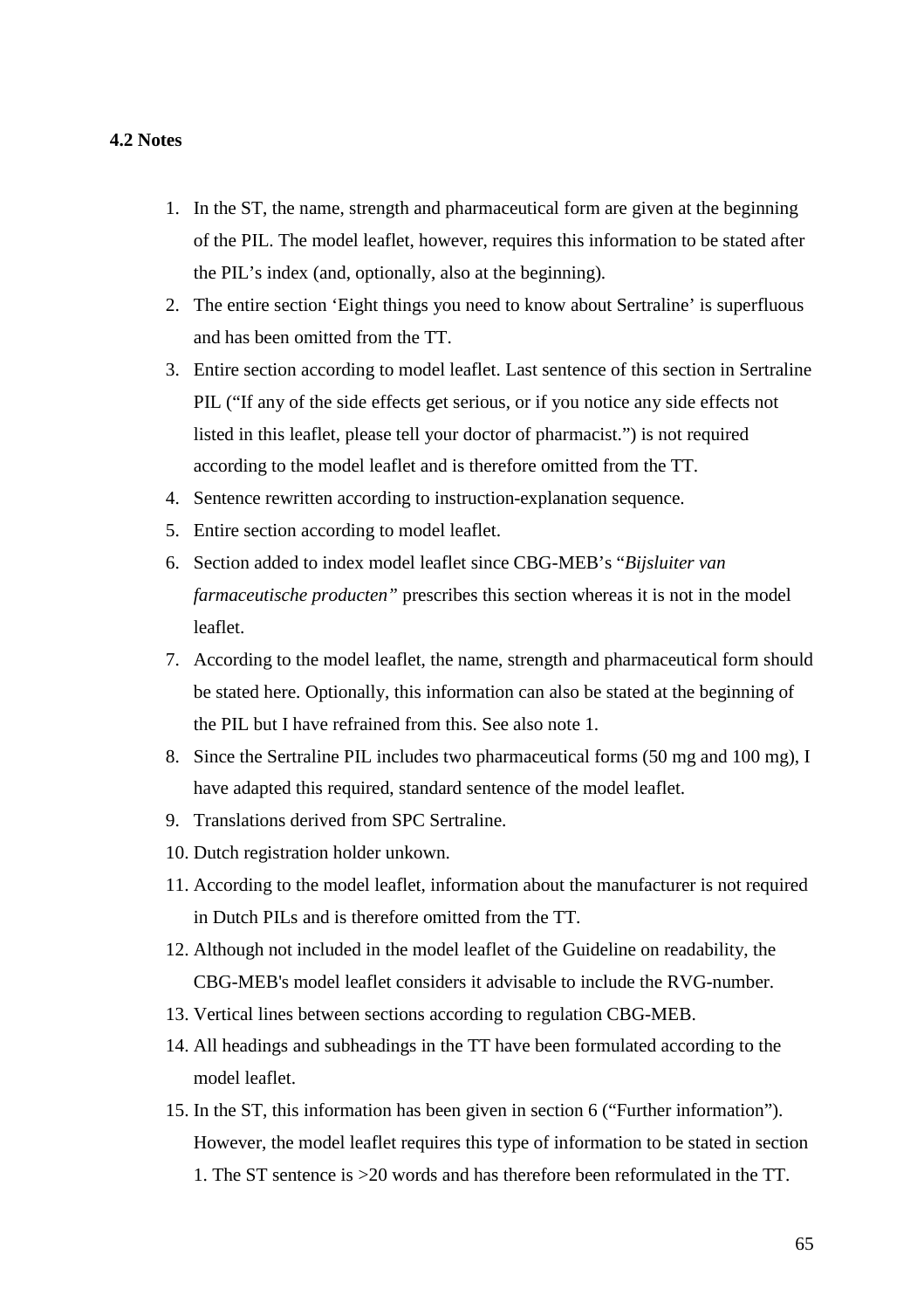### 4.2 Notes

1. In the ST, the name, strength and pharmaceutical form are given at the beginning of the PIL. The model leaflet, however, requires this information to be stated after the PIL's index (and, optionally, also at the beginning).
2. The entire section 'Eight things you need to know about Sertraline' is superfluous and has been omitted from the TT.
3. Entire section according to model leaflet. Last sentence of this section in Sertraline PIL ("If any of the side effects get serious, or if you notice any side effects not listed in this leaflet, please tell your doctor of pharmacist.") is not required according to the model leaflet and is therefore omitted from the TT.
4. Sentence rewritten according to instruction-explanation sequence.
5. Entire section according to model leaflet.
6. Section added to index model leaflet since CBG-MEB's "*Bijsluiter van farmaceutische producten"* prescribes this section whereas it is not in the model leaflet.
7. According to the model leaflet, the name, strength and pharmaceutical form should be stated here. Optionally, this information can also be stated at the beginning of the PIL but I have refrained from this. See also note 1.
8. Since the Sertraline PIL includes two pharmaceutical forms (50 mg and 100 mg), I have adapted this required, standard sentence of the model leaflet.
9. Translations derived from SPC Sertraline.
10. Dutch registration holder unkown.
11. According to the model leaflet, information about the manufacturer is not required in Dutch PILs and is therefore omitted from the TT.
12. Although not included in the model leaflet of the Guideline on readability, the CBG-MEB's model leaflet considers it advisable to include the RVG-number.
13. Vertical lines between sections according to regulation CBG-MEB.
14. All headings and subheadings in the TT have been formulated according to the model leaflet.
15. In the ST, this information has been given in section 6 ("Further information"). However, the model leaflet requires this type of information to be stated in section 1. The ST sentence is >20 words and has therefore been reformulated in the TT.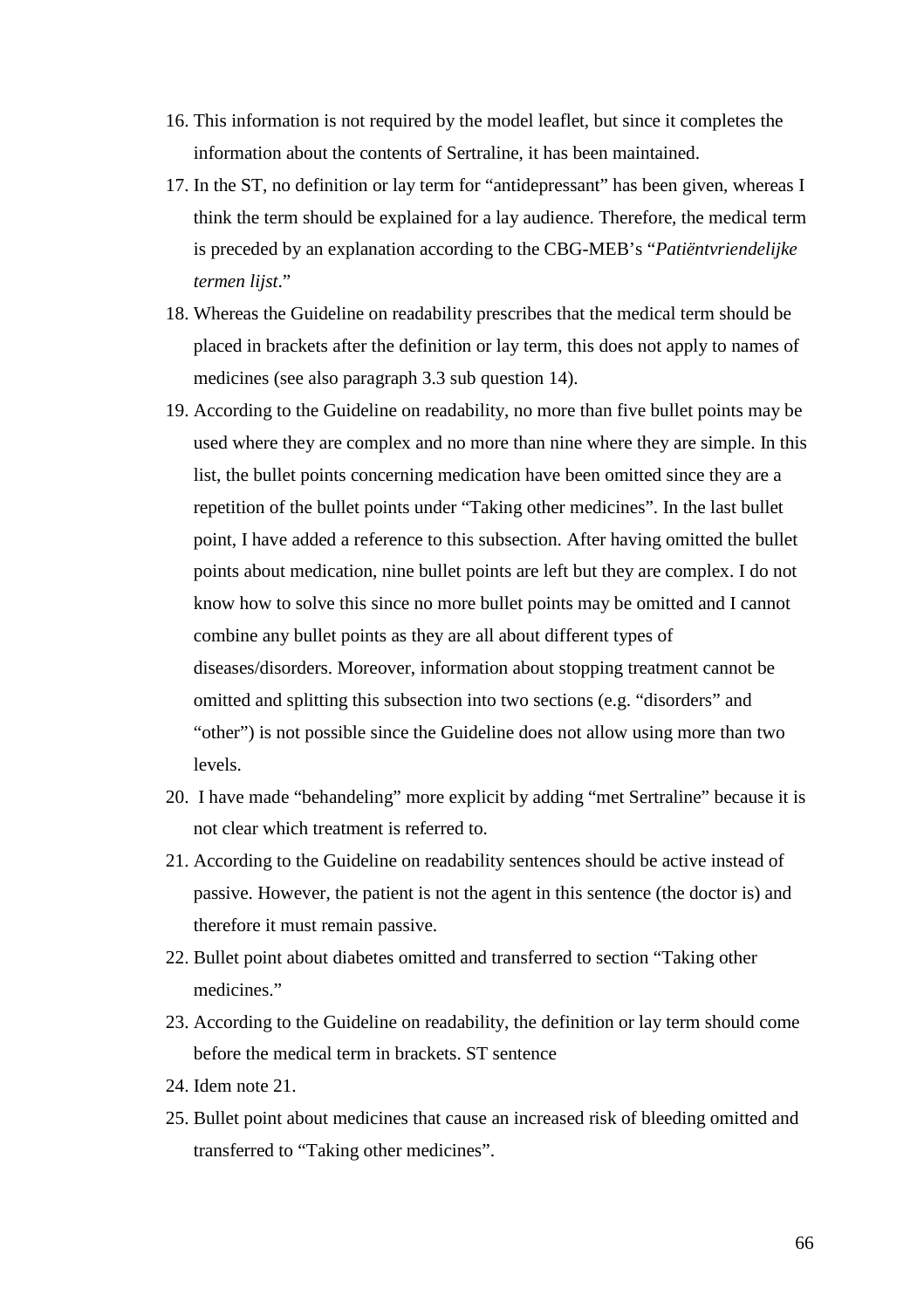16. This information is not required by the model leaflet, but since it completes the information about the contents of Sertraline, it has been maintained.
17. In the ST, no definition or lay term for "antidepressant" has been given, whereas I think the term should be explained for a lay audience. Therefore, the medical term is preceded by an explanation according to the CBG-MEB's "*Patiëntvriendelijke termen lijst*."
18. Whereas the Guideline on readability prescribes that the medical term should be placed in brackets after the definition or lay term, this does not apply to names of medicines (see also paragraph 3.3 sub question 14).
19. According to the Guideline on readability, no more than five bullet points may be used where they are complex and no more than nine where they are simple. In this list, the bullet points concerning medication have been omitted since they are a repetition of the bullet points under "Taking other medicines". In the last bullet point, I have added a reference to this subsection. After having omitted the bullet points about medication, nine bullet points are left but they are complex. I do not know how to solve this since no more bullet points may be omitted and I cannot combine any bullet points as they are all about different types of diseases/disorders. Moreover, information about stopping treatment cannot be omitted and splitting this subsection into two sections (e.g. "disorders" and "other") is not possible since the Guideline does not allow using more than two levels.
20. I have made "behandeling" more explicit by adding "met Sertraline" because it is not clear which treatment is referred to.
21. According to the Guideline on readability sentences should be active instead of passive. However, the patient is not the agent in this sentence (the doctor is) and therefore it must remain passive.
22. Bullet point about diabetes omitted and transferred to section "Taking other medicines."
23. According to the Guideline on readability, the definition or lay term should come before the medical term in brackets. ST sentence
24. Idem note 21.
25. Bullet point about medicines that cause an increased risk of bleeding omitted and transferred to "Taking other medicines".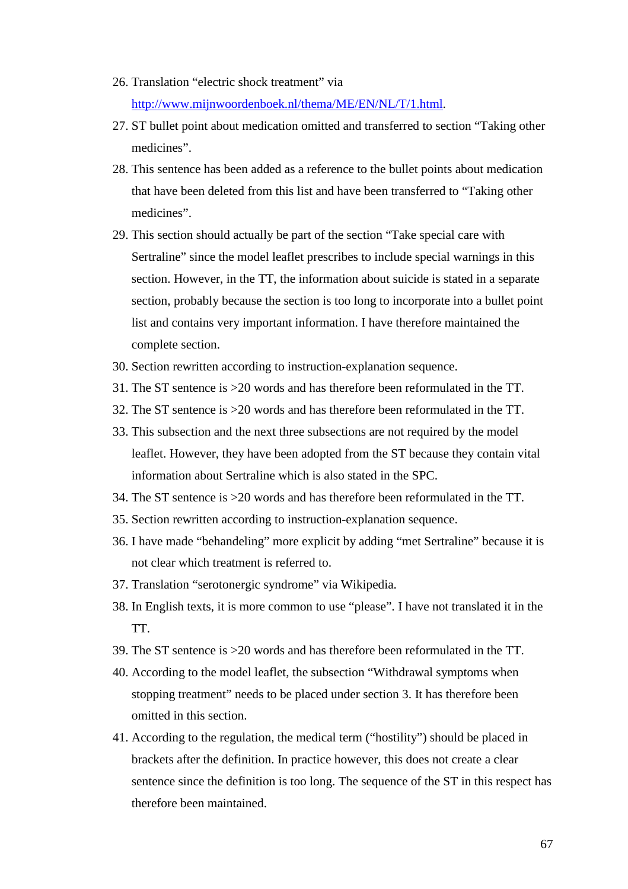26. Translation “electric shock treatment” via [http://www.mijnwoordenboek.nl/thema/ME/EN/NL/T/1.html](http://www.mijnwoordenboek.nl/thema/ME/EN/NL/T/1.html).
27. ST bullet point about medication omitted and transferred to section “Taking other medicines”.
28. This sentence has been added as a reference to the bullet points about medication that have been deleted from this list and have been transferred to “Taking other medicines”.
29. This section should actually be part of the section “Take special care with Sertraline” since the model leaflet prescribes to include special warnings in this section. However, in the TT, the information about suicide is stated in a separate section, probably because the section is too long to incorporate into a bullet point list and contains very important information. I have therefore maintained the complete section.
30. Section rewritten according to instruction-explanation sequence.
31. The ST sentence is >20 words and has therefore been reformulated in the TT.
32. The ST sentence is >20 words and has therefore been reformulated in the TT.
33. This subsection and the next three subsections are not required by the model leaflet. However, they have been adopted from the ST because they contain vital information about Sertraline which is also stated in the SPC.
34. The ST sentence is >20 words and has therefore been reformulated in the TT.
35. Section rewritten according to instruction-explanation sequence.
36. I have made “behandeling” more explicit by adding “met Sertraline” because it is not clear which treatment is referred to.
37. Translation “serotonergic syndrome” via Wikipedia.
38. In English texts, it is more common to use “please”. I have not translated it in the TT.
39. The ST sentence is >20 words and has therefore been reformulated in the TT.
40. According to the model leaflet, the subsection “Withdrawal symptoms when stopping treatment” needs to be placed under section 3. It has therefore been omitted in this section.
41. According to the regulation, the medical term (“hostility”) should be placed in brackets after the definition. In practice however, this does not create a clear sentence since the definition is too long. The sequence of the ST in this respect has therefore been maintained.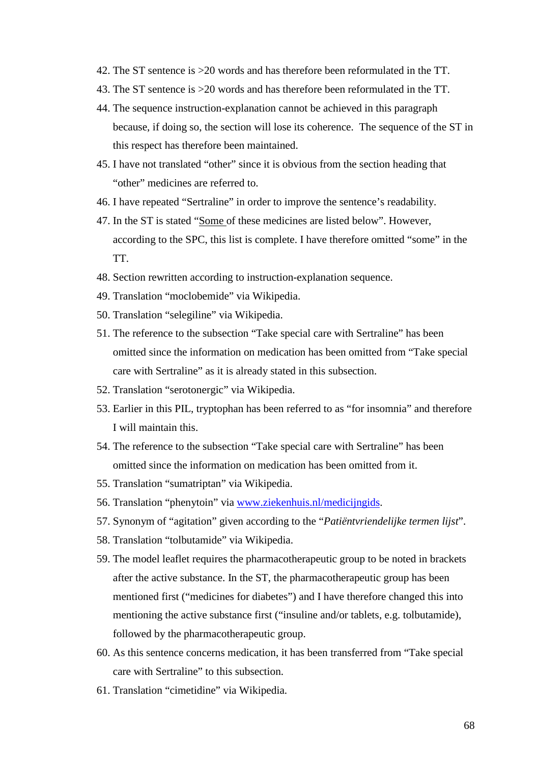42. The ST sentence is >20 words and has therefore been reformulated in the TT.
43. The ST sentence is >20 words and has therefore been reformulated in the TT.
44. The sequence instruction-explanation cannot be achieved in this paragraph because, if doing so, the section will lose its coherence. The sequence of the ST in this respect has therefore been maintained.
45. I have not translated "other" since it is obvious from the section heading that "other" medicines are referred to.
46. I have repeated "Sertraline" in order to improve the sentence's readability.
47. In the ST is stated "Some of these medicines are listed below". However, according to the SPC, this list is complete. I have therefore omitted "some" in the TT.
48. Section rewritten according to instruction-explanation sequence.
49. Translation "moclobemide" via Wikipedia.
50. Translation "selegiline" via Wikipedia.
51. The reference to the subsection "Take special care with Sertraline" has been omitted since the information on medication has been omitted from "Take special care with Sertraline" as it is already stated in this subsection.
52. Translation "serotonergic" via Wikipedia.
53. Earlier in this PIL, tryptophan has been referred to as "for insomnia" and therefore I will maintain this.
54. The reference to the subsection "Take special care with Sertraline" has been omitted since the information on medication has been omitted from it.
55. Translation "sumatriptan" via Wikipedia.
56. Translation "phenytoin" via www.ziekenhuis.nl/medicijngids.
57. Synonym of "agitation" given according to the "*Patiëntvriendelijke termen lijst*".
58. Translation "tolbutamide" via Wikipedia.
59. The model leaflet requires the pharmacotherapeutic group to be noted in brackets after the active substance. In the ST, the pharmacotherapeutic group has been mentioned first ("medicines for diabetes") and I have therefore changed this into mentioning the active substance first ("insuline and/or tablets, e.g. tolbutamide), followed by the pharmacotherapeutic group.
60. As this sentence concerns medication, it has been transferred from "Take special care with Sertraline" to this subsection.
61. Translation "cimetidine" via Wikipedia.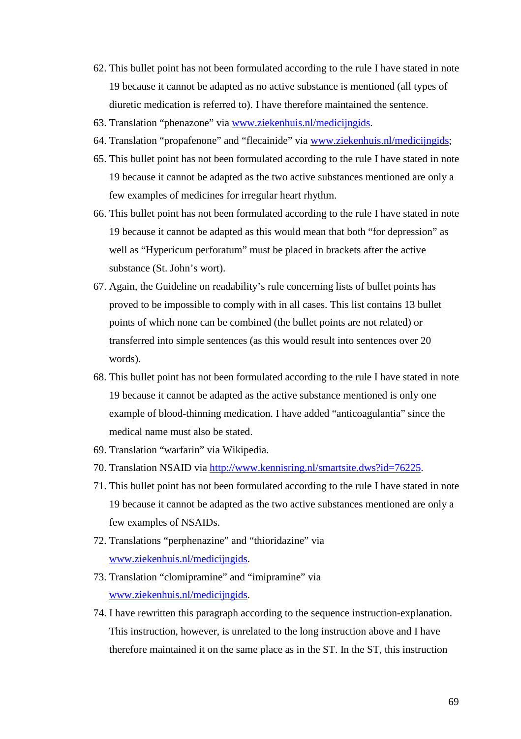62. This bullet point has not been formulated according to the rule I have stated in note 19 because it cannot be adapted as no active substance is mentioned (all types of diuretic medication is referred to). I have therefore maintained the sentence.
63. Translation “phenazone” via www.ziekenhuis.nl/medicijngids.
64. Translation “propafenone” and “flecainide” via www.ziekenhuis.nl/medicijngids;
65. This bullet point has not been formulated according to the rule I have stated in note 19 because it cannot be adapted as the two active substances mentioned are only a few examples of medicines for irregular heart rhythm.
66. This bullet point has not been formulated according to the rule I have stated in note 19 because it cannot be adapted as this would mean that both “for depression” as well as “Hypericum perforatum” must be placed in brackets after the active substance (St. John’s wort).
67. Again, the Guideline on readability’s rule concerning lists of bullet points has proved to be impossible to comply with in all cases. This list contains 13 bullet points of which none can be combined (the bullet points are not related) or transferred into simple sentences (as this would result into sentences over 20 words).
68. This bullet point has not been formulated according to the rule I have stated in note 19 because it cannot be adapted as the active substance mentioned is only one example of blood-thinning medication. I have added “anticoagulantia” since the medical name must also be stated.
69. Translation “warfarin” via Wikipedia.
70. Translation NSAID via http://www.kennisring.nl/smartsite.dws?id=76225.
71. This bullet point has not been formulated according to the rule I have stated in note 19 because it cannot be adapted as the two active substances mentioned are only a few examples of NSAIDs.
72. Translations “perphenazine” and “thioridazine” via www.ziekenhuis.nl/medicijngids.
73. Translation “clomipramine” and “imipramine” via www.ziekenhuis.nl/medicijngids.
74. I have rewritten this paragraph according to the sequence instruction-explanation. This instruction, however, is unrelated to the long instruction above and I have therefore maintained it on the same place as in the ST. In the ST, this instruction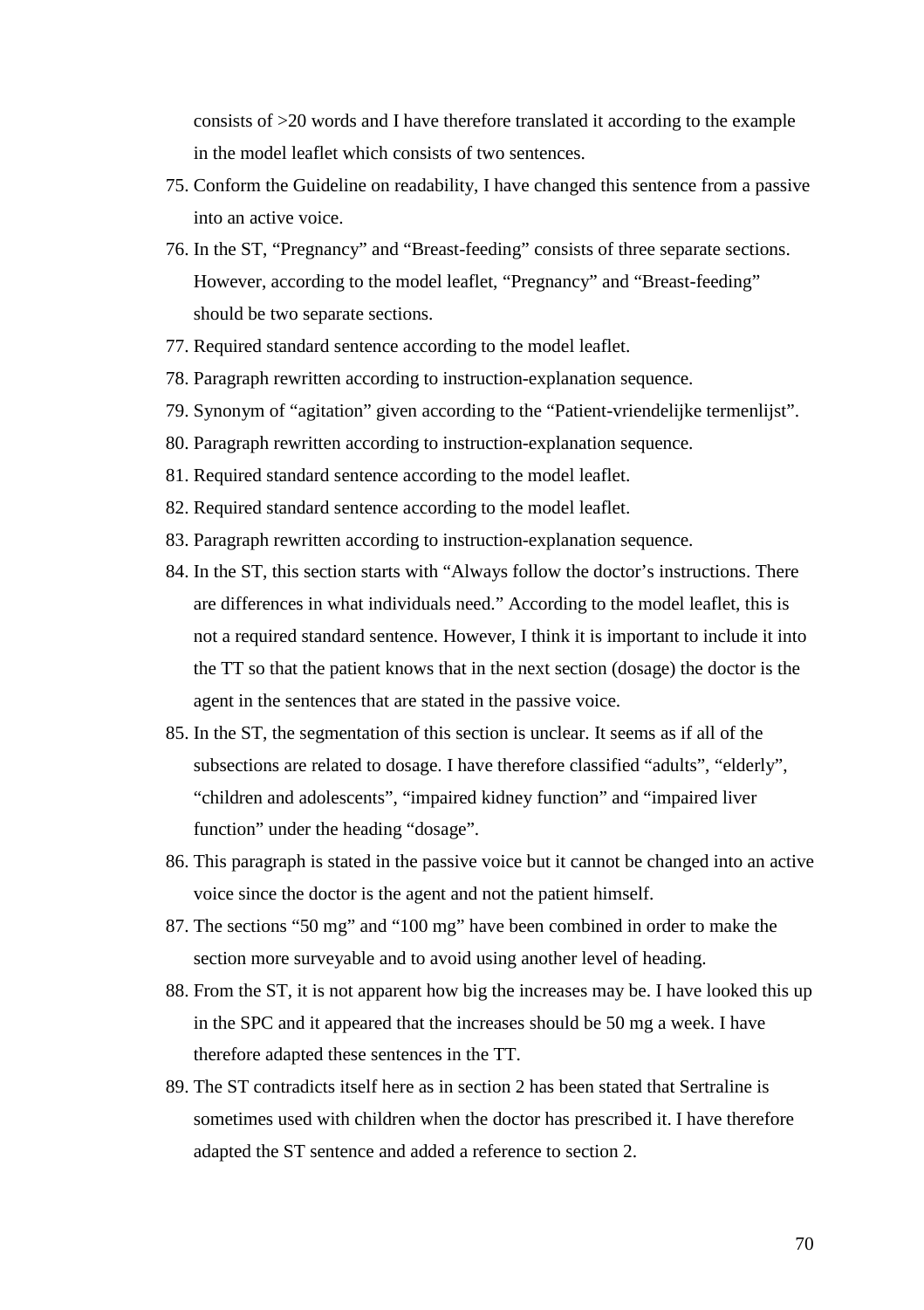consists of >20 words and I have therefore translated it according to the example in the model leaflet which consists of two sentences.

75. Conform the Guideline on readability, I have changed this sentence from a passive into an active voice.
76. In the ST, “Pregnancy” and “Breast-feeding” consists of three separate sections. However, according to the model leaflet, “Pregnancy” and “Breast-feeding” should be two separate sections.
77. Required standard sentence according to the model leaflet.
78. Paragraph rewritten according to instruction-explanation sequence.
79. Synonym of “agitation” given according to the “Patient-vriendelijke termenlijst”.
80. Paragraph rewritten according to instruction-explanation sequence.
81. Required standard sentence according to the model leaflet.
82. Required standard sentence according to the model leaflet.
83. Paragraph rewritten according to instruction-explanation sequence.
84. In the ST, this section starts with “Always follow the doctor’s instructions. There are differences in what individuals need.” According to the model leaflet, this is not a required standard sentence. However, I think it is important to include it into the TT so that the patient knows that in the next section (dosage) the doctor is the agent in the sentences that are stated in the passive voice.
85. In the ST, the segmentation of this section is unclear. It seems as if all of the subsections are related to dosage. I have therefore classified “adults”, “elderly”, “children and adolescents”, “impaired kidney function” and “impaired liver function” under the heading “dosage”.
86. This paragraph is stated in the passive voice but it cannot be changed into an active voice since the doctor is the agent and not the patient himself.
87. The sections “50 mg” and “100 mg” have been combined in order to make the section more surveyable and to avoid using another level of heading.
88. From the ST, it is not apparent how big the increases may be. I have looked this up in the SPC and it appeared that the increases should be 50 mg a week. I have therefore adapted these sentences in the TT.
89. The ST contradicts itself here as in section 2 has been stated that Sertraline is sometimes used with children when the doctor has prescribed it. I have therefore adapted the ST sentence and added a reference to section 2.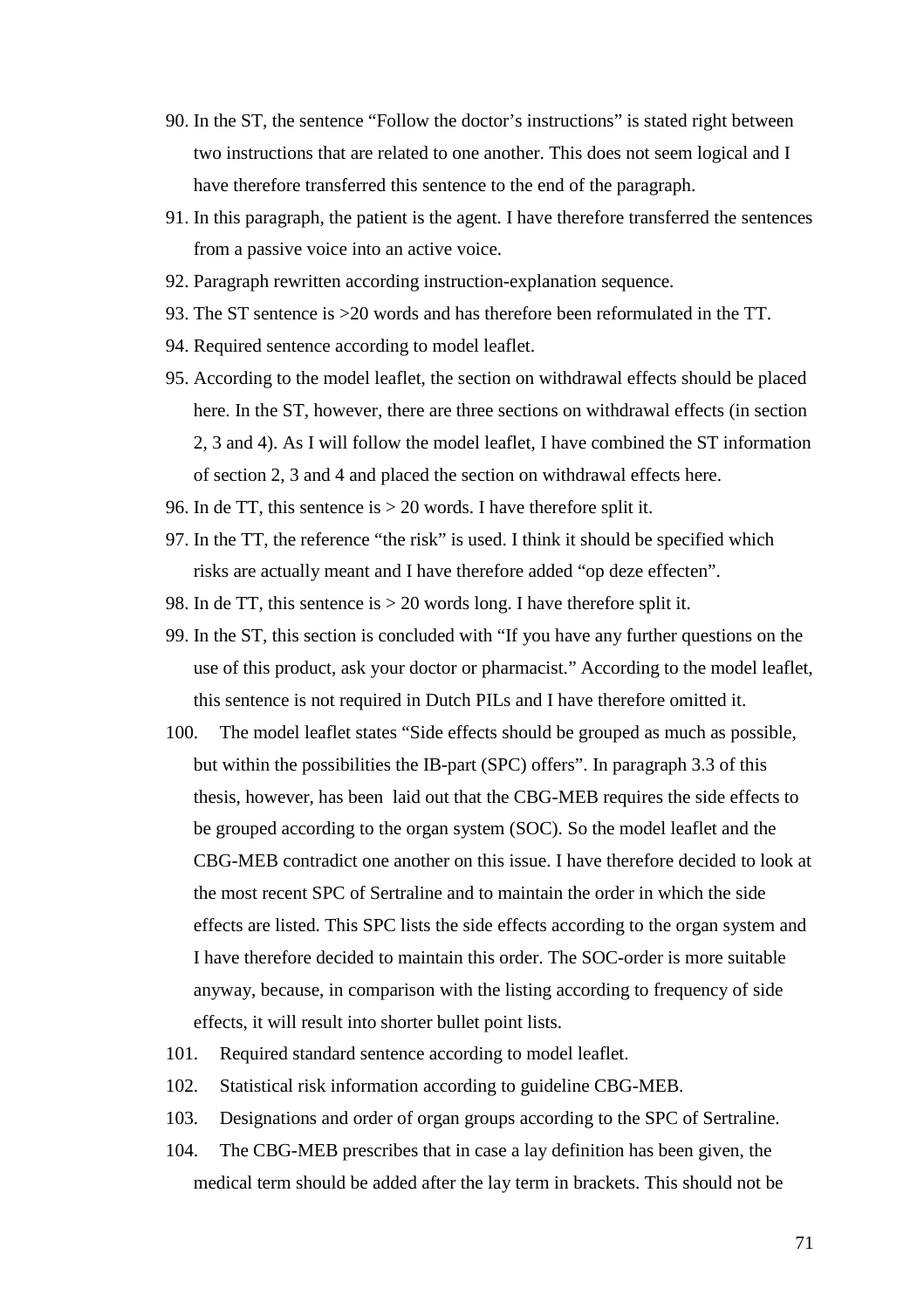90. In the ST, the sentence "Follow the doctor's instructions" is stated right between two instructions that are related to one another. This does not seem logical and I have therefore transferred this sentence to the end of the paragraph.
91. In this paragraph, the patient is the agent. I have therefore transferred the sentences from a passive voice into an active voice.
92. Paragraph rewritten according instruction-explanation sequence.
93. The ST sentence is >20 words and has therefore been reformulated in the TT.
94. Required sentence according to model leaflet.
95. According to the model leaflet, the section on withdrawal effects should be placed here. In the ST, however, there are three sections on withdrawal effects (in section 2, 3 and 4). As I will follow the model leaflet, I have combined the ST information of section 2, 3 and 4 and placed the section on withdrawal effects here.
96. In de TT, this sentence is > 20 words. I have therefore split it.
97. In the TT, the reference "the risk" is used. I think it should be specified which risks are actually meant and I have therefore added "op deze effecten".
98. In de TT, this sentence is > 20 words long. I have therefore split it.
99. In the ST, this section is concluded with "If you have any further questions on the use of this product, ask your doctor or pharmacist." According to the model leaflet, this sentence is not required in Dutch PILs and I have therefore omitted it.
100. The model leaflet states "Side effects should be grouped as much as possible, but within the possibilities the IB-part (SPC) offers". In paragraph 3.3 of this thesis, however, has been laid out that the CBG-MEB requires the side effects to be grouped according to the organ system (SOC). So the model leaflet and the CBG-MEB contradict one another on this issue. I have therefore decided to look at the most recent SPC of Sertraline and to maintain the order in which the side effects are listed. This SPC lists the side effects according to the organ system and I have therefore decided to maintain this order. The SOC-order is more suitable anyway, because, in comparison with the listing according to frequency of side effects, it will result into shorter bullet point lists.
101. Required standard sentence according to model leaflet.
102. Statistical risk information according to guideline CBG-MEB.
103. Designations and order of organ groups according to the SPC of Sertraline.
104. The CBG-MEB prescribes that in case a lay definition has been given, the medical term should be added after the lay term in brackets. This should not be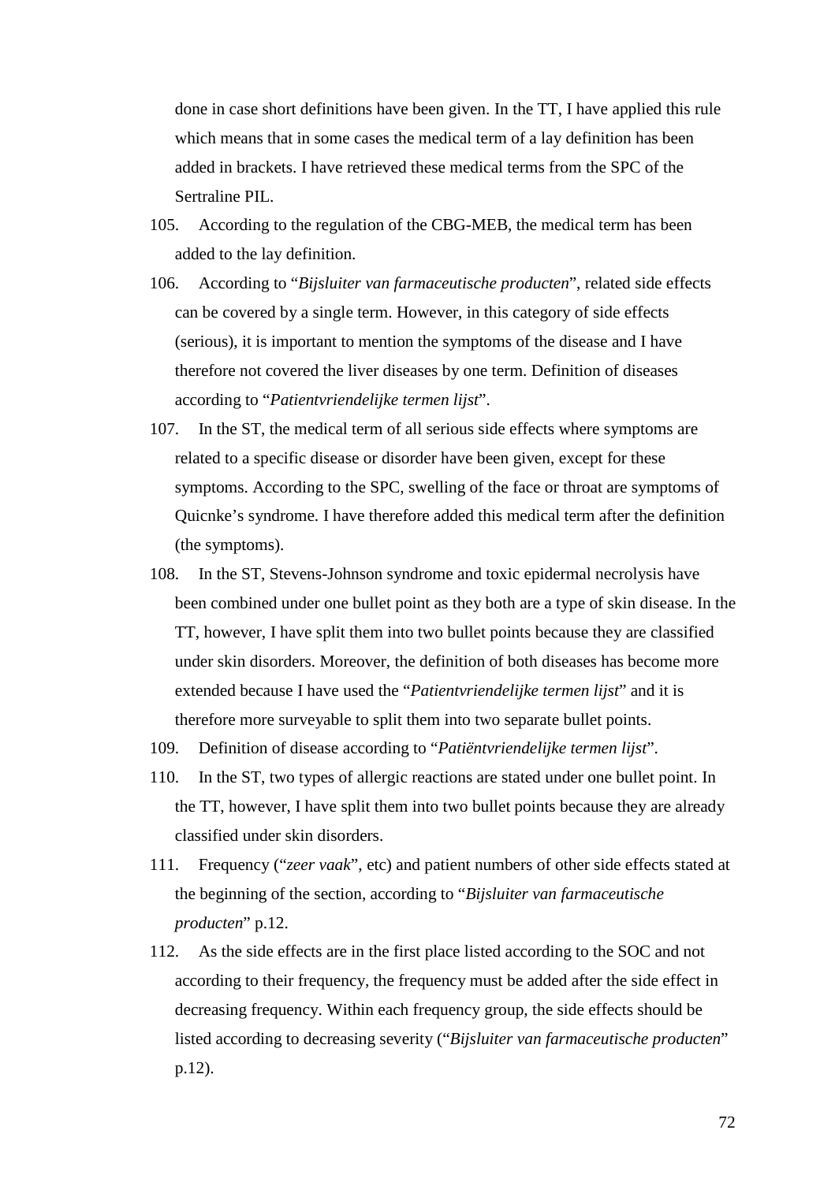done in case short definitions have been given. In the TT, I have applied this rule which means that in some cases the medical term of a lay definition has been added in brackets. I have retrieved these medical terms from the SPC of the Sertraline PIL.

105. According to the regulation of the CBG-MEB, the medical term has been added to the lay definition.

106. According to "*Bijsluiter van farmaceutische producten*", related side effects can be covered by a single term. However, in this category of side effects (serious), it is important to mention the symptoms of the disease and I have therefore not covered the liver diseases by one term. Definition of diseases according to "*Patientvriendelijke termen lijst*".

107. In the ST, the medical term of all serious side effects where symptoms are related to a specific disease or disorder have been given, except for these symptoms. According to the SPC, swelling of the face or throat are symptoms of Quicnke's syndrome. I have therefore added this medical term after the definition (the symptoms).

108. In the ST, Stevens-Johnson syndrome and toxic epidermal necrolysis have been combined under one bullet point as they both are a type of skin disease. In the TT, however, I have split them into two bullet points because they are classified under skin disorders. Moreover, the definition of both diseases has become more extended because I have used the "*Patientvriendelijke termen lijst*" and it is therefore more surveyable to split them into two separate bullet points.

109. Definition of disease according to "*Patiëntvriendelijke termen lijst*".

110. In the ST, two types of allergic reactions are stated under one bullet point. In the TT, however, I have split them into two bullet points because they are already classified under skin disorders.

111. Frequency ("*zeer vaak*", etc) and patient numbers of other side effects stated at the beginning of the section, according to "*Bijsluiter van farmaceutische producten*" p.12.

112. As the side effects are in the first place listed according to the SOC and not according to their frequency, the frequency must be added after the side effect in decreasing frequency. Within each frequency group, the side effects should be listed according to decreasing severity ("*Bijsluiter van farmaceutische producten*" p.12).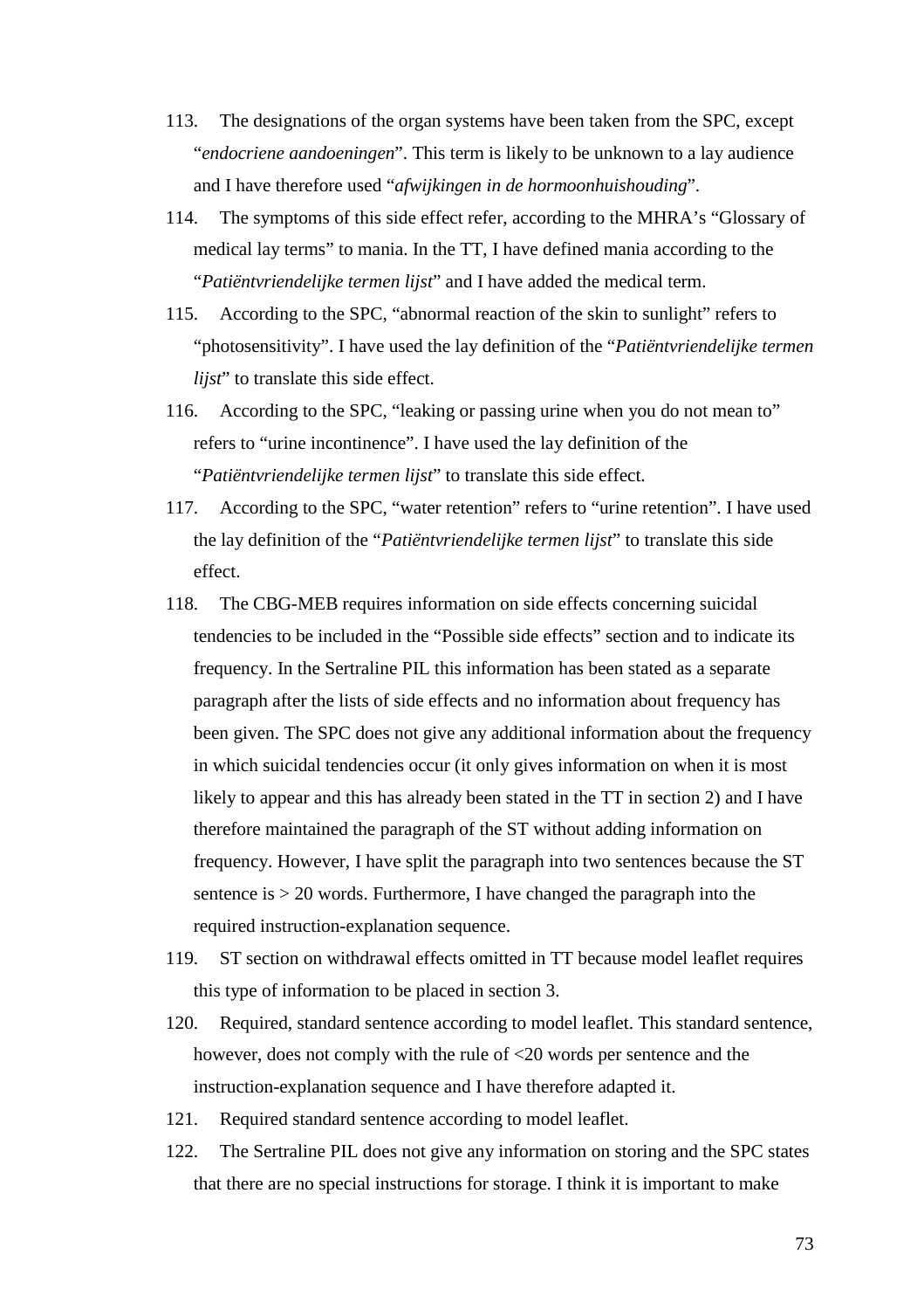113. The designations of the organ systems have been taken from the SPC, except "*endocriene aandoeningen*". This term is likely to be unknown to a lay audience and I have therefore used "*afwijkingen in de hormoonhuishouding*".

114. The symptoms of this side effect refer, according to the MHRA's "Glossary of medical lay terms" to mania. In the TT, I have defined mania according to the "*Patiëntvriendelijke termen lijst*" and I have added the medical term.

115. According to the SPC, "abnormal reaction of the skin to sunlight" refers to "photosensitivity". I have used the lay definition of the "*Patiëntvriendelijke termen lijst*" to translate this side effect.

116. According to the SPC, "leaking or passing urine when you do not mean to" refers to "urine incontinence". I have used the lay definition of the "*Patiëntvriendelijke termen lijst*" to translate this side effect.

117. According to the SPC, "water retention" refers to "urine retention". I have used the lay definition of the "*Patiëntvriendelijke termen lijst*" to translate this side effect.

118. The CBG-MEB requires information on side effects concerning suicidal tendencies to be included in the "Possible side effects" section and to indicate its frequency. In the Sertraline PIL this information has been stated as a separate paragraph after the lists of side effects and no information about frequency has been given. The SPC does not give any additional information about the frequency in which suicidal tendencies occur (it only gives information on when it is most likely to appear and this has already been stated in the TT in section 2) and I have therefore maintained the paragraph of the ST without adding information on frequency. However, I have split the paragraph into two sentences because the ST sentence is > 20 words. Furthermore, I have changed the paragraph into the required instruction-explanation sequence.

119. ST section on withdrawal effects omitted in TT because model leaflet requires this type of information to be placed in section 3.

120. Required, standard sentence according to model leaflet. This standard sentence, however, does not comply with the rule of <20 words per sentence and the instruction-explanation sequence and I have therefore adapted it.

121. Required standard sentence according to model leaflet.

122. The Sertraline PIL does not give any information on storing and the SPC states that there are no special instructions for storage. I think it is important to make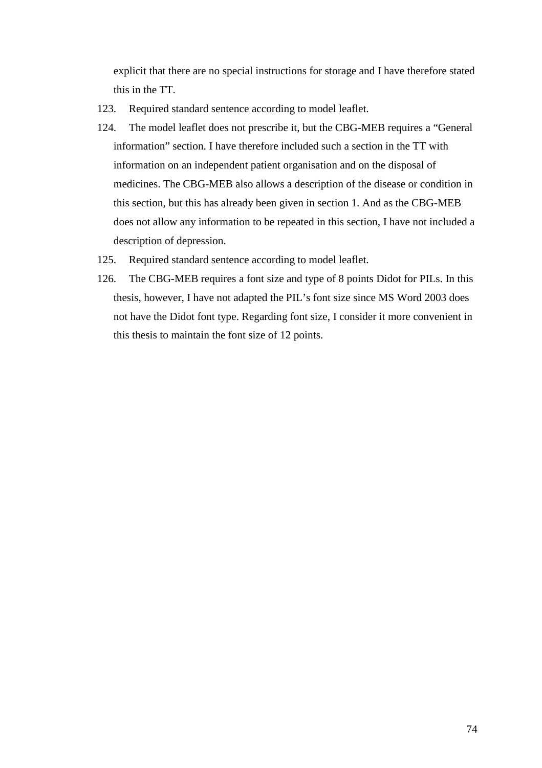explicit that there are no special instructions for storage and I have therefore stated this in the TT.

123. Required standard sentence according to model leaflet.

124. The model leaflet does not prescribe it, but the CBG-MEB requires a "General information" section. I have therefore included such a section in the TT with information on an independent patient organisation and on the disposal of medicines. The CBG-MEB also allows a description of the disease or condition in this section, but this has already been given in section 1. And as the CBG-MEB does not allow any information to be repeated in this section, I have not included a description of depression.

125. Required standard sentence according to model leaflet.

126. The CBG-MEB requires a font size and type of 8 points Didot for PILs. In this thesis, however, I have not adapted the PIL's font size since MS Word 2003 does not have the Didot font type. Regarding font size, I consider it more convenient in this thesis to maintain the font size of 12 points.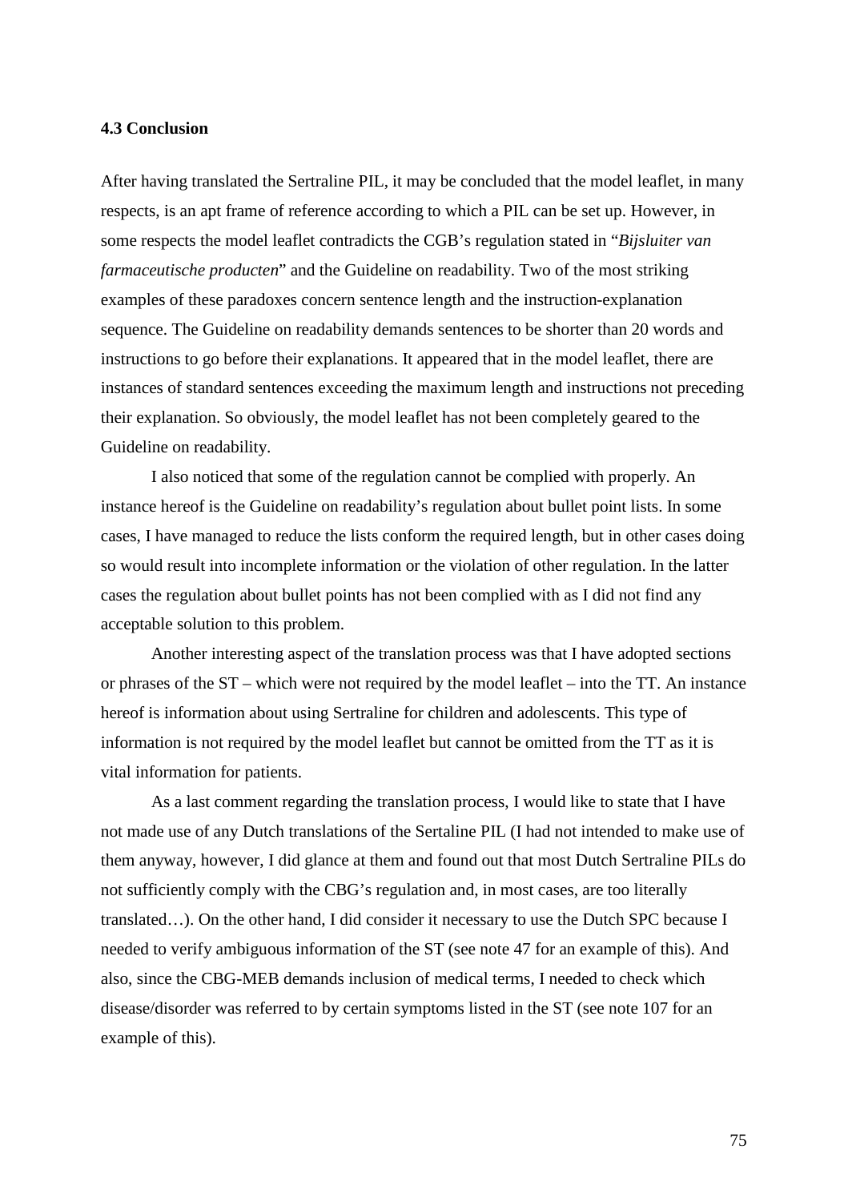### 4.3 Conclusion

After having translated the Sertraline PIL, it may be concluded that the model leaflet, in many respects, is an apt frame of reference according to which a PIL can be set up. However, in some respects the model leaflet contradicts the CGB's regulation stated in "*Bijsluiter van farmaceutische producten*" and the Guideline on readability. Two of the most striking examples of these paradoxes concern sentence length and the instruction-explanation sequence. The Guideline on readability demands sentences to be shorter than 20 words and instructions to go before their explanations. It appeared that in the model leaflet, there are instances of standard sentences exceeding the maximum length and instructions not preceding their explanation. So obviously, the model leaflet has not been completely geared to the Guideline on readability.

I also noticed that some of the regulation cannot be complied with properly. An instance hereof is the Guideline on readability's regulation about bullet point lists. In some cases, I have managed to reduce the lists conform the required length, but in other cases doing so would result into incomplete information or the violation of other regulation. In the latter cases the regulation about bullet points has not been complied with as I did not find any acceptable solution to this problem.

Another interesting aspect of the translation process was that I have adopted sections or phrases of the ST – which were not required by the model leaflet – into the TT. An instance hereof is information about using Sertraline for children and adolescents. This type of information is not required by the model leaflet but cannot be omitted from the TT as it is vital information for patients.

As a last comment regarding the translation process, I would like to state that I have not made use of any Dutch translations of the Sertaline PIL (I had not intended to make use of them anyway, however, I did glance at them and found out that most Dutch Sertraline PILs do not sufficiently comply with the CBG's regulation and, in most cases, are too literally translated…). On the other hand, I did consider it necessary to use the Dutch SPC because I needed to verify ambiguous information of the ST (see note 47 for an example of this). And also, since the CBG-MEB demands inclusion of medical terms, I needed to check which disease/disorder was referred to by certain symptoms listed in the ST (see note 107 for an example of this).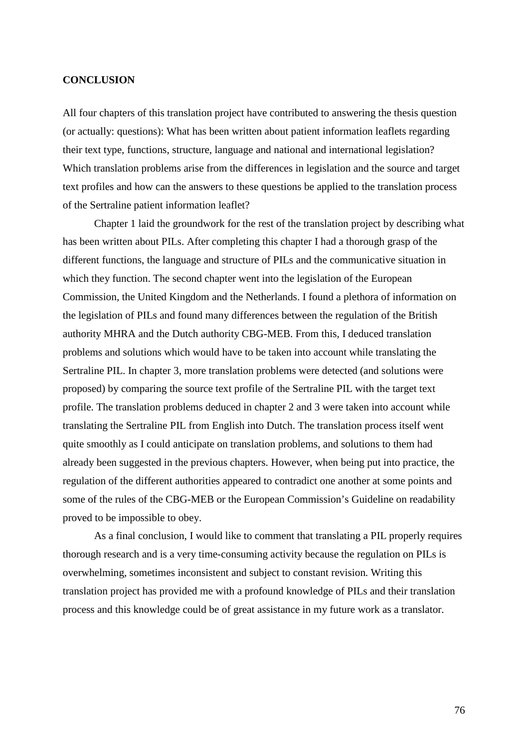# CONCLUSION

All four chapters of this translation project have contributed to answering the thesis question (or actually: questions): What has been written about patient information leaflets regarding their text type, functions, structure, language and national and international legislation? Which translation problems arise from the differences in legislation and the source and target text profiles and how can the answers to these questions be applied to the translation process of the Sertraline patient information leaflet?

Chapter 1 laid the groundwork for the rest of the translation project by describing what has been written about PILs. After completing this chapter I had a thorough grasp of the different functions, the language and structure of PILs and the communicative situation in which they function. The second chapter went into the legislation of the European Commission, the United Kingdom and the Netherlands. I found a plethora of information on the legislation of PILs and found many differences between the regulation of the British authority MHRA and the Dutch authority CBG-MEB. From this, I deduced translation problems and solutions which would have to be taken into account while translating the Sertraline PIL. In chapter 3, more translation problems were detected (and solutions were proposed) by comparing the source text profile of the Sertraline PIL with the target text profile. The translation problems deduced in chapter 2 and 3 were taken into account while translating the Sertraline PIL from English into Dutch. The translation process itself went quite smoothly as I could anticipate on translation problems, and solutions to them had already been suggested in the previous chapters. However, when being put into practice, the regulation of the different authorities appeared to contradict one another at some points and some of the rules of the CBG-MEB or the European Commission's Guideline on readability proved to be impossible to obey.

As a final conclusion, I would like to comment that translating a PIL properly requires thorough research and is a very time-consuming activity because the regulation on PILs is overwhelming, sometimes inconsistent and subject to constant revision. Writing this translation project has provided me with a profound knowledge of PILs and their translation process and this knowledge could be of great assistance in my future work as a translator.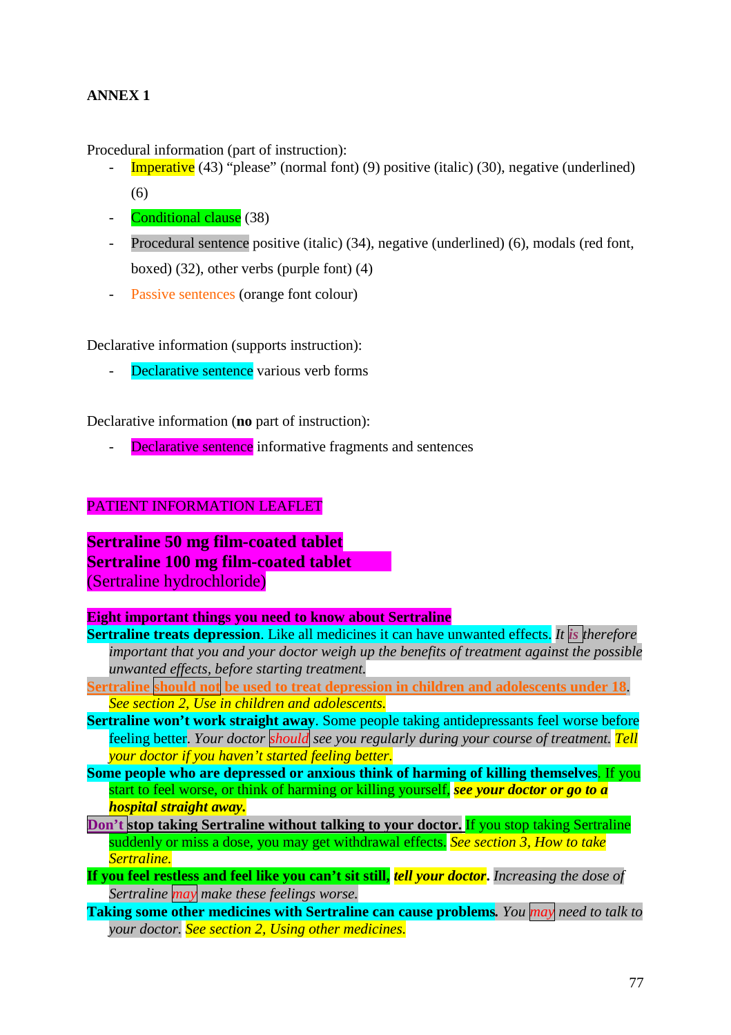**ANNEX 1**

Procedural information (part of instruction):

- Imperative (43) "please" (normal font) (9) positive (italic) (30), negative (underlined) (6)
- Conditional clause (38)
- Procedural sentence positive (italic) (34), negative (underlined) (6), modals (red font, boxed) (32), other verbs (purple font) (4)
- Passive sentences (orange font colour)

Declarative information (supports instruction):

- Declarative sentence various verb forms

Declarative information (**no** part of instruction):

- Declarative sentence informative fragments and sentences

PATIENT INFORMATION LEAFLET

**Sertraline 50 mg film-coated tablet**
**Sertraline 100 mg film-coated tablet**
(Sertraline hydrochloride)

**Eight important things you need to know about Sertraline**

**Sertraline treats depression**. Like all medicines it can have unwanted effects. *It is therefore important that you and your doctor weigh up the benefits of treatment against the possible unwanted effects, before starting treatment.*

<u>Sertraline should not be used to treat depression in children and adolescents under 18</u>. *See section 2, Use in children and adolescents.*

**Sertraline won't work straight away**. Some people taking antidepressants feel worse before feeling better. *Your doctor should see you regularly during your course of treatment. Tell your doctor if you haven't started feeling better.*

**Some people who are depressed or anxious think of harming of killing themselves**. If you start to feel worse, or think of harming or killing yourself, ***see your doctor or go to a hospital straight away.***

**<u>Don't stop taking Sertraline without talking to your doctor.</u>** If you stop taking Sertraline suddenly or miss a dose, you may get withdrawal effects. *See section 3, How to take Sertraline.*

**If you feel restless and feel like you can't sit still, *tell your doctor*.** *Increasing the dose of Sertraline may make these feelings worse.*

**Taking some other medicines with Sertraline can cause problems.** *You may need to talk to your doctor. See section 2, Using other medicines.*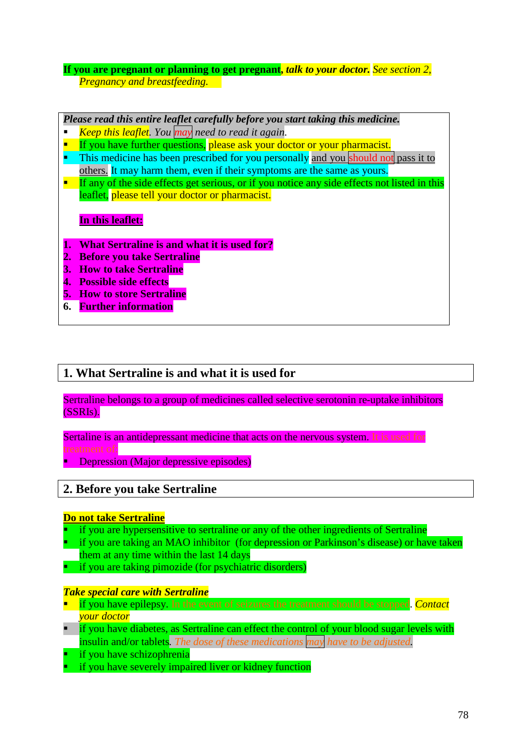**If you are pregnant or planning to get pregnant*, talk to your doctor.* *See section 2, Pregnancy and breastfeeding.*

***Please read this entire leaflet carefully before you start taking this medicine.***

- *Keep this leaflet. You may need to read it again.*
- If you have further questions, please ask your doctor or your pharmacist.
- This medicine has been prescribed for you personally and you should not pass it to others. It may harm them, even if their symptoms are the same as yours.
- If any of the side effects get serious, or if you notice any side effects not listed in this leaflet, please tell your doctor or pharmacist.

**In this leaflet:**

1. **What Sertraline is and what it is used for?**
2. **Before you take Sertraline**
3. **How to take Sertraline**
4. **Possible side effects**
5. **How to store Sertraline**
6. **Further information**

## 1. What Sertraline is and what it is used for

Sertraline belongs to a group of medicines called selective serotonin re-uptake inhibitors (SSRIs).

Sertaline is an antidepressant medicine that acts on the nervous system. It is used for treatment of:

- Depression (Major depressive episodes)

## 2. Before you take Sertraline

**Do not take Sertraline**

- if you are hypersensitive to sertraline or any of the other ingredients of Sertraline
- if you are taking an MAO inhibitor (for depression or Parkinson's disease) or have taken them at any time within the last 14 days
- if you are taking pimozide (for psychiatric disorders)

***Take special care with Sertraline***

- if you have epilepsy. In the event of seizures the treatment should be stopped. *Contact your doctor*
- if you have diabetes, as Sertraline can effect the control of your blood sugar levels with insulin and/or tablets. *The dose of these medications may have to be adjusted.*
- if you have schizophrenia
- if you have severely impaired liver or kidney function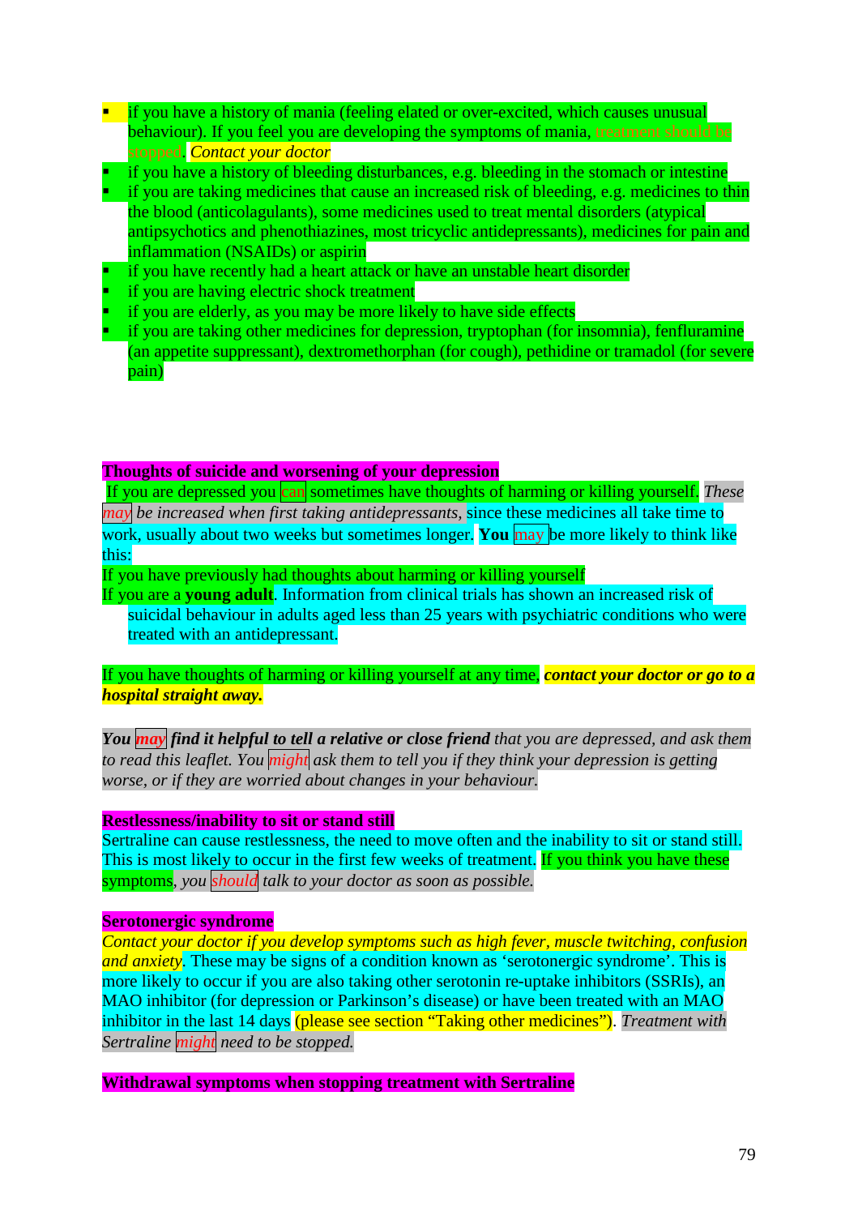- if you have a history of mania (feeling elated or over-excited, which causes unusual behaviour). If you feel you are developing the symptoms of mania, treatment should be stopped. *Contact your doctor*
- if you have a history of bleeding disturbances, e.g. bleeding in the stomach or intestine
- if you are taking medicines that cause an increased risk of bleeding, e.g. medicines to thin the blood (anticolagulants), some medicines used to treat mental disorders (atypical antipsychotics and phenothiazines, most tricyclic antidepressants), medicines for pain and inflammation (NSAIDs) or aspirin
- if you have recently had a heart attack or have an unstable heart disorder
- if you are having electric shock treatment
- if you are elderly, as you may be more likely to have side effects
- if you are taking other medicines for depression, tryptophan (for insomnia), fenfluramine (an appetite suppressant), dextromethorphan (for cough), pethidine or tramadol (for severe pain)

**Thoughts of suicide and worsening of your depression**

If you are depressed you can sometimes have thoughts of harming or killing yourself. *These may be increased when first taking antidepressants,* since these medicines all take time to work, usually about two weeks but sometimes longer. **You** may be more likely to think like this:

If you have previously had thoughts about harming or killing yourself

If you are a **young adult**. Information from clinical trials has shown an increased risk of suicidal behaviour in adults aged less than 25 years with psychiatric conditions who were treated with an antidepressant.

If you have thoughts of harming or killing yourself at any time, ***contact your doctor or go to a hospital straight away.***

***You may find it helpful to tell a relative or close friend*** *that you are depressed, and ask them to read this leaflet. You might ask them to tell you if they think your depression is getting worse, or if they are worried about changes in your behaviour.*

**Restlessness/inability to sit or stand still**

Sertraline can cause restlessness, the need to move often and the inability to sit or stand still. This is most likely to occur in the first few weeks of treatment. If you think you have these symptoms, *you should talk to your doctor as soon as possible.*

**Serotonergic syndrome**

*Contact your doctor if you develop symptoms such as high fever, muscle twitching, confusion and anxiety.* These may be signs of a condition known as 'serotonergic syndrome'. This is more likely to occur if you are also taking other serotonin re-uptake inhibitors (SSRIs), an MAO inhibitor (for depression or Parkinson's disease) or have been treated with an MAO inhibitor in the last 14 days (please see section "Taking other medicines"). *Treatment with Sertraline might need to be stopped.*

**Withdrawal symptoms when stopping treatment with Sertraline**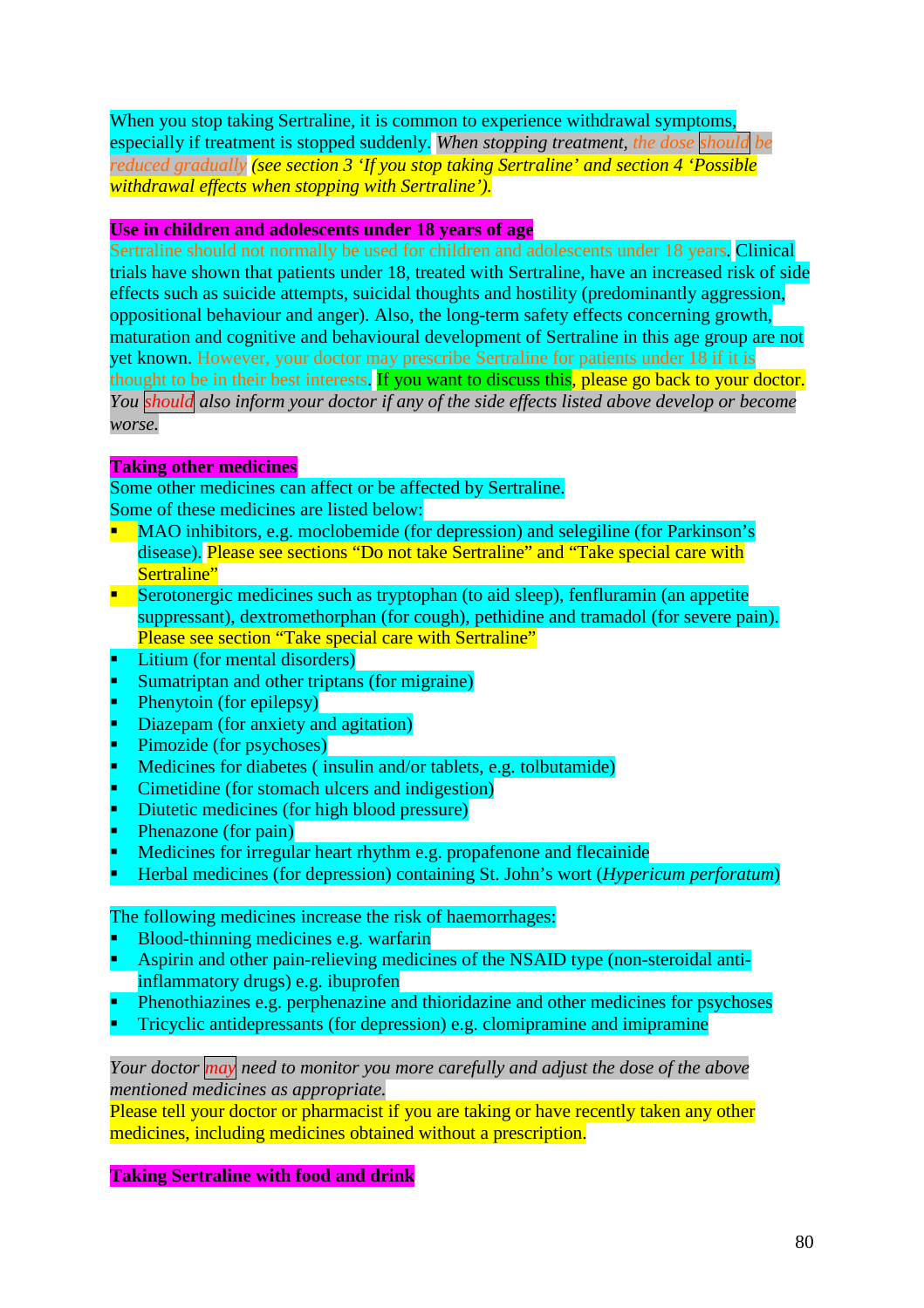When you stop taking Sertraline, it is common to experience withdrawal symptoms, especially if treatment is stopped suddenly. *When stopping treatment, the dose should be reduced gradually (see section 3 'If you stop taking Sertraline' and section 4 'Possible withdrawal effects when stopping with Sertraline').*

**Use in children and adolescents under 18 years of age**

Sertraline should not normally be used for children and adolescents under 18 years. Clinical trials have shown that patients under 18, treated with Sertraline, have an increased risk of side effects such as suicide attempts, suicidal thoughts and hostility (predominantly aggression, oppositional behaviour and anger). Also, the long-term safety effects concerning growth, maturation and cognitive and behavioural development of Sertraline in this age group are not yet known. However, your doctor may prescribe Sertraline for patients under 18 if it is thought to be in their best interests. If you want to discuss this, please go back to your doctor. *You should also inform your doctor if any of the side effects listed above develop or become worse.*

**Taking other medicines**

Some other medicines can affect or be affected by Sertraline.
Some of these medicines are listed below:

- MAO inhibitors, e.g. moclobemide (for depression) and selegiline (for Parkinson's disease). Please see sections "Do not take Sertraline" and "Take special care with Sertraline"
- Serotonergic medicines such as tryptophan (to aid sleep), fenfluramin (an appetite suppressant), dextromethorphan (for cough), pethidine and tramadol (for severe pain). Please see section "Take special care with Sertraline"
- Litium (for mental disorders)
- Sumatriptan and other triptans (for migraine)
- Phenytoin (for epilepsy)
- Diazepam (for anxiety and agitation)
- Pimozide (for psychoses)
- Medicines for diabetes ( insulin and/or tablets, e.g. tolbutamide)
- Cimetidine (for stomach ulcers and indigestion)
- Diutetic medicines (for high blood pressure)
- Phenazone (for pain)
- Medicines for irregular heart rhythm e.g. propafenone and flecainide
- Herbal medicines (for depression) containing St. John's wort (*Hypericum perforatum*)

The following medicines increase the risk of haemorrhages:

- Blood-thinning medicines e.g. warfarin
- Aspirin and other pain-relieving medicines of the NSAID type (non-steroidal anti-inflammatory drugs) e.g. ibuprofen
- Phenothiazines e.g. perphenazine and thioridazine and other medicines for psychoses
- Tricyclic antidepressants (for depression) e.g. clomipramine and imipramine

*Your doctor may need to monitor you more carefully and adjust the dose of the above mentioned medicines as appropriate.*
Please tell your doctor or pharmacist if you are taking or have recently taken any other medicines, including medicines obtained without a prescription.

**Taking Sertraline with food and drink**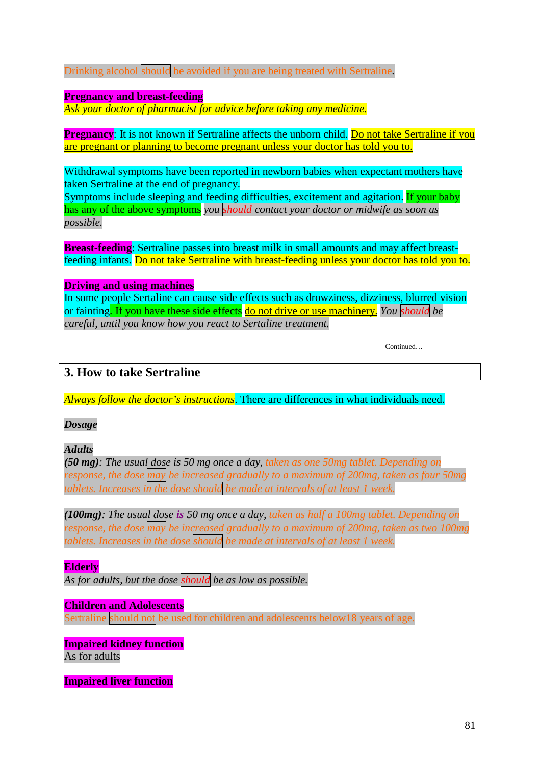Drinking alcohol should be avoided if you are being treated with Sertraline.

**Pregnancy and breast-feeding**
*Ask your doctor of pharmacist for advice before taking any medicine.*

**Pregnancy**: It is not known if Sertraline affects the unborn child. Do not take Sertraline if you are pregnant or planning to become pregnant unless your doctor has told you to.

Withdrawal symptoms have been reported in newborn babies when expectant mothers have taken Sertraline at the end of pregnancy.
Symptoms include sleeping and feeding difficulties, excitement and agitation. If your baby has any of the above symptoms *you should contact your doctor or midwife as soon as possible.*

**Breast-feeding**: Sertraline passes into breast milk in small amounts and may affect breast-feeding infants. Do not take Sertraline with breast-feeding unless your doctor has told you to.

**Driving and using machines**
In some people Sertaline can cause side effects such as drowziness, dizziness, blurred vision or fainting. If you have these side effects do not drive or use machinery. *You should be careful, until you know how you react to Sertaline treatment.*

Continued…

## 3. How to take Sertraline

*Always follow the doctor's instructions*. There are differences in what individuals need.

***Dosage***

***Adults***
***(50 mg)****: The usual dose is 50 mg once a day, taken as one 50mg tablet. Depending on response, the dose may be increased gradually to a maximum of 200mg, taken as four 50mg tablets. Increases in the dose should be made at intervals of at least 1 week.*

***(100mg)****: The usual dose is 50 mg once a day, taken as half a 100mg tablet. Depending on response, the dose may be increased gradually to a maximum of 200mg, taken as two 100mg tablets. Increases in the dose should be made at intervals of at least 1 week.*

**Elderly**
*As for adults, but the dose should be as low as possible.*

**Children and Adolescents**
Sertraline should not be used for children and adolescents below18 years of age.

**Impaired kidney function**
As for adults

**Impaired liver function**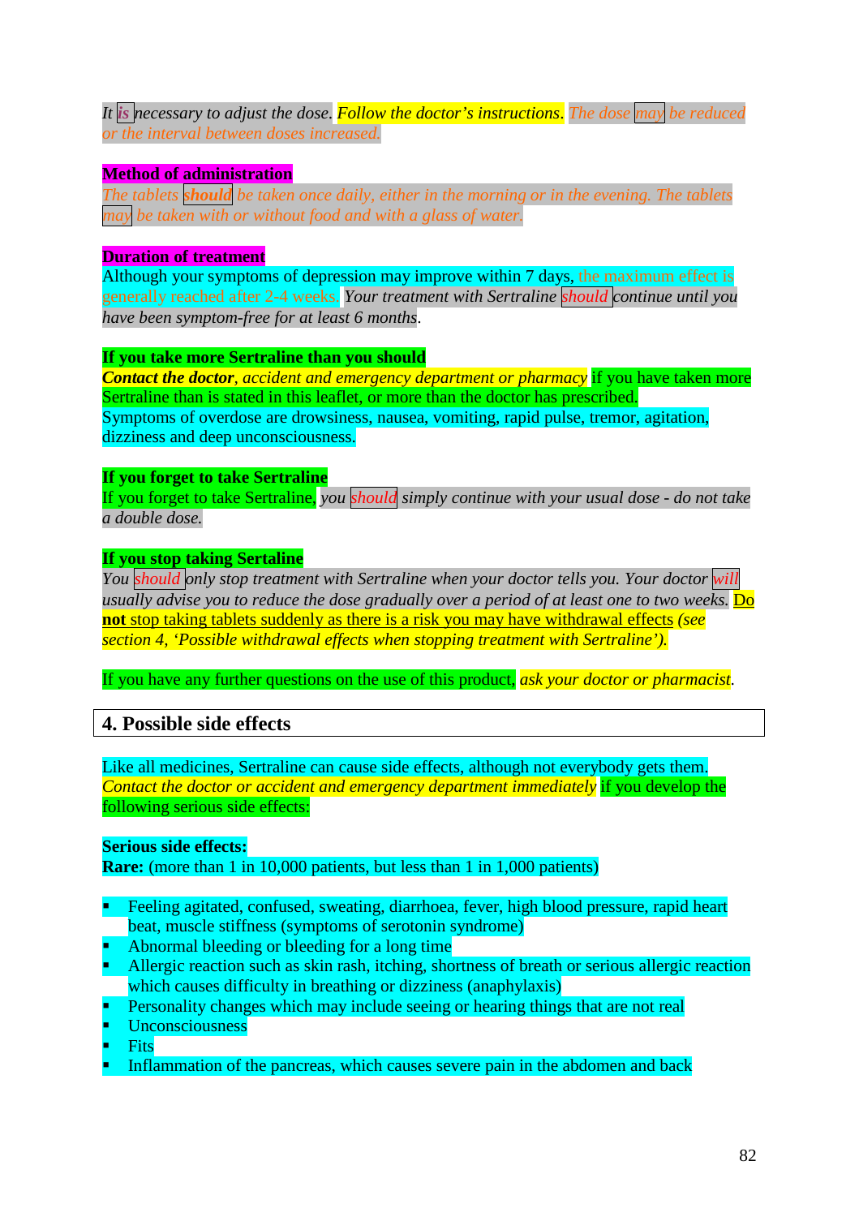*It is necessary to adjust the dose. Follow the doctor's instructions. The dose may be reduced or the interval between doses increased.*

**Method of administration**

*The tablets **should** be taken once daily, either in the morning or in the evening. The tablets may be taken with or without food and with a glass of water.*

**Duration of treatment**

Although your symptoms of depression may improve within 7 days, the maximum effect is generally reached after 2-4 weeks. *Your treatment with Sertraline should continue until you have been symptom-free for at least 6 months*.

**If you take more Sertraline than you should**

***Contact the doctor**, accident and emergency department or pharmacy* if you have taken more Sertraline than is stated in this leaflet, or more than the doctor has prescribed.
Symptoms of overdose are drowsiness, nausea, vomiting, rapid pulse, tremor, agitation, dizziness and deep unconsciousness.

**If you forget to take Sertraline**

If you forget to take Sertraline, *you should simply continue with your usual dose - do not take a double dose.*

**If you stop taking Sertaline**

*You should only stop treatment with Sertraline when your doctor tells you. Your doctor will usually advise you to reduce the dose gradually over a period of at least one to two weeks.* Do **not** stop taking tablets suddenly as there is a risk you may have withdrawal effects *(see section 4, 'Possible withdrawal effects when stopping treatment with Sertraline').*

If you have any further questions on the use of this product, *ask your doctor or pharmacist*.

## 4. Possible side effects

Like all medicines, Sertraline can cause side effects, although not everybody gets them.
*Contact the doctor or accident and emergency department immediately* if you develop the following serious side effects:

**Serious side effects:**
**Rare:** (more than 1 in 10,000 patients, but less than 1 in 1,000 patients)

- Feeling agitated, confused, sweating, diarrhoea, fever, high blood pressure, rapid heart beat, muscle stiffness (symptoms of serotonin syndrome)
- Abnormal bleeding or bleeding for a long time
- Allergic reaction such as skin rash, itching, shortness of breath or serious allergic reaction which causes difficulty in breathing or dizziness (anaphylaxis)
- Personality changes which may include seeing or hearing things that are not real
- Unconsciousness
- Fits
- Inflammation of the pancreas, which causes severe pain in the abdomen and back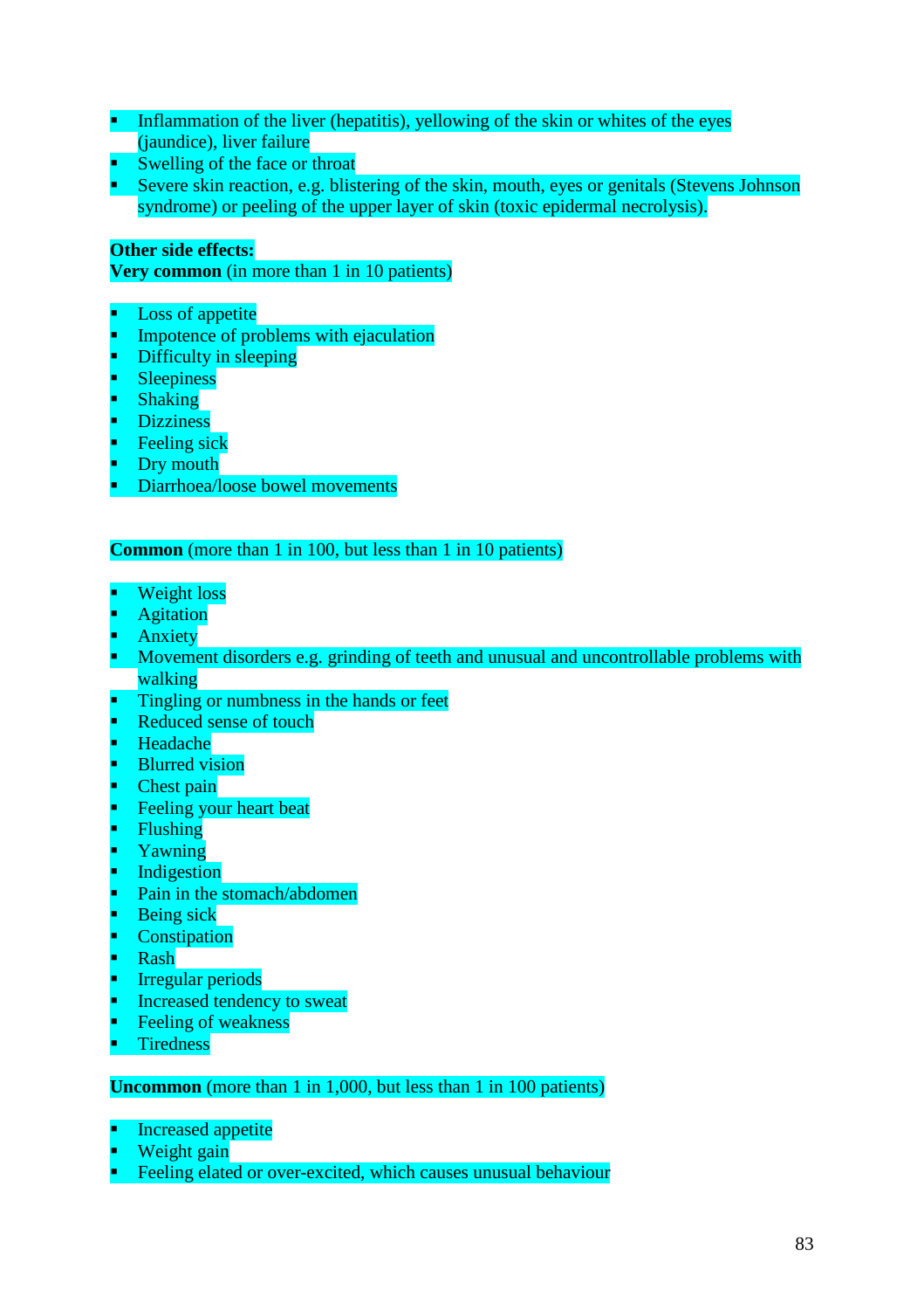- Inflammation of the liver (hepatitis), yellowing of the skin or whites of the eyes (jaundice), liver failure
- Swelling of the face or throat
- Severe skin reaction, e.g. blistering of the skin, mouth, eyes or genitals (Stevens Johnson syndrome) or peeling of the upper layer of skin (toxic epidermal necrolysis).

**Other side effects:**
**Very common** (in more than 1 in 10 patients)

- Loss of appetite
- Impotence of problems with ejaculation
- Difficulty in sleeping
- Sleepiness
- Shaking
- Dizziness
- Feeling sick
- Dry mouth
- Diarrhoea/loose bowel movements

**Common** (more than 1 in 100, but less than 1 in 10 patients)

- Weight loss
- Agitation
- Anxiety
- Movement disorders e.g. grinding of teeth and unusual and uncontrollable problems with walking
- Tingling or numbness in the hands or feet
- Reduced sense of touch
- Headache
- Blurred vision
- Chest pain
- Feeling your heart beat
- Flushing
- Yawning
- Indigestion
- Pain in the stomach/abdomen
- Being sick
- Constipation
- Rash
- Irregular periods
- Increased tendency to sweat
- Feeling of weakness
- Tiredness

**Uncommon** (more than 1 in 1,000, but less than 1 in 100 patients)

- Increased appetite
- Weight gain
- Feeling elated or over-excited, which causes unusual behaviour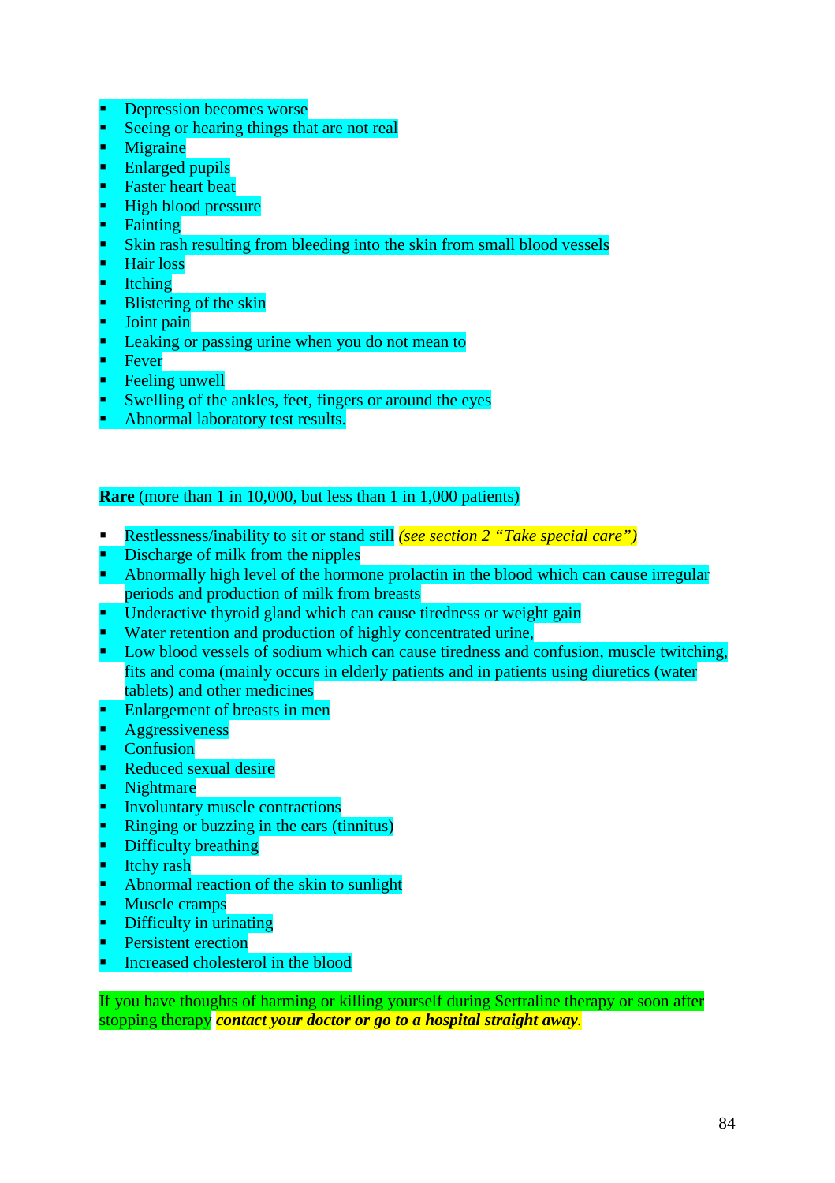- Depression becomes worse
- Seeing or hearing things that are not real
- Migraine
- Enlarged pupils
- Faster heart beat
- High blood pressure
- Fainting
- Skin rash resulting from bleeding into the skin from small blood vessels
- Hair loss
- Itching
- Blistering of the skin
- Joint pain
- Leaking or passing urine when you do not mean to
- Fever
- Feeling unwell
- Swelling of the ankles, feet, fingers or around the eyes
- Abnormal laboratory test results.

**Rare** (more than 1 in 10,000, but less than 1 in 1,000 patients)

- Restlessness/inability to sit or stand still *(see section 2 "Take special care")*
- Discharge of milk from the nipples
- Abnormally high level of the hormone prolactin in the blood which can cause irregular periods and production of milk from breasts
- Underactive thyroid gland which can cause tiredness or weight gain
- Water retention and production of highly concentrated urine,
- Low blood vessels of sodium which can cause tiredness and confusion, muscle twitching, fits and coma (mainly occurs in elderly patients and in patients using diuretics (water tablets) and other medicines
- Enlargement of breasts in men
- Aggressiveness
- Confusion
- Reduced sexual desire
- Nightmare
- Involuntary muscle contractions
- Ringing or buzzing in the ears (tinnitus)
- Difficulty breathing
- Itchy rash
- Abnormal reaction of the skin to sunlight
- Muscle cramps
- Difficulty in urinating
- Persistent erection
- Increased cholesterol in the blood

If you have thoughts of harming or killing yourself during Sertraline therapy or soon after stopping therapy ***contact your doctor or go to a hospital straight away***.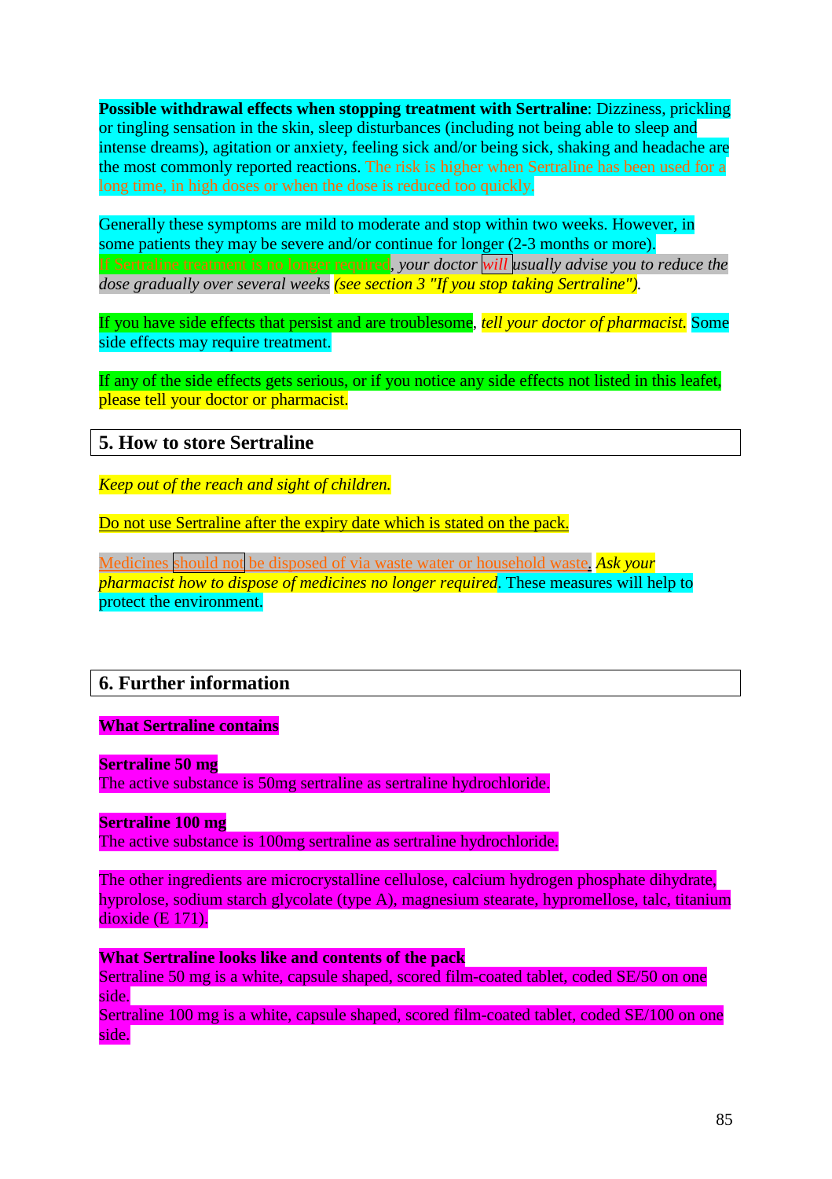**Possible withdrawal effects when stopping treatment with Sertraline**: Dizziness, prickling or tingling sensation in the skin, sleep disturbances (including not being able to sleep and intense dreams), agitation or anxiety, feeling sick and/or being sick, shaking and headache are the most commonly reported reactions. The risk is higher when Sertraline has been used for a long time, in high doses or when the dose is reduced too quickly.

Generally these symptoms are mild to moderate and stop within two weeks. However, in some patients they may be severe and/or continue for longer (2-3 months or more). If Sertraline treatment is no longer required, *your doctor will usually advise you to reduce the dose gradually over several weeks (see section 3 "If you stop taking Sertraline").*

If you have side effects that persist and are troublesome, *tell your doctor of pharmacist.* Some side effects may require treatment.

If any of the side effects gets serious, or if you notice any side effects not listed in this leaflet, please tell your doctor or pharmacist.

## 5. How to store Sertraline

*Keep out of the reach and sight of children.*

Do not use Sertraline after the expiry date which is stated on the pack.

Medicines should not be disposed of via waste water or household waste. *Ask your pharmacist how to dispose of medicines no longer required*. These measures will help to protect the environment.

## 6. Further information

**What Sertraline contains**

**Sertraline 50 mg**
The active substance is 50mg sertraline as sertraline hydrochloride.

**Sertraline 100 mg**
The active substance is 100mg sertraline as sertraline hydrochloride.

The other ingredients are microcrystalline cellulose, calcium hydrogen phosphate dihydrate, hyprolose, sodium starch glycolate (type A), magnesium stearate, hypromellose, talc, titanium dioxide (E 171).

**What Sertraline looks like and contents of the pack**
Sertraline 50 mg is a white, capsule shaped, scored film-coated tablet, coded SE/50 on one side.
Sertraline 100 mg is a white, capsule shaped, scored film-coated tablet, coded SE/100 on one side.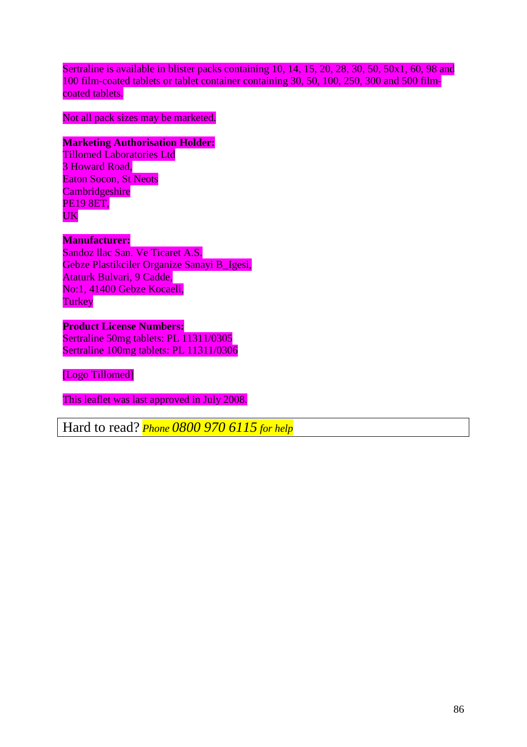Sertraline is available in blister packs containing 10, 14, 15, 20, 28, 30, 50, 50x1, 60, 98 and 100 film-coated tablets or tablet container containing 30, 50, 100, 250, 300 and 500 film-coated tablets.

Not all pack sizes may be marketed.

**Marketing Authorisation Holder:**
Tillomed Laboratories Ltd
3 Howard Road,
Eaton Socon, St Neots
Cambridgeshire
PE19 8ET,
UK

**Manufacturer:**
Sandoz llac San. Ve Ticaret A.S.
Gebze Plastikciler Organize Sanayi B_Igesi,
Ataturk Bulvari, 9 Cadde,
No:1, 41400 Gebze Kocaeli,
Turkey

**Product License Numbers:**
Sertraline 50mg tablets: PL 11311/0305
Sertraline 100mg tablets: PL 11311/0306

[Logo Tillomed]

This leaflet was last approved in July 2008.

Hard to read? *Phone 0800 970 6115 for help*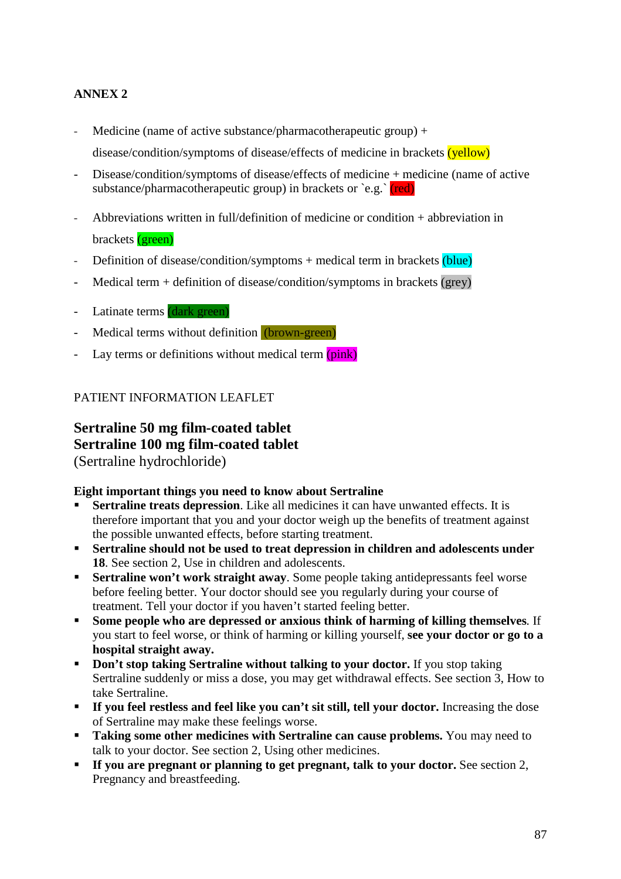**ANNEX 2**

- Medicine (name of active substance/pharmacotherapeutic group) + disease/condition/symptoms of disease/effects of medicine in brackets (yellow)
- Disease/condition/symptoms of disease/effects of medicine + medicine (name of active substance/pharmacotherapeutic group) in brackets or `e.g.` (red)
- Abbreviations written in full/definition of medicine or condition + abbreviation in brackets (green)
- Definition of disease/condition/symptoms + medical term in brackets (blue)
- Medical term + definition of disease/condition/symptoms in brackets (grey)
- Latinate terms (dark green)
- Medical terms without definition (brown-green)
- Lay terms or definitions without medical term (pink)

PATIENT INFORMATION LEAFLET

**Sertraline 50 mg film-coated tablet**
**Sertraline 100 mg film-coated tablet**
(Sertraline hydrochloride)

**Eight important things you need to know about Sertraline**

- **Sertraline treats depression**. Like all medicines it can have unwanted effects. It is therefore important that you and your doctor weigh up the benefits of treatment against the possible unwanted effects, before starting treatment.
- **Sertraline should not be used to treat depression in children and adolescents under 18**. See section 2, Use in children and adolescents.
- **Sertraline won't work straight away**. Some people taking antidepressants feel worse before feeling better. Your doctor should see you regularly during your course of treatment. Tell your doctor if you haven't started feeling better.
- **Some people who are depressed or anxious think of harming of killing themselves**. If you start to feel worse, or think of harming or killing yourself, **see your doctor or go to a hospital straight away.**
- **Don't stop taking Sertraline without talking to your doctor.** If you stop taking Sertraline suddenly or miss a dose, you may get withdrawal effects. See section 3, How to take Sertraline.
- **If you feel restless and feel like you can't sit still, tell your doctor.** Increasing the dose of Sertraline may make these feelings worse.
- **Taking some other medicines with Sertraline can cause problems.** You may need to talk to your doctor. See section 2, Using other medicines.
- **If you are pregnant or planning to get pregnant, talk to your doctor.** See section 2, Pregnancy and breastfeeding.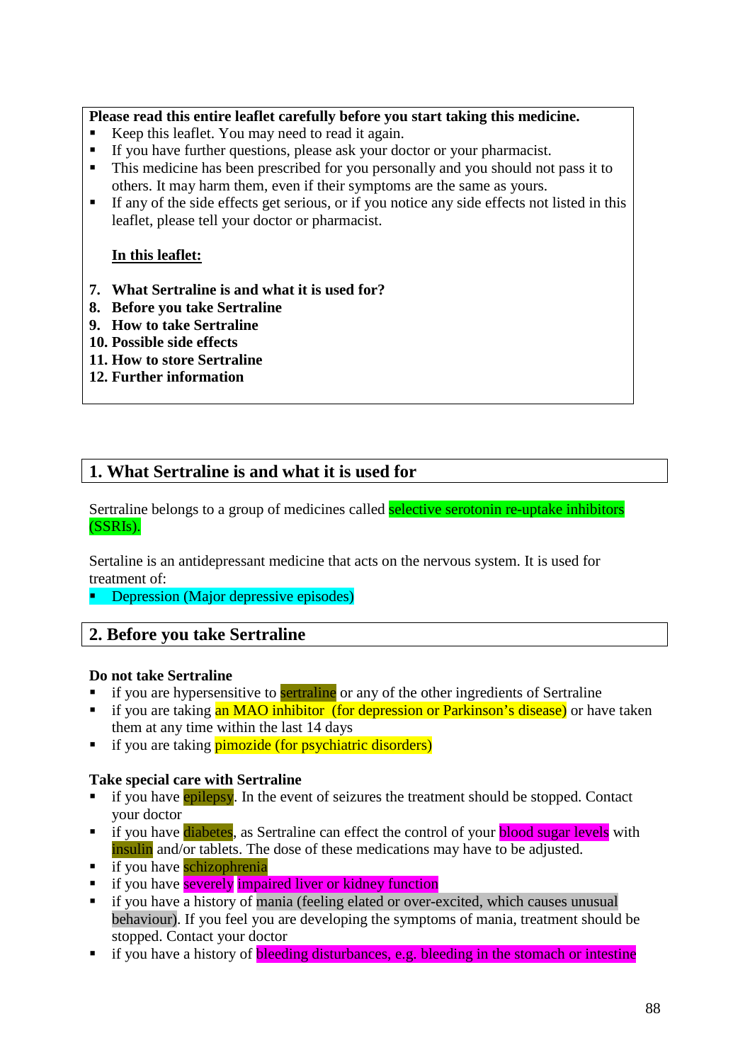**Please read this entire leaflet carefully before you start taking this medicine.**

- Keep this leaflet. You may need to read it again.
- If you have further questions, please ask your doctor or your pharmacist.
- This medicine has been prescribed for you personally and you should not pass it to others. It may harm them, even if their symptoms are the same as yours.
- If any of the side effects get serious, or if you notice any side effects not listed in this leaflet, please tell your doctor or pharmacist.

**In this leaflet:**

7. **What Sertraline is and what it is used for?**
8. **Before you take Sertraline**
9. **How to take Sertraline**
10. **Possible side effects**
11. **How to store Sertraline**
12. **Further information**

## 1. What Sertraline is and what it is used for

Sertraline belongs to a group of medicines called selective serotonin re-uptake inhibitors (SSRIs).

Sertaline is an antidepressant medicine that acts on the nervous system. It is used for treatment of:

- Depression (Major depressive episodes)

## 2. Before you take Sertraline

**Do not take Sertraline**

- if you are hypersensitive to sertraline or any of the other ingredients of Sertraline
- if you are taking an MAO inhibitor (for depression or Parkinson's disease) or have taken them at any time within the last 14 days
- if you are taking pimozide (for psychiatric disorders)

**Take special care with Sertraline**

- if you have epilepsy. In the event of seizures the treatment should be stopped. Contact your doctor
- if you have diabetes, as Sertraline can effect the control of your blood sugar levels with insulin and/or tablets. The dose of these medications may have to be adjusted.
- if you have schizophrenia
- if you have severely impaired liver or kidney function
- if you have a history of mania (feeling elated or over-excited, which causes unusual behaviour). If you feel you are developing the symptoms of mania, treatment should be stopped. Contact your doctor
- if you have a history of bleeding disturbances, e.g. bleeding in the stomach or intestine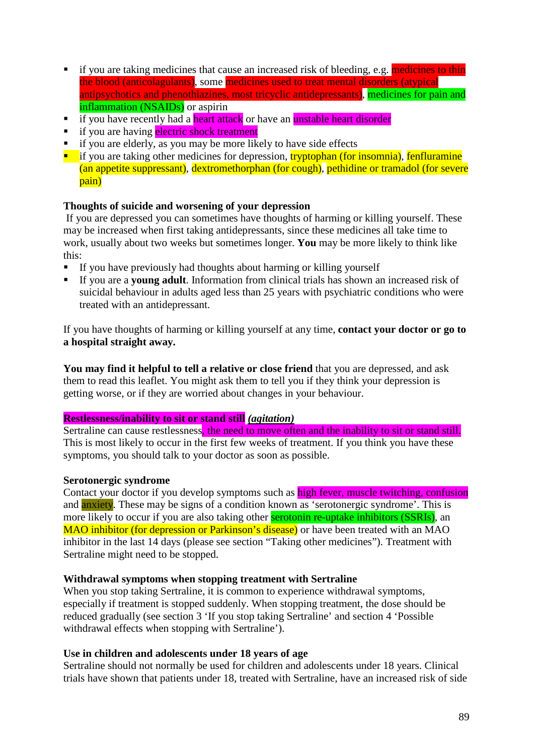- if you are taking medicines that cause an increased risk of bleeding, e.g. medicines to thin the blood (anticolagulants), some medicines used to treat mental disorders (atypical antipsychotics and phenothiazines, most tricyclic antidepressants), medicines for pain and inflammation (NSAIDs) or aspirin
- if you have recently had a heart attack or have an unstable heart disorder
- if you are having electric shock treatment
- if you are elderly, as you may be more likely to have side effects
- if you are taking other medicines for depression, tryptophan (for insomnia), fenfluramine (an appetite suppressant), dextromethorphan (for cough), pethidine or tramadol (for severe pain)

**Thoughts of suicide and worsening of your depression**

If you are depressed you can sometimes have thoughts of harming or killing yourself. These may be increased when first taking antidepressants, since these medicines all take time to work, usually about two weeks but sometimes longer. **You** may be more likely to think like this:

- If you have previously had thoughts about harming or killing yourself
- If you are a **young adult**. Information from clinical trials has shown an increased risk of suicidal behaviour in adults aged less than 25 years with psychiatric conditions who were treated with an antidepressant.

If you have thoughts of harming or killing yourself at any time, **contact your doctor or go to a hospital straight away.**

**You may find it helpful to tell a relative or close friend** that you are depressed, and ask them to read this leaflet. You might ask them to tell you if they think your depression is getting worse, or if they are worried about changes in your behaviour.

**Restlessness/inability to sit or stand still** ***(agitation)***

Sertraline can cause restlessness, the need to move often and the inability to sit or stand still. This is most likely to occur in the first few weeks of treatment. If you think you have these symptoms, you should talk to your doctor as soon as possible.

**Serotonergic syndrome**

Contact your doctor if you develop symptoms such as high fever, muscle twitching, confusion and anxiety. These may be signs of a condition known as 'serotonergic syndrome'. This is more likely to occur if you are also taking other serotonin re-uptake inhibitors (SSRIs), an MAO inhibitor (for depression or Parkinson's disease) or have been treated with an MAO inhibitor in the last 14 days (please see section "Taking other medicines"). Treatment with Sertraline might need to be stopped.

**Withdrawal symptoms when stopping treatment with Sertraline**

When you stop taking Sertraline, it is common to experience withdrawal symptoms, especially if treatment is stopped suddenly. When stopping treatment, the dose should be reduced gradually (see section 3 'If you stop taking Sertraline' and section 4 'Possible withdrawal effects when stopping with Sertraline').

**Use in children and adolescents under 18 years of age**

Sertraline should not normally be used for children and adolescents under 18 years. Clinical trials have shown that patients under 18, treated with Sertraline, have an increased risk of side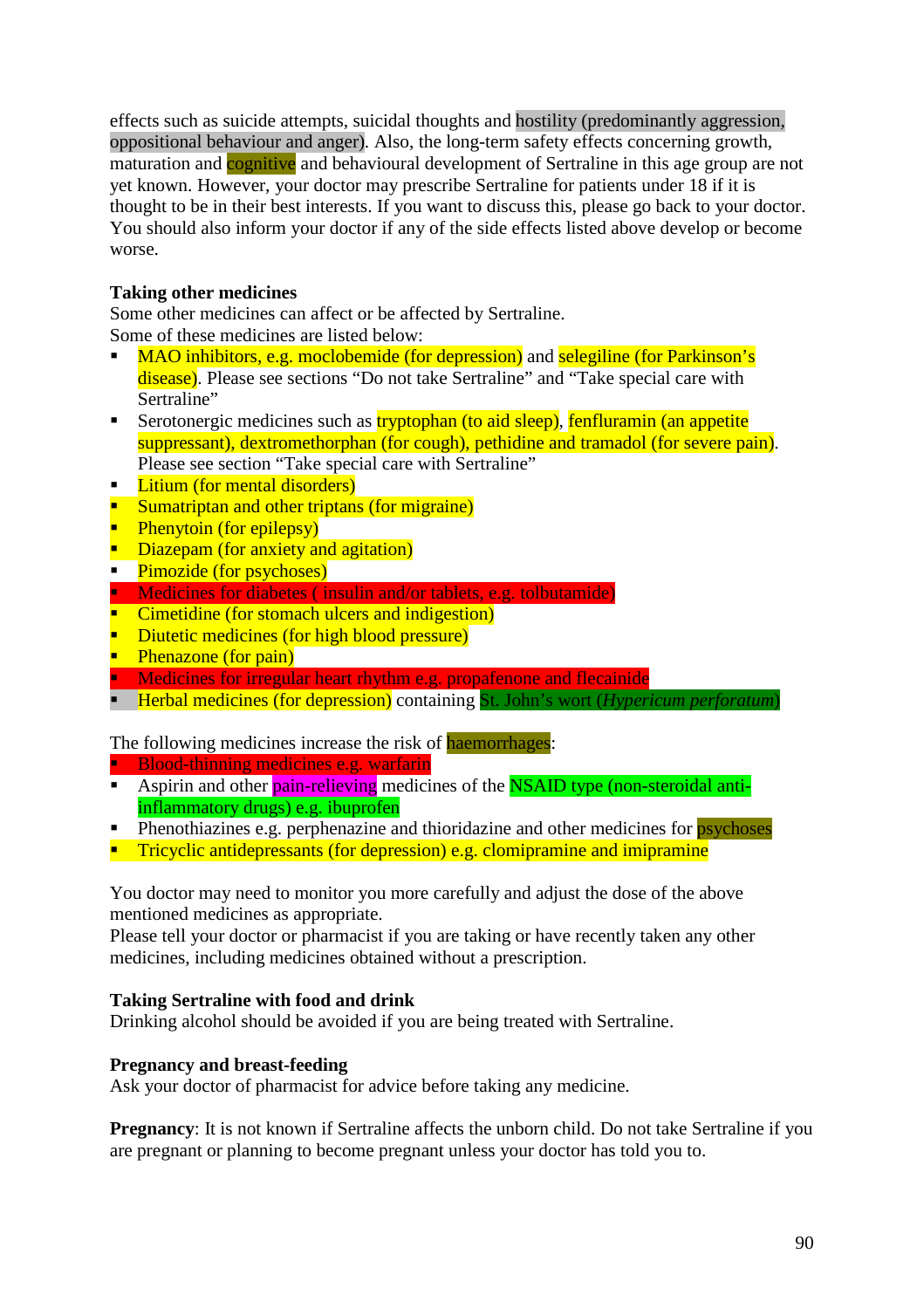effects such as suicide attempts, suicidal thoughts and hostility (predominantly aggression, oppositional behaviour and anger). Also, the long-term safety effects concerning growth, maturation and cognitive and behavioural development of Sertraline in this age group are not yet known. However, your doctor may prescribe Sertraline for patients under 18 if it is thought to be in their best interests. If you want to discuss this, please go back to your doctor. You should also inform your doctor if any of the side effects listed above develop or become worse.

**Taking other medicines**

Some other medicines can affect or be affected by Sertraline.
Some of these medicines are listed below:

- MAO inhibitors, e.g. moclobemide (for depression) and selegiline (for Parkinson's disease). Please see sections "Do not take Sertraline" and "Take special care with Sertraline"
- Serotonergic medicines such as tryptophan (to aid sleep), fenfluramin (an appetite suppressant), dextromethorphan (for cough), pethidine and tramadol (for severe pain). Please see section "Take special care with Sertraline"
- Litium (for mental disorders)
- Sumatriptan and other triptans (for migraine)
- Phenytoin (for epilepsy)
- Diazepam (for anxiety and agitation)
- Pimozide (for psychoses)
- Medicines for diabetes ( insulin and/or tablets, e.g. tolbutamide)
- Cimetidine (for stomach ulcers and indigestion)
- Diutetic medicines (for high blood pressure)
- Phenazone (for pain)
- Medicines for irregular heart rhythm e.g. propafenone and flecainide
- Herbal medicines (for depression) containing St. John's wort (*Hypericum perforatum*)

The following medicines increase the risk of haemorrhages:

- Blood-thinning medicines e.g. warfarin
- Aspirin and other pain-relieving medicines of the NSAID type (non-steroidal anti-inflammatory drugs) e.g. ibuprofen
- Phenothiazines e.g. perphenazine and thioridazine and other medicines for psychoses
- Tricyclic antidepressants (for depression) e.g. clomipramine and imipramine

You doctor may need to monitor you more carefully and adjust the dose of the above mentioned medicines as appropriate.
Please tell your doctor or pharmacist if you are taking or have recently taken any other medicines, including medicines obtained without a prescription.

**Taking Sertraline with food and drink**

Drinking alcohol should be avoided if you are being treated with Sertraline.

**Pregnancy and breast-feeding**

Ask your doctor of pharmacist for advice before taking any medicine.

**Pregnancy**: It is not known if Sertraline affects the unborn child. Do not take Sertraline if you are pregnant or planning to become pregnant unless your doctor has told you to.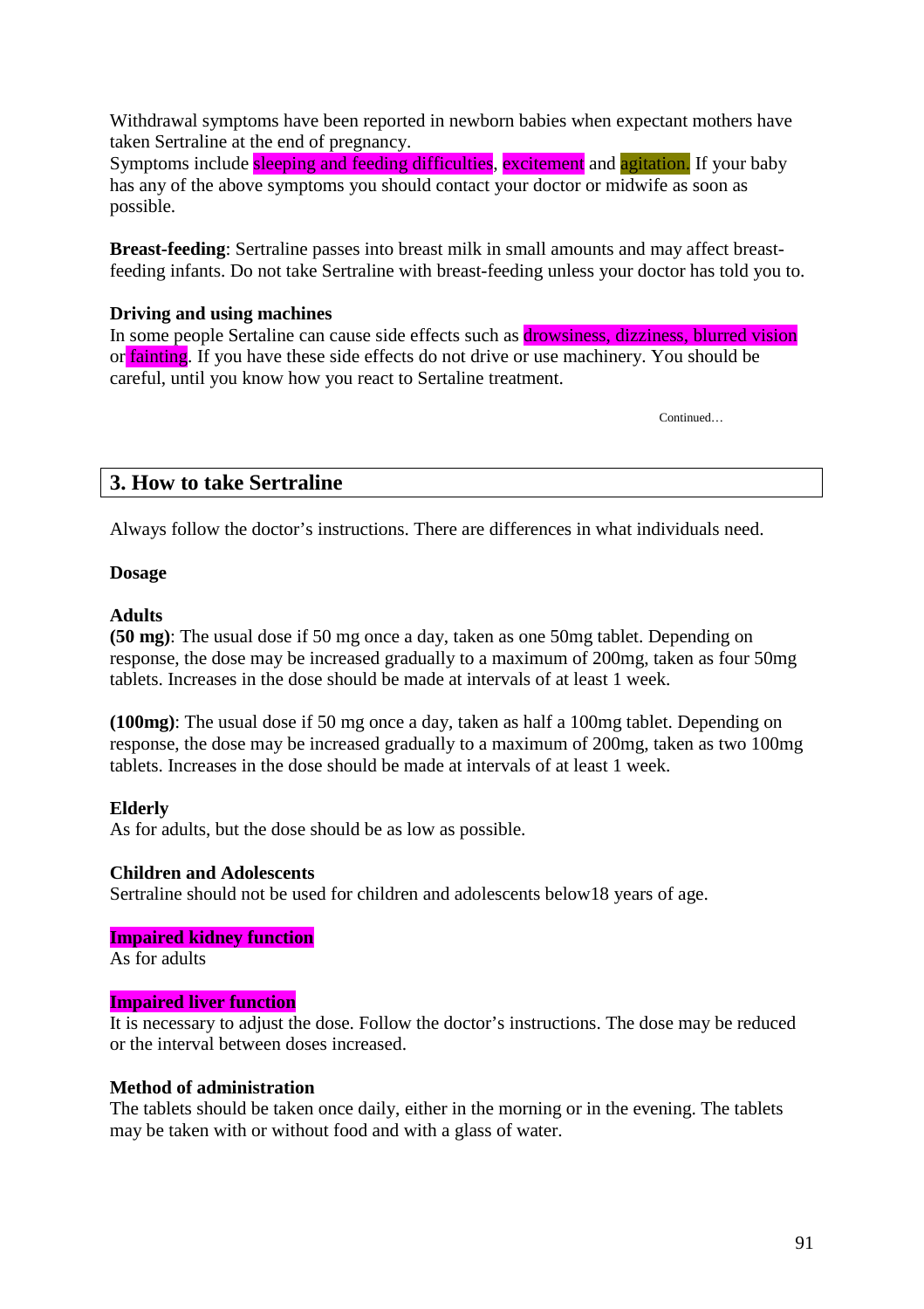Withdrawal symptoms have been reported in newborn babies when expectant mothers have taken Sertraline at the end of pregnancy.
Symptoms include sleeping and feeding difficulties, excitement and agitation. If your baby has any of the above symptoms you should contact your doctor or midwife as soon as possible.

**Breast-feeding**: Sertraline passes into breast milk in small amounts and may affect breast-feeding infants. Do not take Sertraline with breast-feeding unless your doctor has told you to.

**Driving and using machines**
In some people Sertaline can cause side effects such as drowsiness, dizziness, blurred vision or fainting. If you have these side effects do not drive or use machinery. You should be careful, until you know how you react to Sertaline treatment.

Continued…

## 3. How to take Sertraline

Always follow the doctor's instructions. There are differences in what individuals need.

**Dosage**

**Adults**
**(50 mg)**: The usual dose if 50 mg once a day, taken as one 50mg tablet. Depending on response, the dose may be increased gradually to a maximum of 200mg, taken as four 50mg tablets. Increases in the dose should be made at intervals of at least 1 week.

**(100mg)**: The usual dose if 50 mg once a day, taken as half a 100mg tablet. Depending on response, the dose may be increased gradually to a maximum of 200mg, taken as two 100mg tablets. Increases in the dose should be made at intervals of at least 1 week.

**Elderly**
As for adults, but the dose should be as low as possible.

**Children and Adolescents**
Sertraline should not be used for children and adolescents below18 years of age.

**Impaired kidney function**
As for adults

**Impaired liver function**
It is necessary to adjust the dose. Follow the doctor's instructions. The dose may be reduced or the interval between doses increased.

**Method of administration**
The tablets should be taken once daily, either in the morning or in the evening. The tablets may be taken with or without food and with a glass of water.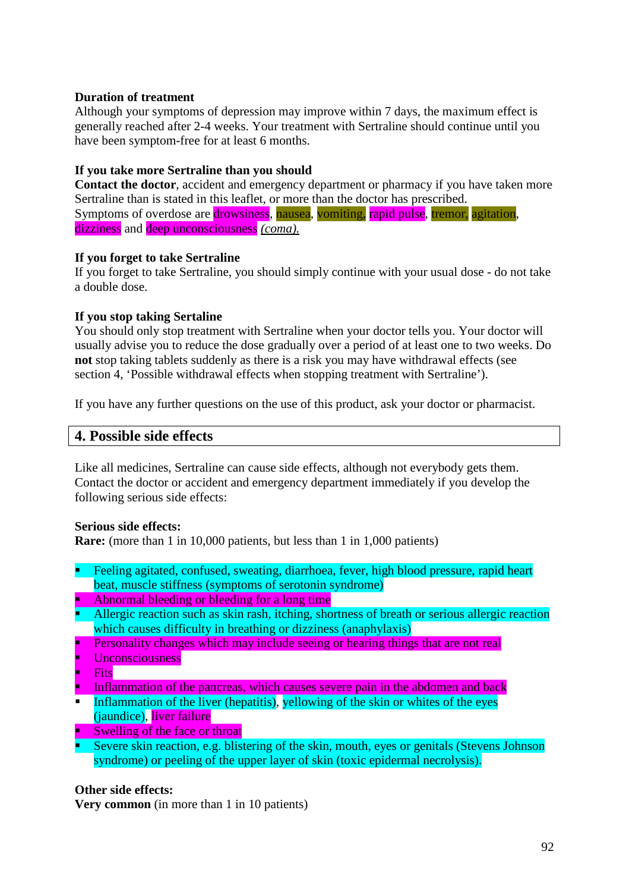**Duration of treatment**
Although your symptoms of depression may improve within 7 days, the maximum effect is generally reached after 2-4 weeks. Your treatment with Sertraline should continue until you have been symptom-free for at least 6 months.

**If you take more Sertraline than you should**
**Contact the doctor**, accident and emergency department or pharmacy if you have taken more Sertraline than is stated in this leaflet, or more than the doctor has prescribed.
Symptoms of overdose are drowsiness, nausea, vomiting, rapid pulse, tremor, agitation, dizziness and deep unconsciousness *(coma).*

**If you forget to take Sertraline**
If you forget to take Sertraline, you should simply continue with your usual dose - do not take a double dose.

**If you stop taking Sertaline**
You should only stop treatment with Sertraline when your doctor tells you. Your doctor will usually advise you to reduce the dose gradually over a period of at least one to two weeks. Do **not** stop taking tablets suddenly as there is a risk you may have withdrawal effects (see section 4, 'Possible withdrawal effects when stopping treatment with Sertraline').

If you have any further questions on the use of this product, ask your doctor or pharmacist.

## 4. Possible side effects

Like all medicines, Sertraline can cause side effects, although not everybody gets them. Contact the doctor or accident and emergency department immediately if you develop the following serious side effects:

**Serious side effects:**
**Rare:** (more than 1 in 10,000 patients, but less than 1 in 1,000 patients)

- Feeling agitated, confused, sweating, diarrhoea, fever, high blood pressure, rapid heart beat, muscle stiffness (symptoms of serotonin syndrome)
- Abnormal bleeding or bleeding for a long time
- Allergic reaction such as skin rash, itching, shortness of breath or serious allergic reaction which causes difficulty in breathing or dizziness (anaphylaxis)
- Personality changes which may include seeing or hearing things that are not real
- Unconsciousness
- Fits
- Inflammation of the pancreas, which causes severe pain in the abdomen and back
- Inflammation of the liver (hepatitis), yellowing of the skin or whites of the eyes (jaundice), liver failure
- Swelling of the face or throat
- Severe skin reaction, e.g. blistering of the skin, mouth, eyes or genitals (Stevens Johnson syndrome) or peeling of the upper layer of skin (toxic epidermal necrolysis).

**Other side effects:**
**Very common** (in more than 1 in 10 patients)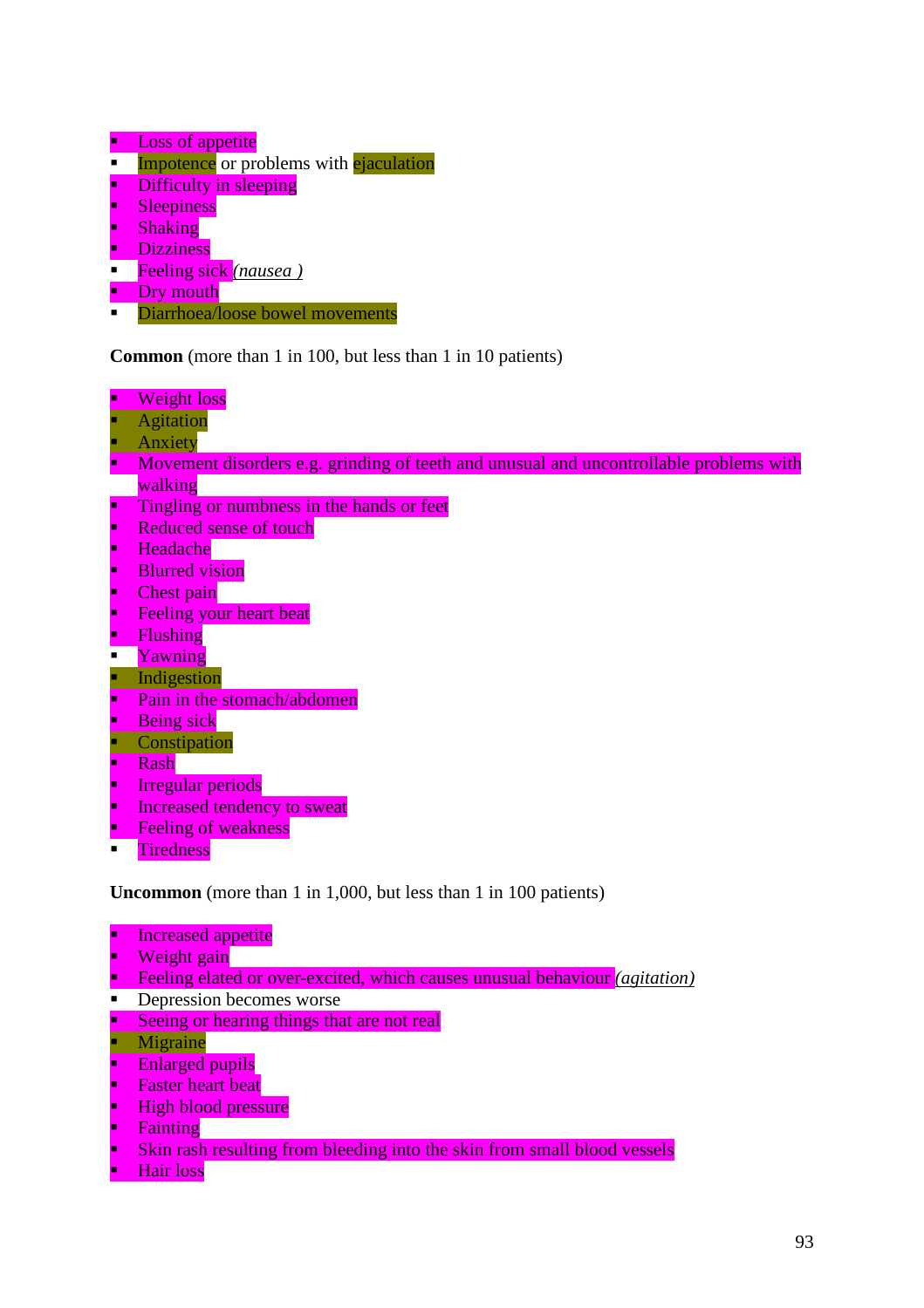- Loss of appetite
- Impotence or problems with ejaculation
- Difficulty in sleeping
- Sleepiness
- Shaking
- Dizziness
- Feeling sick *(nausea )*
- Dry mouth
- Diarrhoea/loose bowel movements

**Common** (more than 1 in 100, but less than 1 in 10 patients)

- Weight loss
- Agitation
- Anxiety
- Movement disorders e.g. grinding of teeth and unusual and uncontrollable problems with walking
- Tingling or numbness in the hands or feet
- Reduced sense of touch
- Headache
- Blurred vision
- Chest pain
- Feeling your heart beat
- Flushing
- Yawning
- Indigestion
- Pain in the stomach/abdomen
- Being sick
- Constipation
- Rash
- Irregular periods
- Increased tendency to sweat
- Feeling of weakness
- Tiredness

**Uncommon** (more than 1 in 1,000, but less than 1 in 100 patients)

- Increased appetite
- Weight gain
- Feeling elated or over-excited, which causes unusual behaviour *(agitation)*
- Depression becomes worse
- Seeing or hearing things that are not real
- Migraine
- Enlarged pupils
- Faster heart beat
- High blood pressure
- Fainting
- Skin rash resulting from bleeding into the skin from small blood vessels
- Hair loss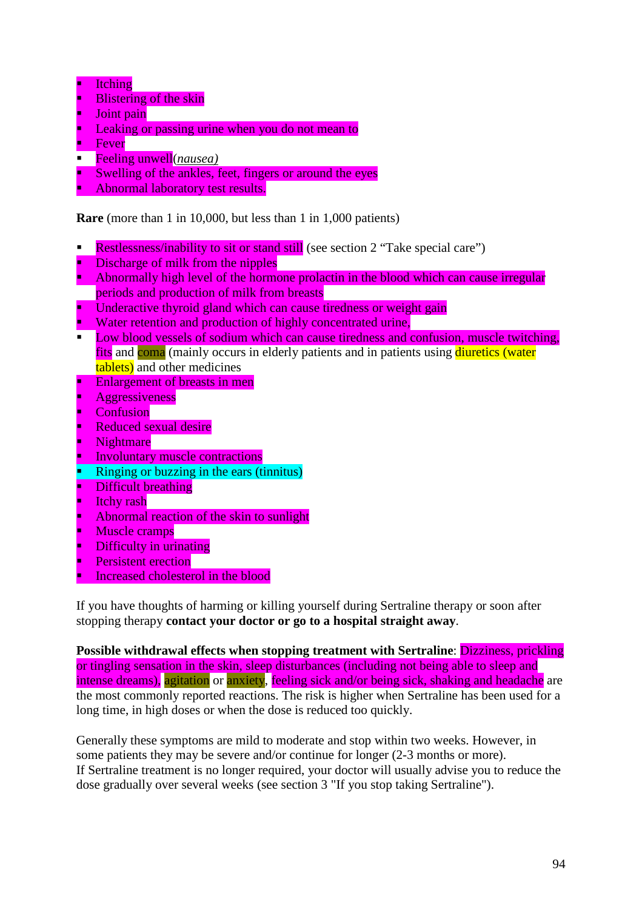- Itching
- Blistering of the skin
- Joint pain
- Leaking or passing urine when you do not mean to
- Fever
- Feeling unwell *(nausea)*
- Swelling of the ankles, feet, fingers or around the eyes
- Abnormal laboratory test results.

**Rare** (more than 1 in 10,000, but less than 1 in 1,000 patients)

- Restlessness/inability to sit or stand still (see section 2 "Take special care")
- Discharge of milk from the nipples
- Abnormally high level of the hormone prolactin in the blood which can cause irregular periods and production of milk from breasts
- Underactive thyroid gland which can cause tiredness or weight gain
- Water retention and production of highly concentrated urine,
- Low blood vessels of sodium which can cause tiredness and confusion, muscle twitching, fits and coma (mainly occurs in elderly patients and in patients using diuretics (water tablets) and other medicines
- Enlargement of breasts in men
- Aggressiveness
- Confusion
- Reduced sexual desire
- Nightmare
- Involuntary muscle contractions
- Ringing or buzzing in the ears (tinnitus)
- Difficult breathing
- Itchy rash
- Abnormal reaction of the skin to sunlight
- Muscle cramps
- Difficulty in urinating
- Persistent erection
- Increased cholesterol in the blood

If you have thoughts of harming or killing yourself during Sertraline therapy or soon after stopping therapy **contact your doctor or go to a hospital straight away**.

**Possible withdrawal effects when stopping treatment with Sertraline**: Dizziness, prickling or tingling sensation in the skin, sleep disturbances (including not being able to sleep and intense dreams), agitation or anxiety, feeling sick and/or being sick, shaking and headache are the most commonly reported reactions. The risk is higher when Sertraline has been used for a long time, in high doses or when the dose is reduced too quickly.

Generally these symptoms are mild to moderate and stop within two weeks. However, in some patients they may be severe and/or continue for longer (2-3 months or more).
If Sertraline treatment is no longer required, your doctor will usually advise you to reduce the dose gradually over several weeks (see section 3 "If you stop taking Sertraline").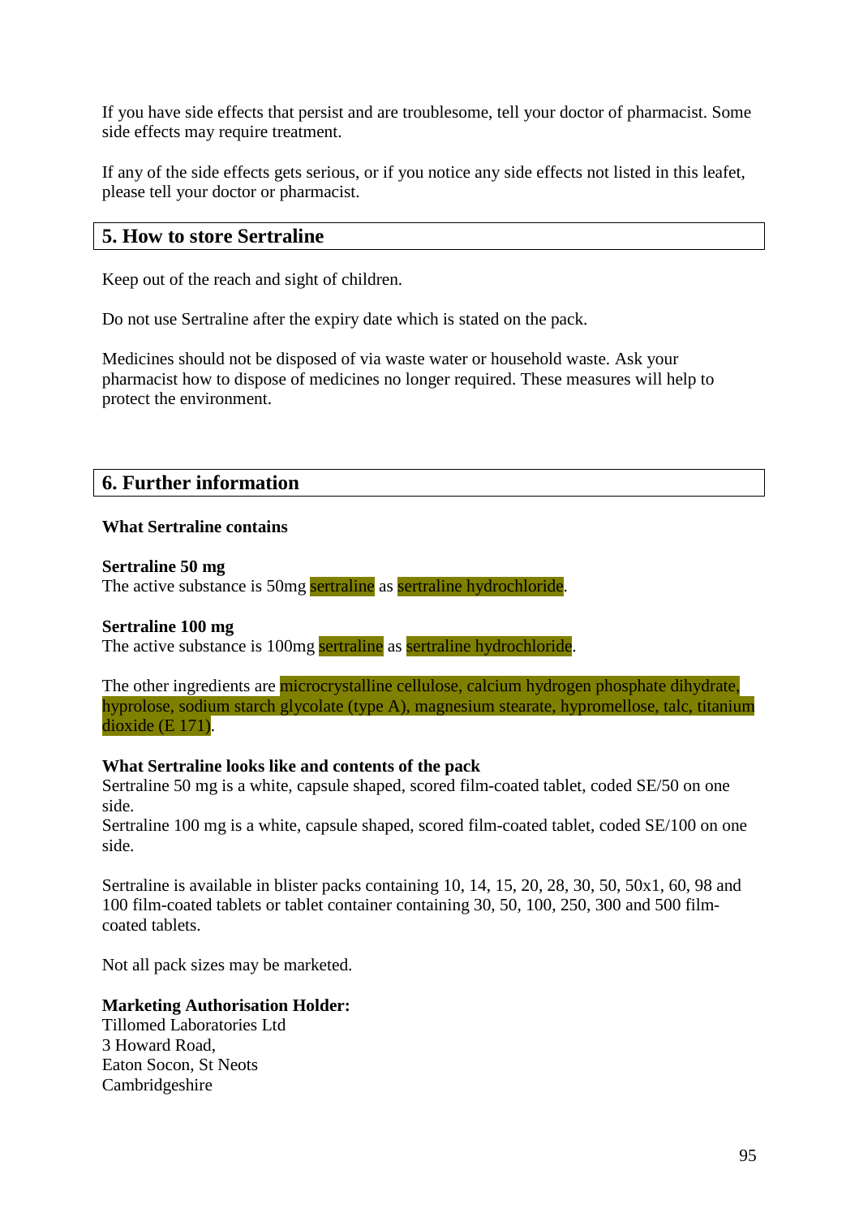If you have side effects that persist and are troublesome, tell your doctor of pharmacist. Some side effects may require treatment.

If any of the side effects gets serious, or if you notice any side effects not listed in this leaflet, please tell your doctor or pharmacist.

## 5. How to store Sertraline

Keep out of the reach and sight of children.

Do not use Sertraline after the expiry date which is stated on the pack.

Medicines should not be disposed of via waste water or household waste. Ask your pharmacist how to dispose of medicines no longer required. These measures will help to protect the environment.

## 6. Further information

**What Sertraline contains**

**Sertraline 50 mg**
The active substance is 50mg sertraline as sertraline hydrochloride.

**Sertraline 100 mg**
The active substance is 100mg sertraline as sertraline hydrochloride.

The other ingredients are microcrystalline cellulose, calcium hydrogen phosphate dihydrate, hyprolose, sodium starch glycolate (type A), magnesium stearate, hypromellose, talc, titanium dioxide (E 171).

**What Sertraline looks like and contents of the pack**
Sertraline 50 mg is a white, capsule shaped, scored film-coated tablet, coded SE/50 on one side.
Sertraline 100 mg is a white, capsule shaped, scored film-coated tablet, coded SE/100 on one side.

Sertraline is available in blister packs containing 10, 14, 15, 20, 28, 30, 50, 50x1, 60, 98 and 100 film-coated tablets or tablet container containing 30, 50, 100, 250, 300 and 500 film-coated tablets.

Not all pack sizes may be marketed.

**Marketing Authorisation Holder:**
Tillomed Laboratories Ltd
3 Howard Road,
Eaton Socon, St Neots
Cambridgeshire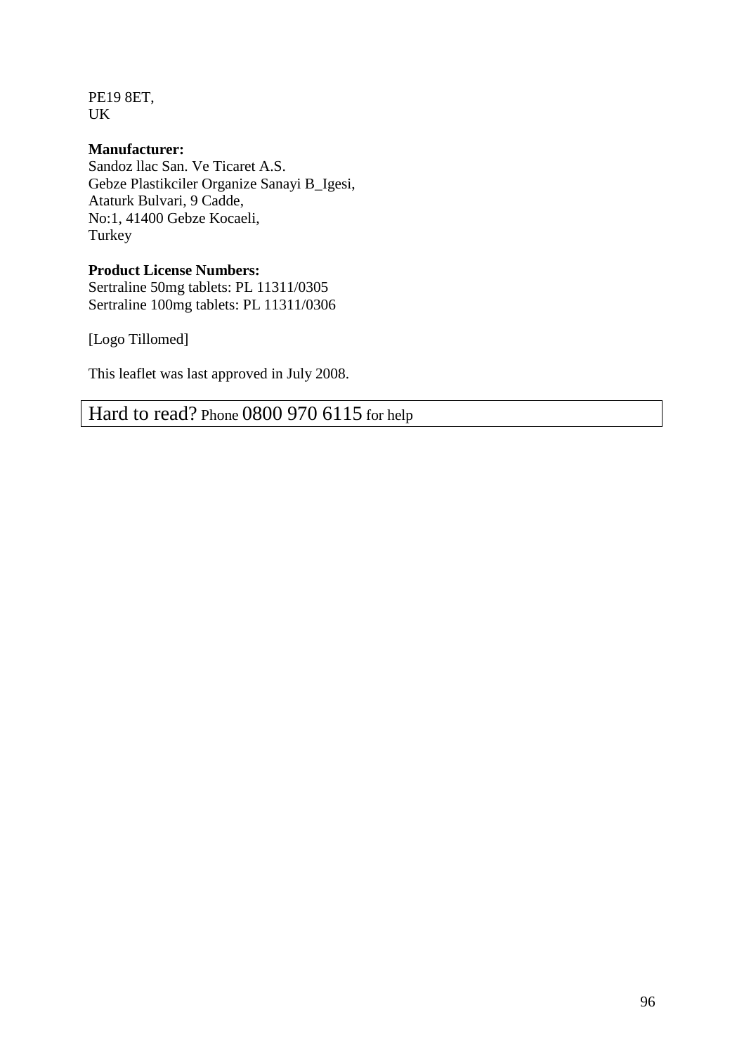PE19 8ET,
UK

**Manufacturer:**
Sandoz llac San. Ve Ticaret A.S.
Gebze Plastikciler Organize Sanayi B_Igesi,
Ataturk Bulvari, 9 Cadde,
No:1, 41400 Gebze Kocaeli,
Turkey

**Product License Numbers:**
Sertraline 50mg tablets: PL 11311/0305
Sertraline 100mg tablets: PL 11311/0306

[Logo Tillomed]

This leaflet was last approved in July 2008.

Hard to read? Phone 0800 970 6115 for help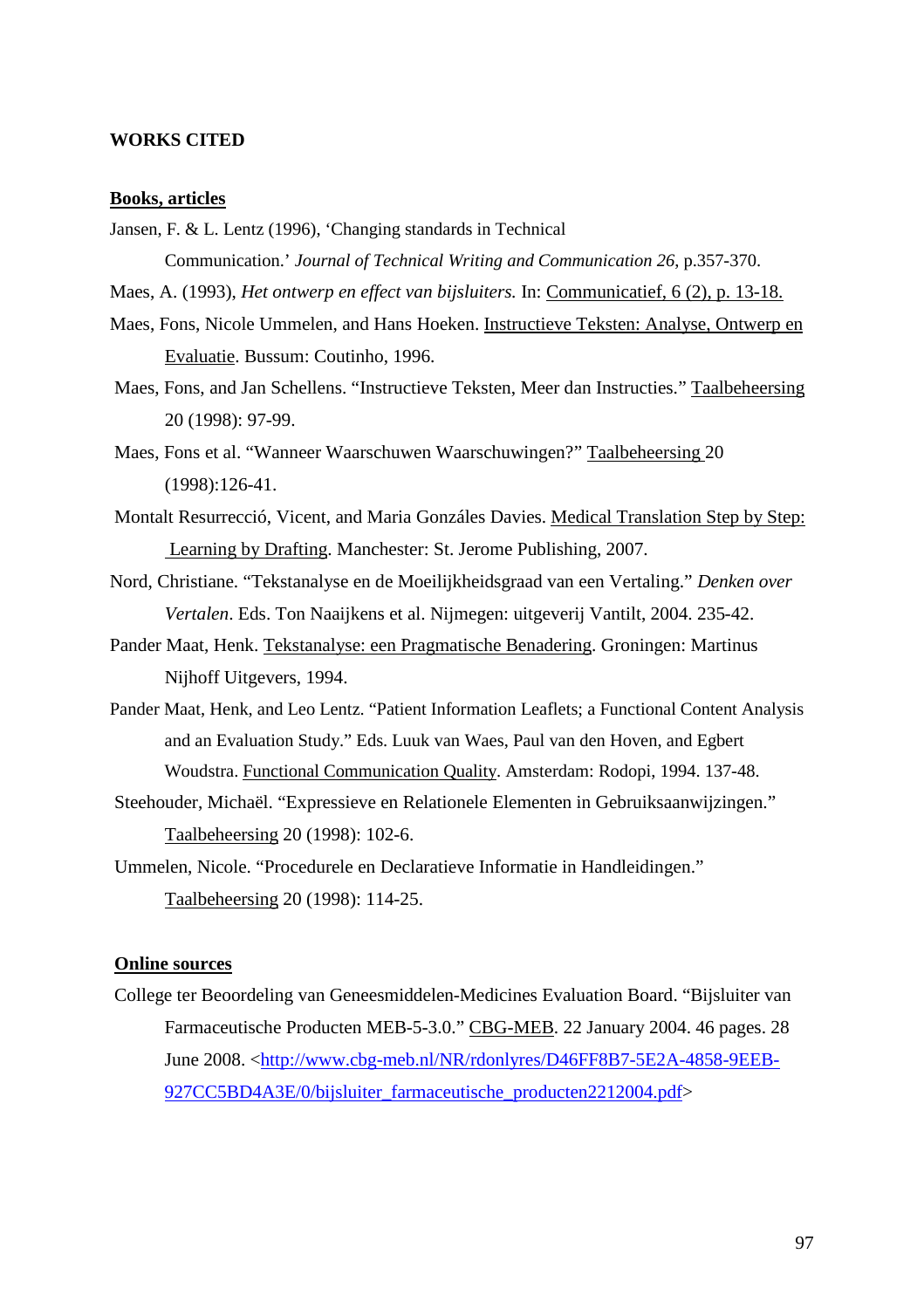**WORKS CITED**

**Books, articles**

Jansen, F. & L. Lentz (1996), 'Changing standards in Technical Communication.' *Journal of Technical Writing and Communication 26*, p.357-370.

Maes, A. (1993), *Het ontwerp en effect van bijsluiters.* In: Communicatief, 6 (2), p. 13-18.

Maes, Fons, Nicole Ummelen, and Hans Hoeken. Instructieve Teksten: Analyse, Ontwerp en Evaluatie. Bussum: Coutinho, 1996.

Maes, Fons, and Jan Schellens. "Instructieve Teksten, Meer dan Instructies." Taalbeheersing 20 (1998): 97-99.

Maes, Fons et al. "Wanneer Waarschuwen Waarschuwingen?" Taalbeheersing 20 (1998):126-41.

Montalt Resurrecció, Vicent, and Maria Gonzáles Davies. Medical Translation Step by Step: Learning by Drafting. Manchester: St. Jerome Publishing, 2007.

Nord, Christiane. "Tekstanalyse en de Moeilijkheidsgraad van een Vertaling." *Denken over Vertalen*. Eds. Ton Naaijkens et al. Nijmegen: uitgeverij Vantilt, 2004. 235-42.

Pander Maat, Henk. Tekstanalyse: een Pragmatische Benadering. Groningen: Martinus Nijhoff Uitgevers, 1994.

Pander Maat, Henk, and Leo Lentz. "Patient Information Leaflets; a Functional Content Analysis and an Evaluation Study." Eds. Luuk van Waes, Paul van den Hoven, and Egbert Woudstra. Functional Communication Quality. Amsterdam: Rodopi, 1994. 137-48.

Steehouder, Michaël. "Expressieve en Relationele Elementen in Gebruiksaanwijzingen." Taalbeheersing 20 (1998): 102-6.

Ummelen, Nicole. "Procedurele en Declaratieve Informatie in Handleidingen." Taalbeheersing 20 (1998): 114-25.

**Online sources**

College ter Beoordeling van Geneesmiddelen-Medicines Evaluation Board. "Bijsluiter van Farmaceutische Producten MEB-5-3.0." CBG-MEB. 22 January 2004. 46 pages. 28 June 2008. <http://www.cbg-meb.nl/NR/rdonlyres/D46FF8B7-5E2A-4858-9EEB-927CC5BD4A3E/0/bijsluiter_farmaceutische_producten2212004.pdf>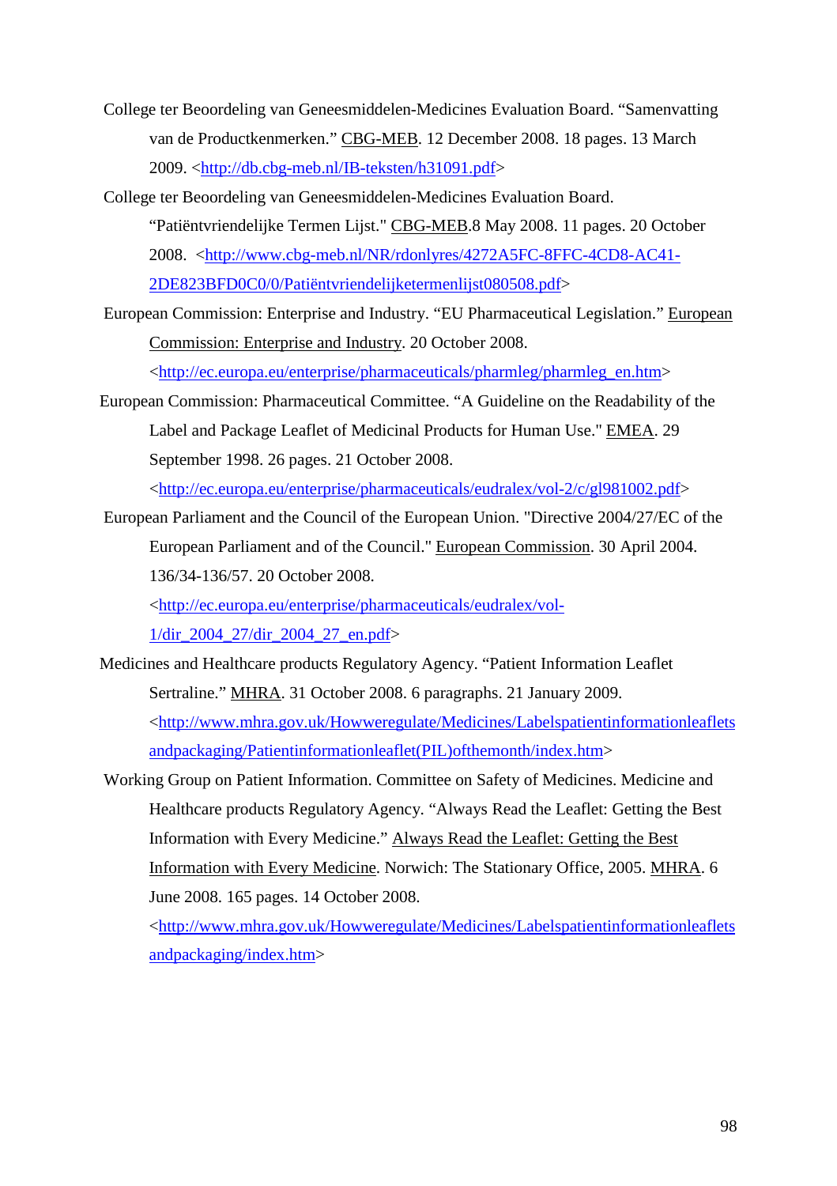College ter Beoordeling van Geneesmiddelen-Medicines Evaluation Board. “Samenvatting van de Productkenmerken.” CBG-MEB. 12 December 2008. 18 pages. 13 March 2009. <http://db.cbg-meb.nl/IB-teksten/h31091.pdf>

College ter Beoordeling van Geneesmiddelen-Medicines Evaluation Board. “Patiëntvriendelijke Termen Lijst." CBG-MEB.8 May 2008. 11 pages. 20 October 2008. <http://www.cbg-meb.nl/NR/rdonlyres/4272A5FC-8FFC-4CD8-AC41-2DE823BFD0C0/0/Patiëntvriendelijketermenlijst080508.pdf>

European Commission: Enterprise and Industry. “EU Pharmaceutical Legislation.” European Commission: Enterprise and Industry. 20 October 2008. <http://ec.europa.eu/enterprise/pharmaceuticals/pharmleg/pharmleg_en.htm>

European Commission: Pharmaceutical Committee. “A Guideline on the Readability of the Label and Package Leaflet of Medicinal Products for Human Use." EMEA. 29 September 1998. 26 pages. 21 October 2008. <http://ec.europa.eu/enterprise/pharmaceuticals/eudralex/vol-2/c/gl981002.pdf>

European Parliament and the Council of the European Union. "Directive 2004/27/EC of the European Parliament and of the Council." European Commission. 30 April 2004. 136/34-136/57. 20 October 2008. <http://ec.europa.eu/enterprise/pharmaceuticals/eudralex/vol-1/dir_2004_27/dir_2004_27_en.pdf>

Medicines and Healthcare products Regulatory Agency. “Patient Information Leaflet Sertraline.” MHRA. 31 October 2008. 6 paragraphs. 21 January 2009. <http://www.mhra.gov.uk/Howweregulate/Medicines/Labelspatientinformationleafletsandpackaging/Patientinformationleaflet(PIL)ofthemonth/index.htm>

Working Group on Patient Information. Committee on Safety of Medicines. Medicine and Healthcare products Regulatory Agency. “Always Read the Leaflet: Getting the Best Information with Every Medicine.” Always Read the Leaflet: Getting the Best Information with Every Medicine. Norwich: The Stationary Office, 2005. MHRA. 6 June 2008. 165 pages. 14 October 2008. <http://www.mhra.gov.uk/Howweregulate/Medicines/Labelspatientinformationleafletsandpackaging/index.htm>